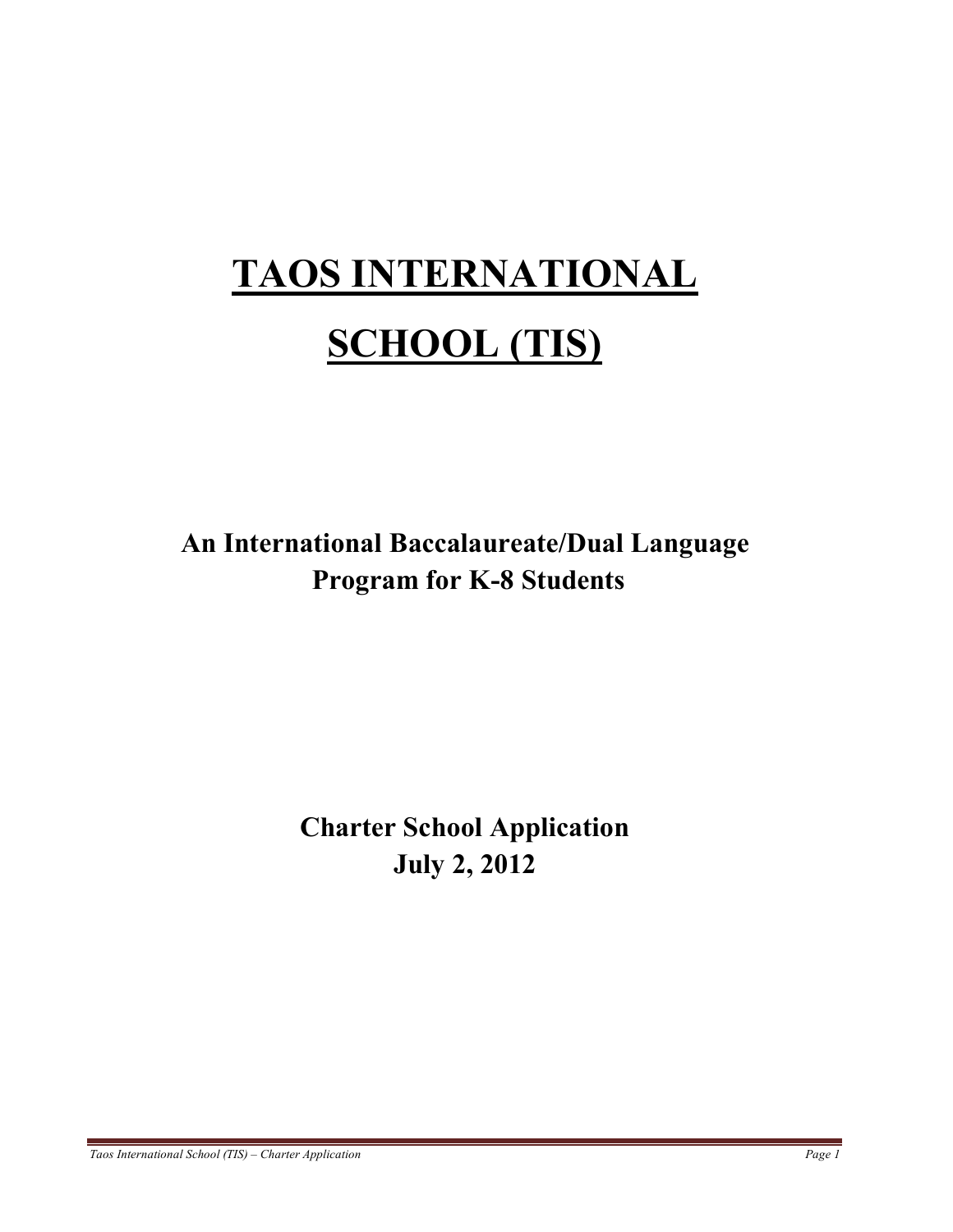# TAOS INTERNATIONAL SCHOOL (TIS)

**An International Baccalaureate/Dual Language Program for K-8 Students**

**Charter School Application**
**July 2, 2012**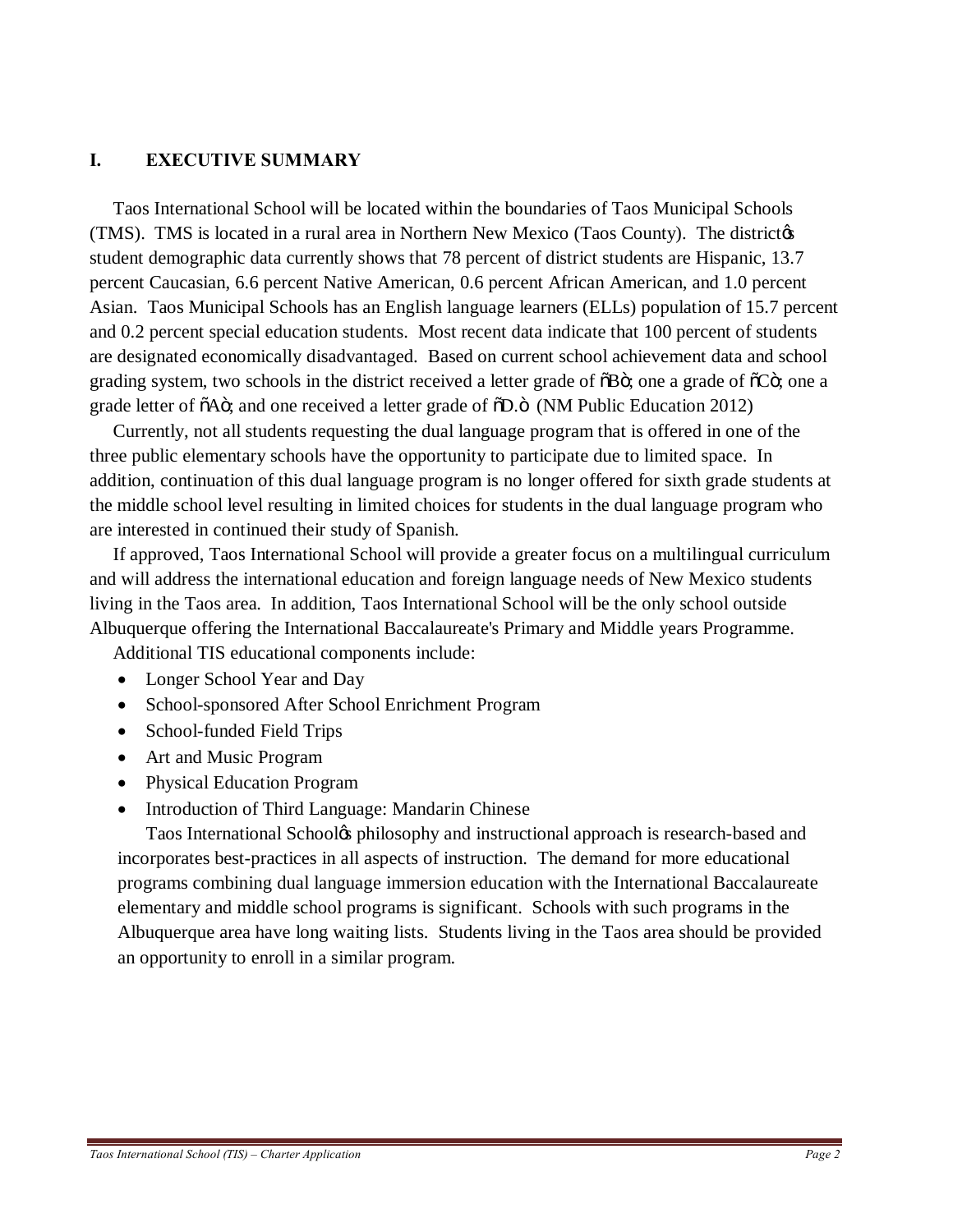## I. EXECUTIVE SUMMARY

Taos International School will be located within the boundaries of Taos Municipal Schools (TMS). TMS is located in a rural area in Northern New Mexico (Taos County). The district's student demographic data currently shows that 78 percent of district students are Hispanic, 13.7 percent Caucasian, 6.6 percent Native American, 0.6 percent African American, and 1.0 percent Asian. Taos Municipal Schools has an English language learners (ELLs) population of 15.7 percent and 0.2 percent special education students. Most recent data indicate that 100 percent of students are designated economically disadvantaged. Based on current school achievement data and school grading system, two schools in the district received a letter grade of "B"; one a grade of "C"; one a grade letter of "A"; and one received a letter grade of "D." (NM Public Education 2012)

Currently, not all students requesting the dual language program that is offered in one of the three public elementary schools have the opportunity to participate due to limited space. In addition, continuation of this dual language program is no longer offered for sixth grade students at the middle school level resulting in limited choices for students in the dual language program who are interested in continued their study of Spanish.

If approved, Taos International School will provide a greater focus on a multilingual curriculum and will address the international education and foreign language needs of New Mexico students living in the Taos area. In addition, Taos International School will be the only school outside Albuquerque offering the International Baccalaureate's Primary and Middle years Programme.

Additional TIS educational components include:

- Longer School Year and Day
- School-sponsored After School Enrichment Program
- School-funded Field Trips
- Art and Music Program
- Physical Education Program
- Introduction of Third Language: Mandarin Chinese

Taos International School's philosophy and instructional approach is research-based and incorporates best-practices in all aspects of instruction. The demand for more educational programs combining dual language immersion education with the International Baccalaureate elementary and middle school programs is significant. Schools with such programs in the Albuquerque area have long waiting lists. Students living in the Taos area should be provided an opportunity to enroll in a similar program.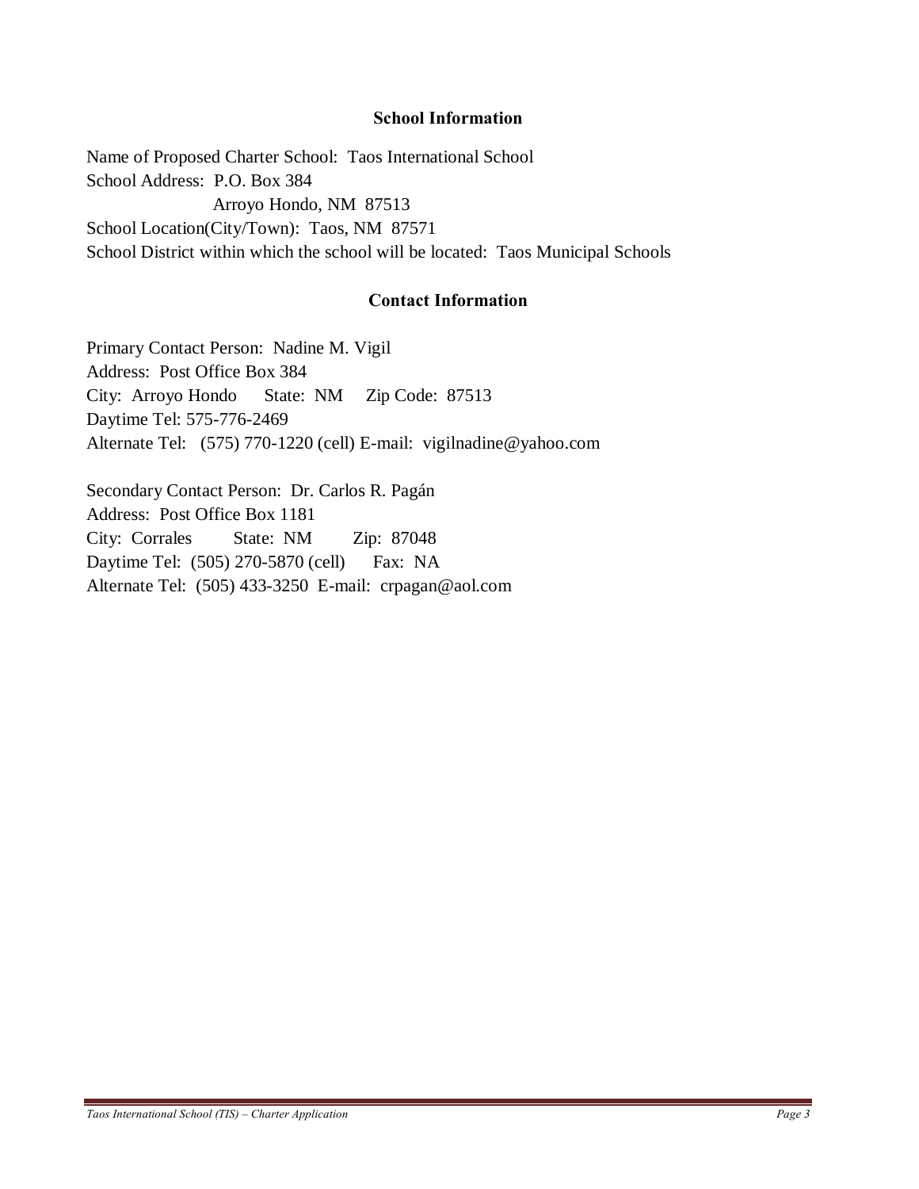## School Information

Name of Proposed Charter School: Taos International School
School Address: P.O. Box 384
Arroyo Hondo, NM 87513
School Location(City/Town): Taos, NM 87571
School District within which the school will be located: Taos Municipal Schools

## Contact Information

Primary Contact Person: Nadine M. Vigil
Address: Post Office Box 384
City: Arroyo Hondo State: NM Zip Code: 87513
Daytime Tel: 575-776-2469
Alternate Tel: (575) 770-1220 (cell) E-mail: vigilnadine@yahoo.com

Secondary Contact Person: Dr. Carlos R. Pagán
Address: Post Office Box 1181
City: Corrales State: NM Zip: 87048
Daytime Tel: (505) 270-5870 (cell) Fax: NA
Alternate Tel: (505) 433-3250 E-mail: crpagan@aol.com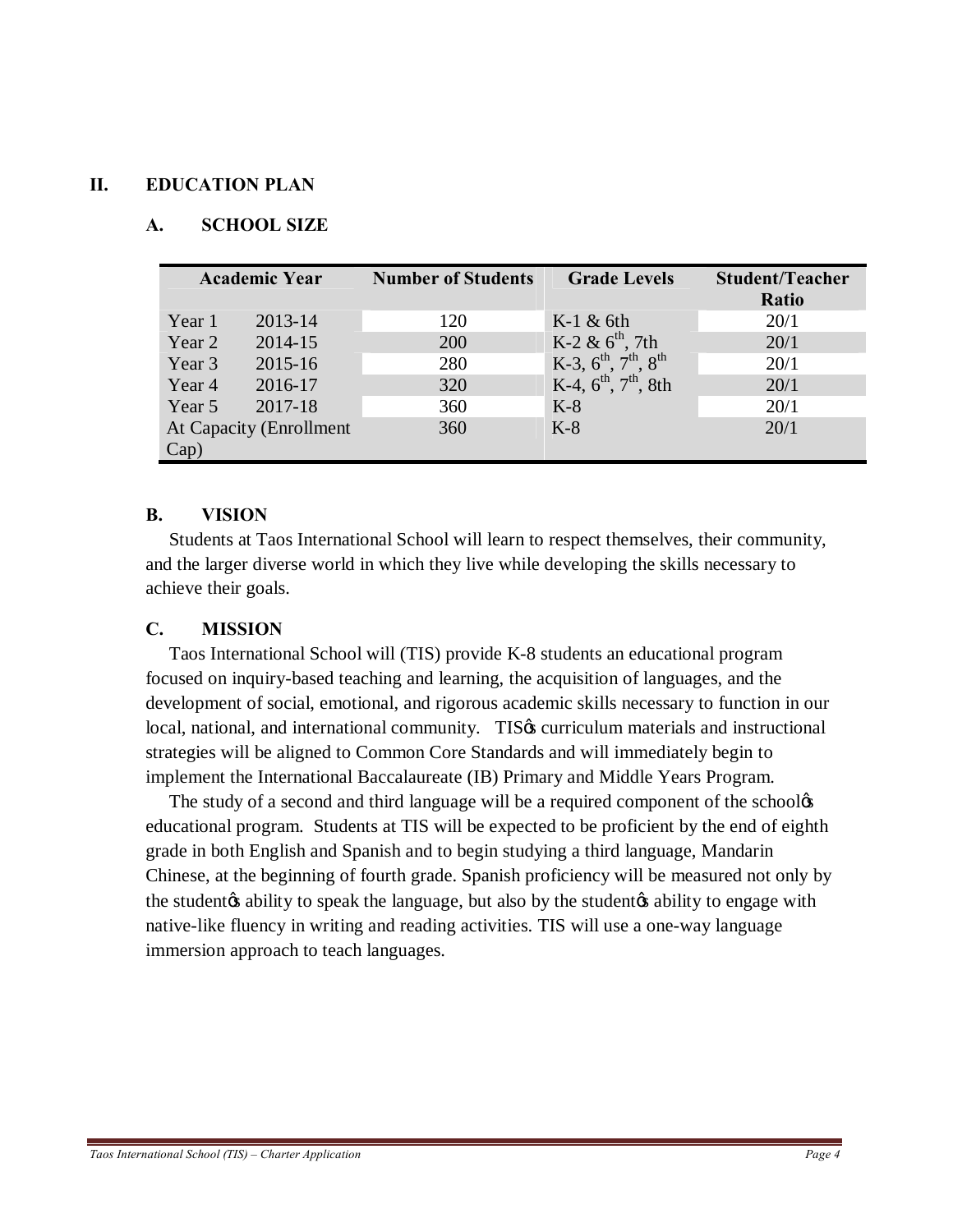## II. EDUCATION PLAN

### A. SCHOOL SIZE

| Academic Year | | Number of Students | Grade Levels | Student/Teacher Ratio |
|---|---|---|---|---|
| Year 1 | 2013-14 | 120 | K-1 & 6th | 20/1 |
| Year 2 | 2014-15 | 200 | K-2 & 6th, 7th | 20/1 |
| Year 3 | 2015-16 | 280 | K-3, 6th, 7th, 8th | 20/1 |
| Year 4 | 2016-17 | 320 | K-4, 6th, 7th, 8th | 20/1 |
| Year 5 | 2017-18 | 360 | K-8 | 20/1 |
| At Capacity (Enrollment Cap) | | 360 | K-8 | 20/1 |

### B. VISION

Students at Taos International School will learn to respect themselves, their community, and the larger diverse world in which they live while developing the skills necessary to achieve their goals.

### C. MISSION

Taos International School will (TIS) provide K-8 students an educational program focused on inquiry-based teaching and learning, the acquisition of languages, and the development of social, emotional, and rigorous academic skills necessary to function in our local, national, and international community. TIS's curriculum materials and instructional strategies will be aligned to Common Core Standards and will immediately begin to implement the International Baccalaureate (IB) Primary and Middle Years Program.

The study of a second and third language will be a required component of the school's educational program. Students at TIS will be expected to be proficient by the end of eighth grade in both English and Spanish and to begin studying a third language, Mandarin Chinese, at the beginning of fourth grade. Spanish proficiency will be measured not only by the student's ability to speak the language, but also by the student's ability to engage with native-like fluency in writing and reading activities. TIS will use a one-way language immersion approach to teach languages.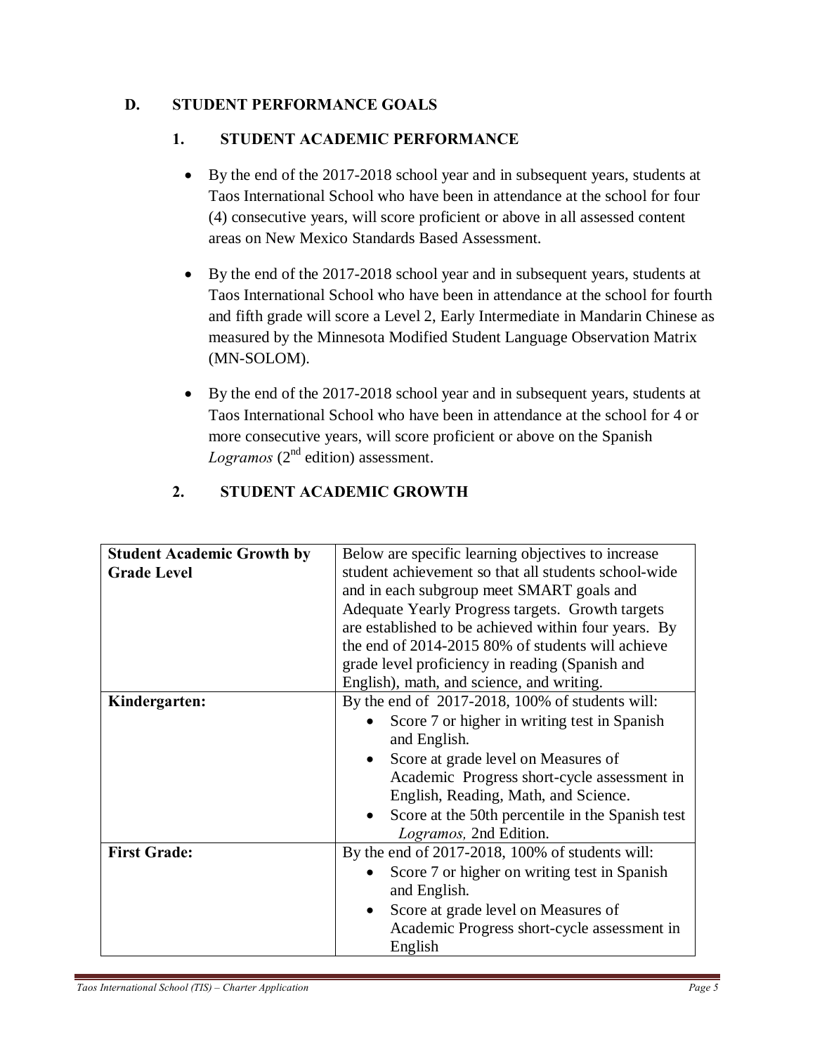## D. STUDENT PERFORMANCE GOALS

### 1. STUDENT ACADEMIC PERFORMANCE

- By the end of the 2017-2018 school year and in subsequent years, students at Taos International School who have been in attendance at the school for four (4) consecutive years, will score proficient or above in all assessed content areas on New Mexico Standards Based Assessment.
- By the end of the 2017-2018 school year and in subsequent years, students at Taos International School who have been in attendance at the school for fourth and fifth grade will score a Level 2, Early Intermediate in Mandarin Chinese as measured by the Minnesota Modified Student Language Observation Matrix (MN-SOLOM).
- By the end of the 2017-2018 school year and in subsequent years, students at Taos International School who have been in attendance at the school for 4 or more consecutive years, will score proficient or above on the Spanish *Logramos* (2nd edition) assessment.

### 2. STUDENT ACADEMIC GROWTH

| **Student Academic Growth by Grade Level** | Below are specific learning objectives to increase student achievement so that all students school-wide and in each subgroup meet SMART goals and Adequate Yearly Progress targets. Growth targets are established to be achieved within four years. By the end of 2014-2015 80% of students will achieve grade level proficiency in reading (Spanish and English), math, and science, and writing. |
|---|---|
| **Kindergarten:** | By the end of 2017-2018, 100% of students will:<br>• Score 7 or higher in writing test in Spanish and English.<br>• Score at grade level on Measures of Academic Progress short-cycle assessment in English, Reading, Math, and Science.<br>• Score at the 50th percentile in the Spanish test *Logramos,* 2nd Edition. |
| **First Grade:** | By the end of 2017-2018, 100% of students will:<br>• Score 7 or higher on writing test in Spanish and English.<br>• Score at grade level on Measures of Academic Progress short-cycle assessment in English |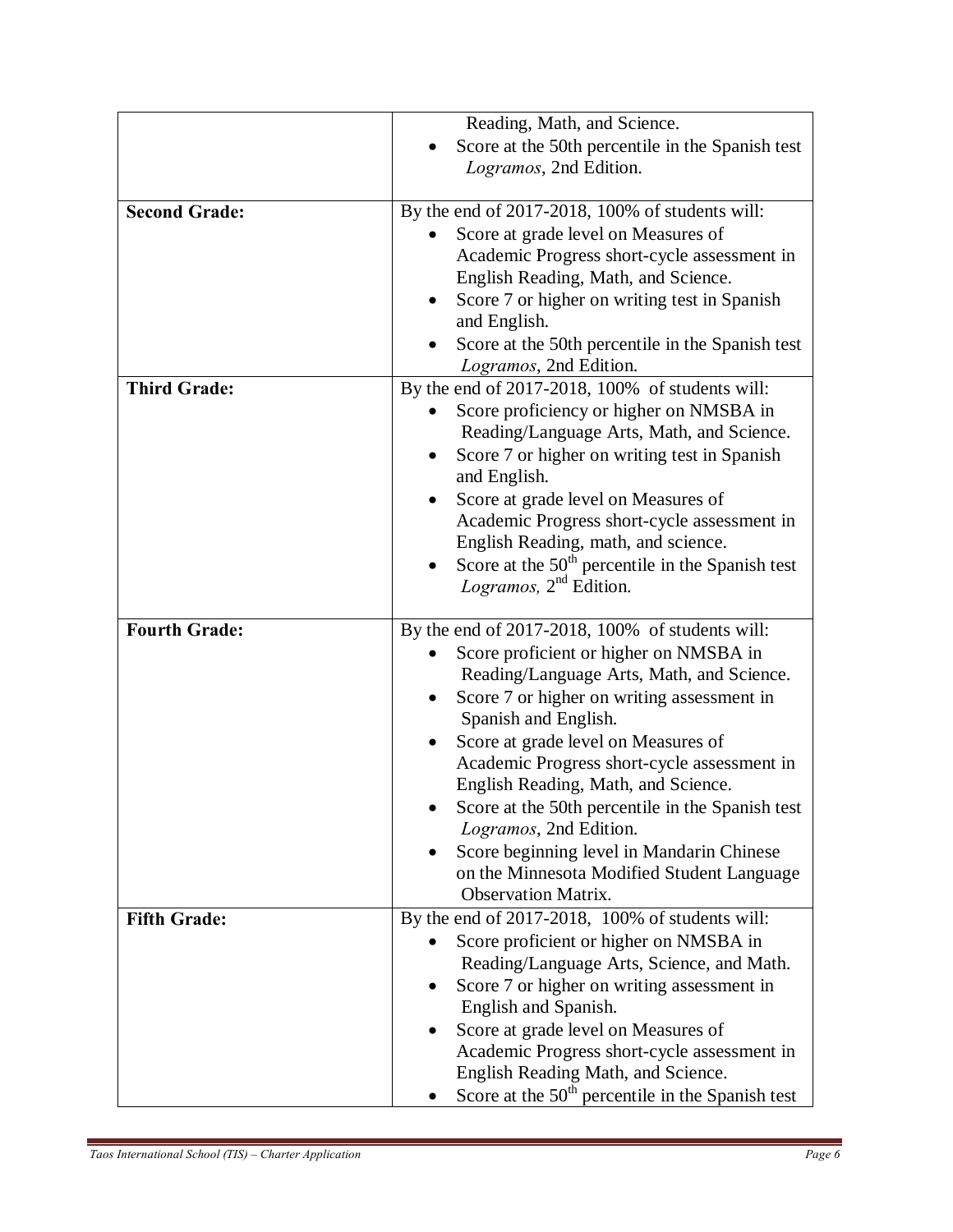| | |
|---|---|
| | Reading, Math, and Science.<br>• Score at the 50th percentile in the Spanish test *Logramos*, 2nd Edition. |
| **Second Grade:** | By the end of 2017-2018, 100% of students will:<br>• Score at grade level on Measures of Academic Progress short-cycle assessment in English Reading, Math, and Science.<br>• Score 7 or higher on writing test in Spanish and English.<br>• Score at the 50th percentile in the Spanish test *Logramos*, 2nd Edition. |
| **Third Grade:** | By the end of 2017-2018, 100% of students will:<br>• Score proficiency or higher on NMSBA in Reading/Language Arts, Math, and Science.<br>• Score 7 or higher on writing test in Spanish and English.<br>• Score at grade level on Measures of Academic Progress short-cycle assessment in English Reading, math, and science.<br>• Score at the 50th percentile in the Spanish test *Logramos,* 2nd Edition. |
| **Fourth Grade:** | By the end of 2017-2018, 100% of students will:<br>• Score proficient or higher on NMSBA in Reading/Language Arts, Math, and Science.<br>• Score 7 or higher on writing assessment in Spanish and English.<br>• Score at grade level on Measures of Academic Progress short-cycle assessment in English Reading, Math, and Science.<br>• Score at the 50th percentile in the Spanish test *Logramos*, 2nd Edition.<br>• Score beginning level in Mandarin Chinese on the Minnesota Modified Student Language Observation Matrix. |
| **Fifth Grade:** | By the end of 2017-2018, 100% of students will:<br>• Score proficient or higher on NMSBA in Reading/Language Arts, Science, and Math.<br>• Score 7 or higher on writing assessment in English and Spanish.<br>• Score at grade level on Measures of Academic Progress short-cycle assessment in English Reading Math, and Science.<br>• Score at the 50th percentile in the Spanish test |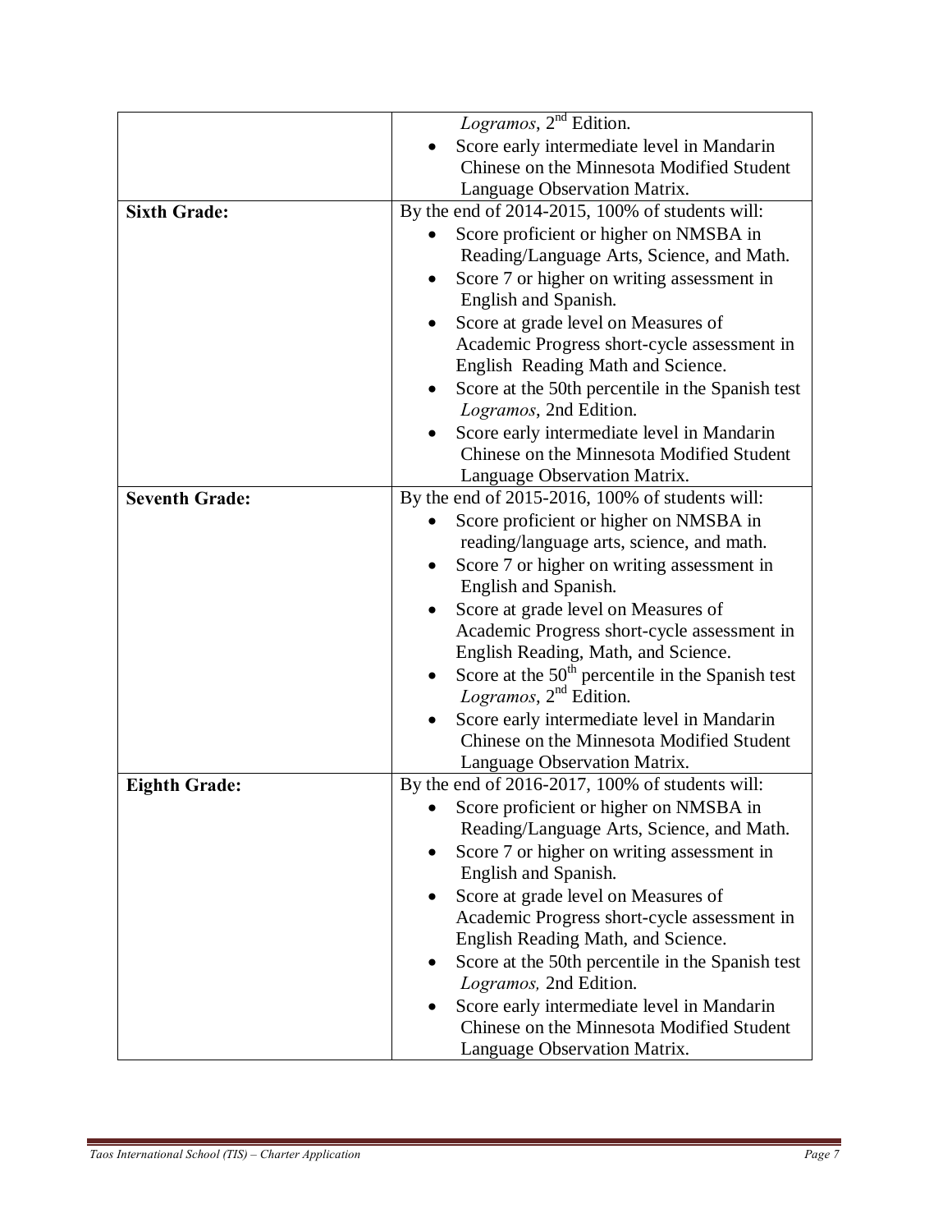| | |
|---|---|
| | *Logramos*, 2nd Edition.<br>• Score early intermediate level in Mandarin Chinese on the Minnesota Modified Student Language Observation Matrix. |
| **Sixth Grade:** | By the end of 2014-2015, 100% of students will:<br>• Score proficient or higher on NMSBA in Reading/Language Arts, Science, and Math.<br>• Score 7 or higher on writing assessment in English and Spanish.<br>• Score at grade level on Measures of Academic Progress short-cycle assessment in English Reading Math and Science.<br>• Score at the 50th percentile in the Spanish test *Logramos*, 2nd Edition.<br>• Score early intermediate level in Mandarin Chinese on the Minnesota Modified Student Language Observation Matrix. |
| **Seventh Grade:** | By the end of 2015-2016, 100% of students will:<br>• Score proficient or higher on NMSBA in reading/language arts, science, and math.<br>• Score 7 or higher on writing assessment in English and Spanish.<br>• Score at grade level on Measures of Academic Progress short-cycle assessment in English Reading, Math, and Science.<br>• Score at the 50th percentile in the Spanish test *Logramos*, 2nd Edition.<br>• Score early intermediate level in Mandarin Chinese on the Minnesota Modified Student Language Observation Matrix. |
| **Eighth Grade:** | By the end of 2016-2017, 100% of students will:<br>• Score proficient or higher on NMSBA in Reading/Language Arts, Science, and Math.<br>• Score 7 or higher on writing assessment in English and Spanish.<br>• Score at grade level on Measures of Academic Progress short-cycle assessment in English Reading Math, and Science.<br>• Score at the 50th percentile in the Spanish test *Logramos,* 2nd Edition.<br>• Score early intermediate level in Mandarin Chinese on the Minnesota Modified Student Language Observation Matrix. |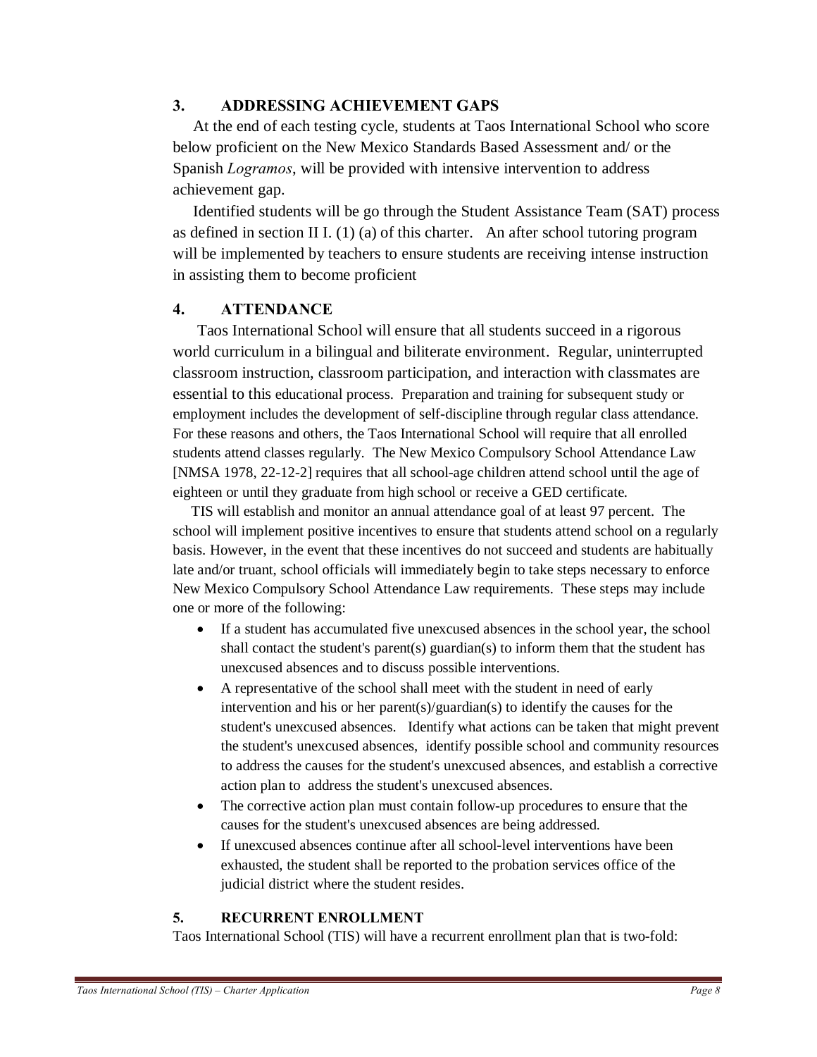## 3. ADDRESSING ACHIEVEMENT GAPS

At the end of each testing cycle, students at Taos International School who score below proficient on the New Mexico Standards Based Assessment and/ or the Spanish *Logramos*, will be provided with intensive intervention to address achievement gap.

Identified students will be go through the Student Assistance Team (SAT) process as defined in section II I. (1) (a) of this charter. An after school tutoring program will be implemented by teachers to ensure students are receiving intense instruction in assisting them to become proficient

## 4. ATTENDANCE

Taos International School will ensure that all students succeed in a rigorous world curriculum in a bilingual and biliterate environment. Regular, uninterrupted classroom instruction, classroom participation, and interaction with classmates are essential to this educational process. Preparation and training for subsequent study or employment includes the development of self-discipline through regular class attendance. For these reasons and others, the Taos International School will require that all enrolled students attend classes regularly. The New Mexico Compulsory School Attendance Law [NMSA 1978, 22-12-2] requires that all school-age children attend school until the age of eighteen or until they graduate from high school or receive a GED certificate.

TIS will establish and monitor an annual attendance goal of at least 97 percent. The school will implement positive incentives to ensure that students attend school on a regularly basis. However, in the event that these incentives do not succeed and students are habitually late and/or truant, school officials will immediately begin to take steps necessary to enforce New Mexico Compulsory School Attendance Law requirements. These steps may include one or more of the following:

- If a student has accumulated five unexcused absences in the school year, the school shall contact the student's parent(s) guardian(s) to inform them that the student has unexcused absences and to discuss possible interventions.
- A representative of the school shall meet with the student in need of early intervention and his or her parent(s)/guardian(s) to identify the causes for the student's unexcused absences. Identify what actions can be taken that might prevent the student's unexcused absences, identify possible school and community resources to address the causes for the student's unexcused absences, and establish a corrective action plan to address the student's unexcused absences.
- The corrective action plan must contain follow-up procedures to ensure that the causes for the student's unexcused absences are being addressed.
- If unexcused absences continue after all school-level interventions have been exhausted, the student shall be reported to the probation services office of the judicial district where the student resides.

## 5. RECURRENT ENROLLMENT

Taos International School (TIS) will have a recurrent enrollment plan that is two-fold: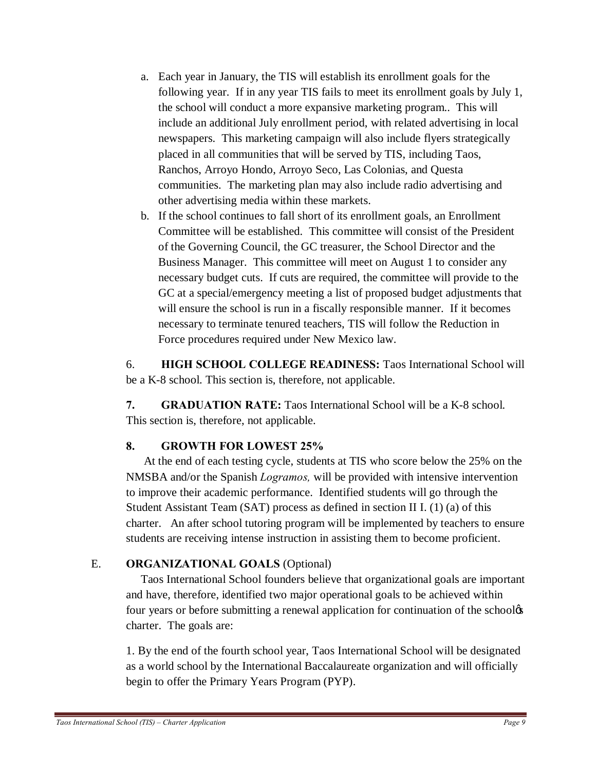a. Each year in January, the TIS will establish its enrollment goals for the following year. If in any year TIS fails to meet its enrollment goals by July 1, the school will conduct a more expansive marketing program.. This will include an additional July enrollment period, with related advertising in local newspapers. This marketing campaign will also include flyers strategically placed in all communities that will be served by TIS, including Taos, Ranchos, Arroyo Hondo, Arroyo Seco, Las Colonias, and Questa communities. The marketing plan may also include radio advertising and other advertising media within these markets.
b. If the school continues to fall short of its enrollment goals, an Enrollment Committee will be established. This committee will consist of the President of the Governing Council, the GC treasurer, the School Director and the Business Manager. This committee will meet on August 1 to consider any necessary budget cuts. If cuts are required, the committee will provide to the GC at a special/emergency meeting a list of proposed budget adjustments that will ensure the school is run in a fiscally responsible manner. If it becomes necessary to terminate tenured teachers, TIS will follow the Reduction in Force procedures required under New Mexico law.

6. **HIGH SCHOOL COLLEGE READINESS:** Taos International School will be a K-8 school. This section is, therefore, not applicable.

**7. GRADUATION RATE:** Taos International School will be a K-8 school. This section is, therefore, not applicable.

**8. GROWTH FOR LOWEST 25%**

At the end of each testing cycle, students at TIS who score below the 25% on the NMSBA and/or the Spanish *Logramos,* will be provided with intensive intervention to improve their academic performance. Identified students will go through the Student Assistant Team (SAT) process as defined in section II I. (1) (a) of this charter. An after school tutoring program will be implemented by teachers to ensure students are receiving intense instruction in assisting them to become proficient.

## E. **ORGANIZATIONAL GOALS** (Optional)

Taos International School founders believe that organizational goals are important and have, therefore, identified two major operational goals to be achieved within four years or before submitting a renewal application for continuation of the school's charter. The goals are:

1. By the end of the fourth school year, Taos International School will be designated as a world school by the International Baccalaureate organization and will officially begin to offer the Primary Years Program (PYP).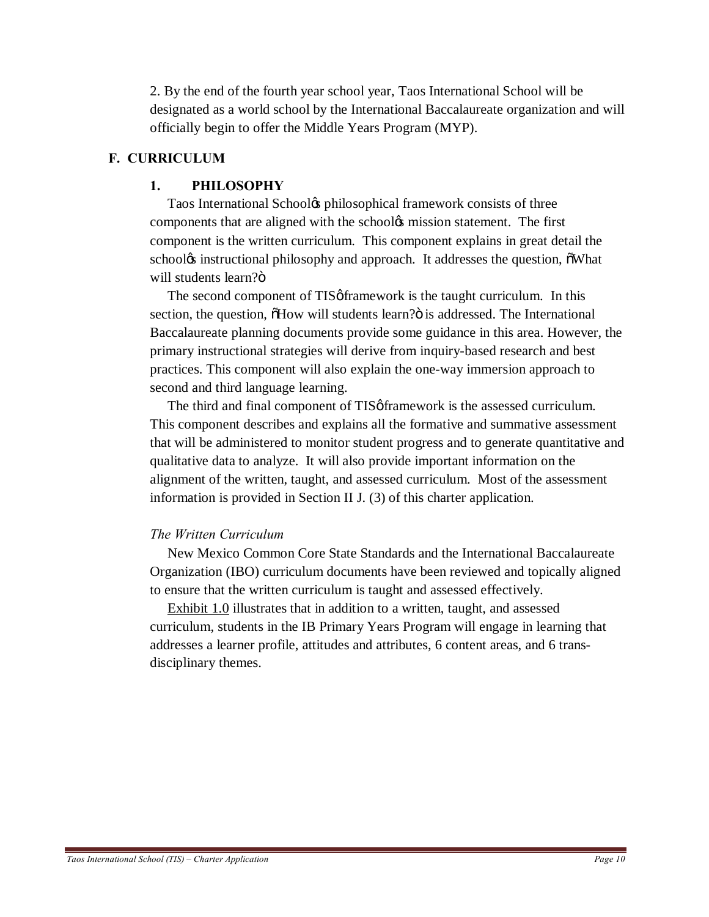2. By the end of the fourth year school year, Taos International School will be designated as a world school by the International Baccalaureate organization and will officially begin to offer the Middle Years Program (MYP).

## F. CURRICULUM

### 1. PHILOSOPHY

Taos International School's philosophical framework consists of three components that are aligned with the school's mission statement. The first component is the written curriculum. This component explains in great detail the school's instructional philosophy and approach. It addresses the question, "What will students learn?"

The second component of TIS' framework is the taught curriculum. In this section, the question, "How will students learn?" is addressed. The International Baccalaureate planning documents provide some guidance in this area. However, the primary instructional strategies will derive from inquiry-based research and best practices. This component will also explain the one-way immersion approach to second and third language learning.

The third and final component of TIS' framework is the assessed curriculum. This component describes and explains all the formative and summative assessment that will be administered to monitor student progress and to generate quantitative and qualitative data to analyze. It will also provide important information on the alignment of the written, taught, and assessed curriculum. Most of the assessment information is provided in Section II J. (3) of this charter application.

*The Written Curriculum*

New Mexico Common Core State Standards and the International Baccalaureate Organization (IBO) curriculum documents have been reviewed and topically aligned to ensure that the written curriculum is taught and assessed effectively.

Exhibit 1.0 illustrates that in addition to a written, taught, and assessed curriculum, students in the IB Primary Years Program will engage in learning that addresses a learner profile, attitudes and attributes, 6 content areas, and 6 trans-disciplinary themes.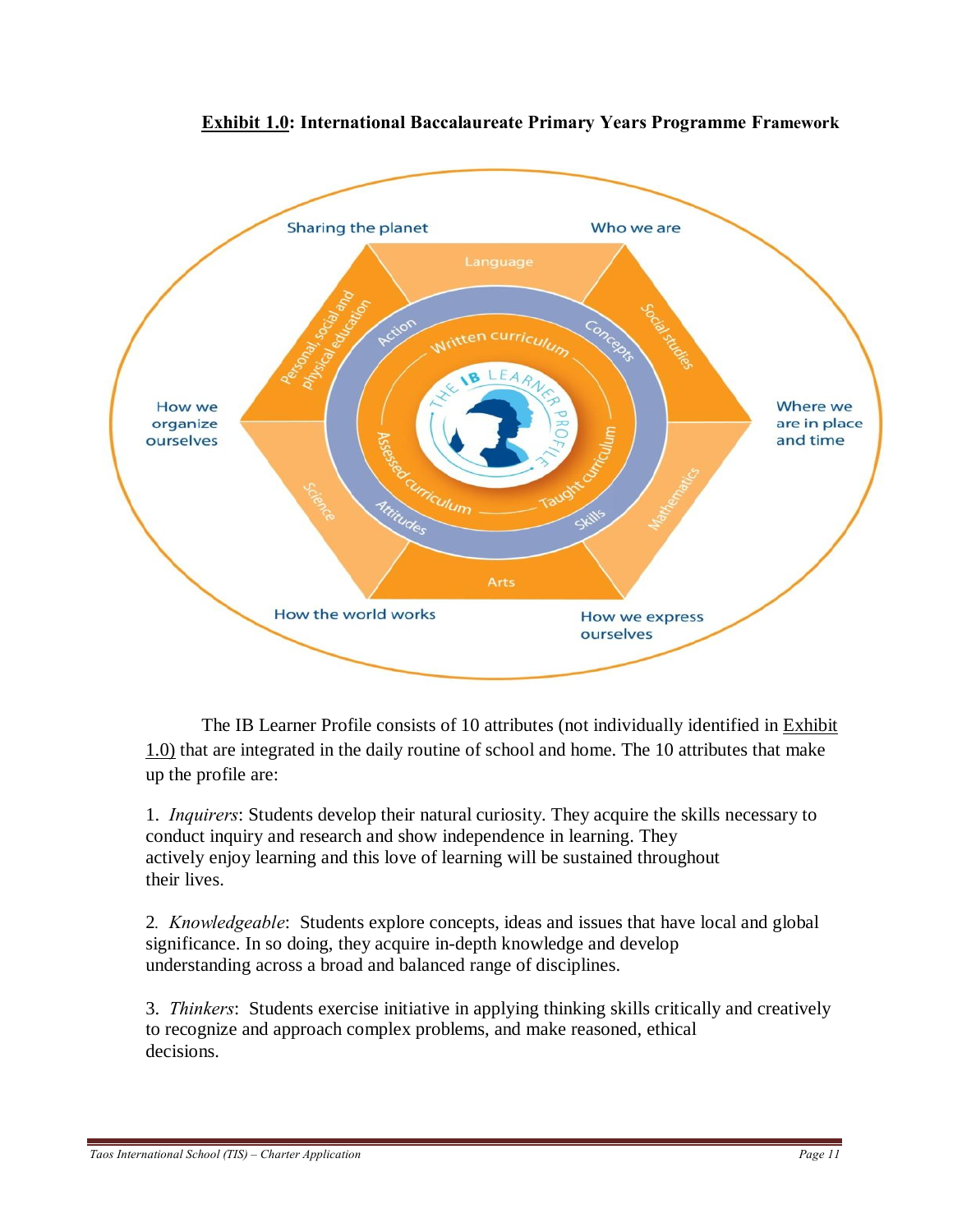**Exhibit 1.0: International Baccalaureate Primary Years Programme Framework**

The IB Learner Profile consists of 10 attributes (not individually identified in Exhibit 1.0) that are integrated in the daily routine of school and home. The 10 attributes that make up the profile are:

1. *Inquirers*: Students develop their natural curiosity. They acquire the skills necessary to conduct inquiry and research and show independence in learning. They actively enjoy learning and this love of learning will be sustained throughout their lives.

2. *Knowledgeable*: Students explore concepts, ideas and issues that have local and global significance. In so doing, they acquire in-depth knowledge and develop understanding across a broad and balanced range of disciplines.

3. *Thinkers*: Students exercise initiative in applying thinking skills critically and creatively to recognize and approach complex problems, and make reasoned, ethical decisions.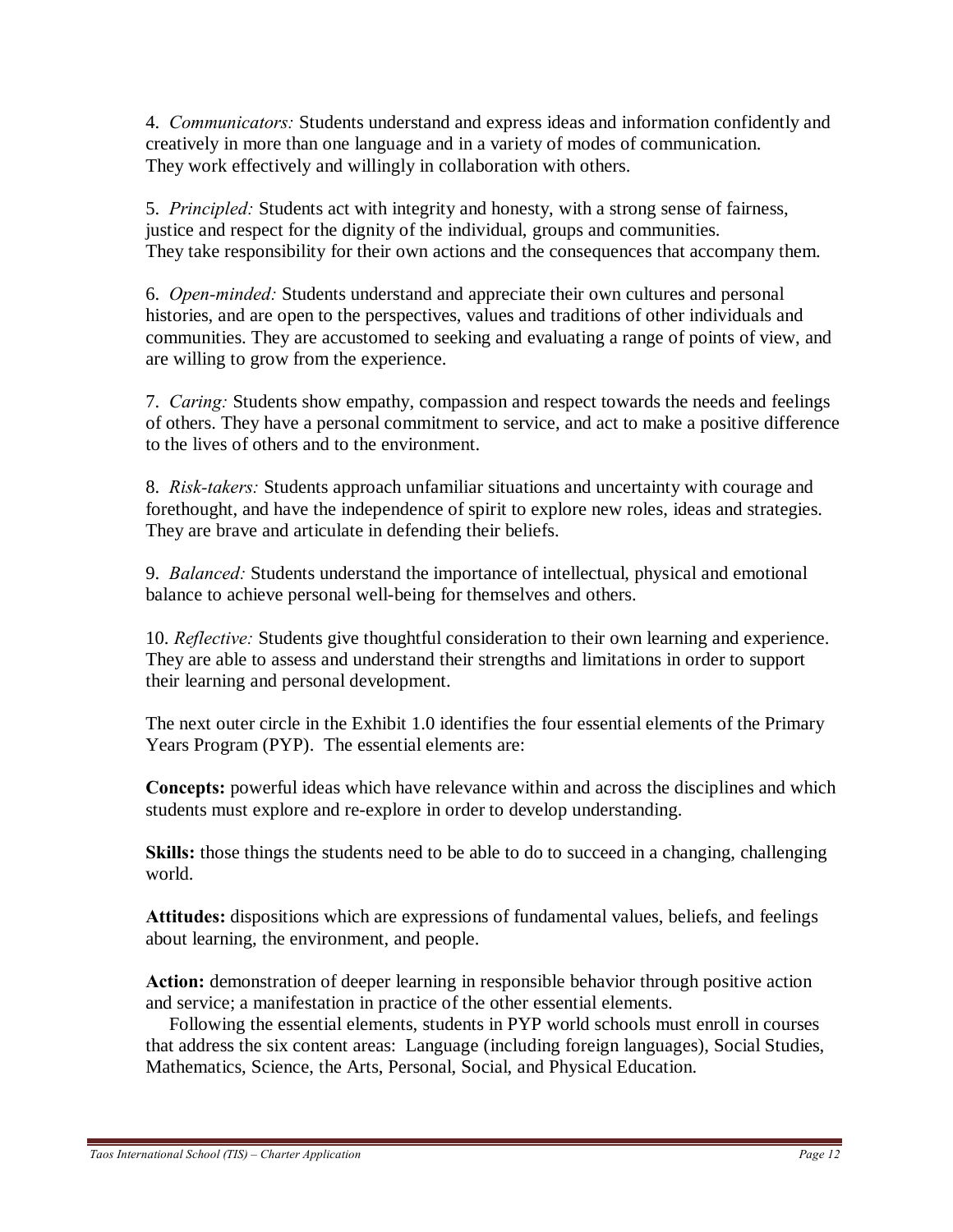4. *Communicators:* Students understand and express ideas and information confidently and creatively in more than one language and in a variety of modes of communication. They work effectively and willingly in collaboration with others.

5. *Principled:* Students act with integrity and honesty, with a strong sense of fairness, justice and respect for the dignity of the individual, groups and communities. They take responsibility for their own actions and the consequences that accompany them.

6. *Open-minded:* Students understand and appreciate their own cultures and personal histories, and are open to the perspectives, values and traditions of other individuals and communities. They are accustomed to seeking and evaluating a range of points of view, and are willing to grow from the experience.

7. *Caring:* Students show empathy, compassion and respect towards the needs and feelings of others. They have a personal commitment to service, and act to make a positive difference to the lives of others and to the environment.

8. *Risk-takers:* Students approach unfamiliar situations and uncertainty with courage and forethought, and have the independence of spirit to explore new roles, ideas and strategies. They are brave and articulate in defending their beliefs.

9. *Balanced:* Students understand the importance of intellectual, physical and emotional balance to achieve personal well-being for themselves and others.

10. *Reflective:* Students give thoughtful consideration to their own learning and experience. They are able to assess and understand their strengths and limitations in order to support their learning and personal development.

The next outer circle in the Exhibit 1.0 identifies the four essential elements of the Primary Years Program (PYP). The essential elements are:

**Concepts:** powerful ideas which have relevance within and across the disciplines and which students must explore and re-explore in order to develop understanding.

**Skills:** those things the students need to be able to do to succeed in a changing, challenging world.

**Attitudes:** dispositions which are expressions of fundamental values, beliefs, and feelings about learning, the environment, and people.

**Action:** demonstration of deeper learning in responsible behavior through positive action and service; a manifestation in practice of the other essential elements.

Following the essential elements, students in PYP world schools must enroll in courses that address the six content areas: Language (including foreign languages), Social Studies, Mathematics, Science, the Arts, Personal, Social, and Physical Education.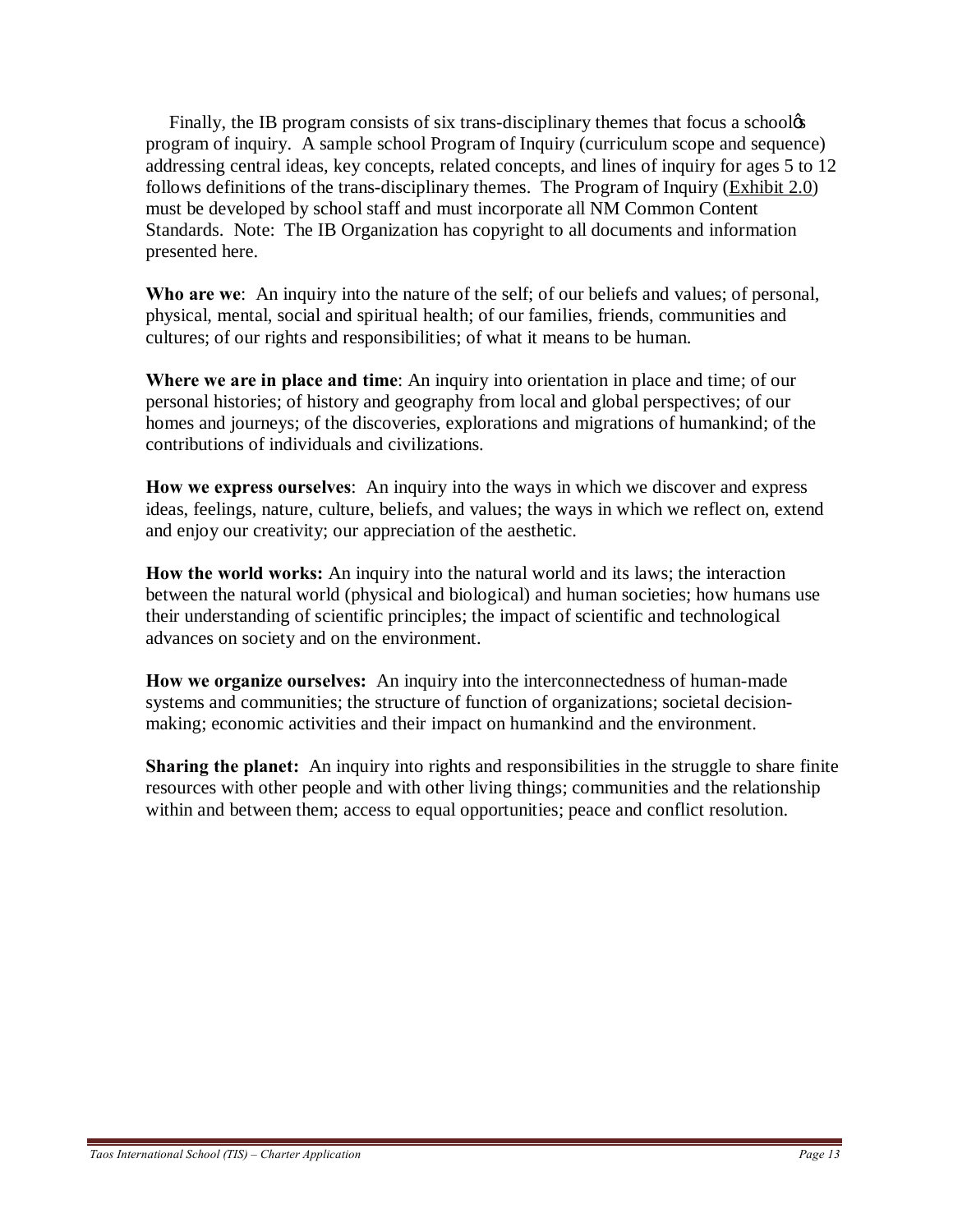Finally, the IB program consists of six trans-disciplinary themes that focus a schoolẞ program of inquiry. A sample school Program of Inquiry (curriculum scope and sequence) addressing central ideas, key concepts, related concepts, and lines of inquiry for ages 5 to 12 follows definitions of the trans-disciplinary themes. The Program of Inquiry (Exhibit 2.0) must be developed by school staff and must incorporate all NM Common Content Standards. Note: The IB Organization has copyright to all documents and information presented here.

**Who are we**: An inquiry into the nature of the self; of our beliefs and values; of personal, physical, mental, social and spiritual health; of our families, friends, communities and cultures; of our rights and responsibilities; of what it means to be human.

**Where we are in place and time**: An inquiry into orientation in place and time; of our personal histories; of history and geography from local and global perspectives; of our homes and journeys; of the discoveries, explorations and migrations of humankind; of the contributions of individuals and civilizations.

**How we express ourselves**: An inquiry into the ways in which we discover and express ideas, feelings, nature, culture, beliefs, and values; the ways in which we reflect on, extend and enjoy our creativity; our appreciation of the aesthetic.

**How the world works:** An inquiry into the natural world and its laws; the interaction between the natural world (physical and biological) and human societies; how humans use their understanding of scientific principles; the impact of scientific and technological advances on society and on the environment.

**How we organize ourselves:** An inquiry into the interconnectedness of human-made systems and communities; the structure of function of organizations; societal decision-making; economic activities and their impact on humankind and the environment.

**Sharing the planet:** An inquiry into rights and responsibilities in the struggle to share finite resources with other people and with other living things; communities and the relationship within and between them; access to equal opportunities; peace and conflict resolution.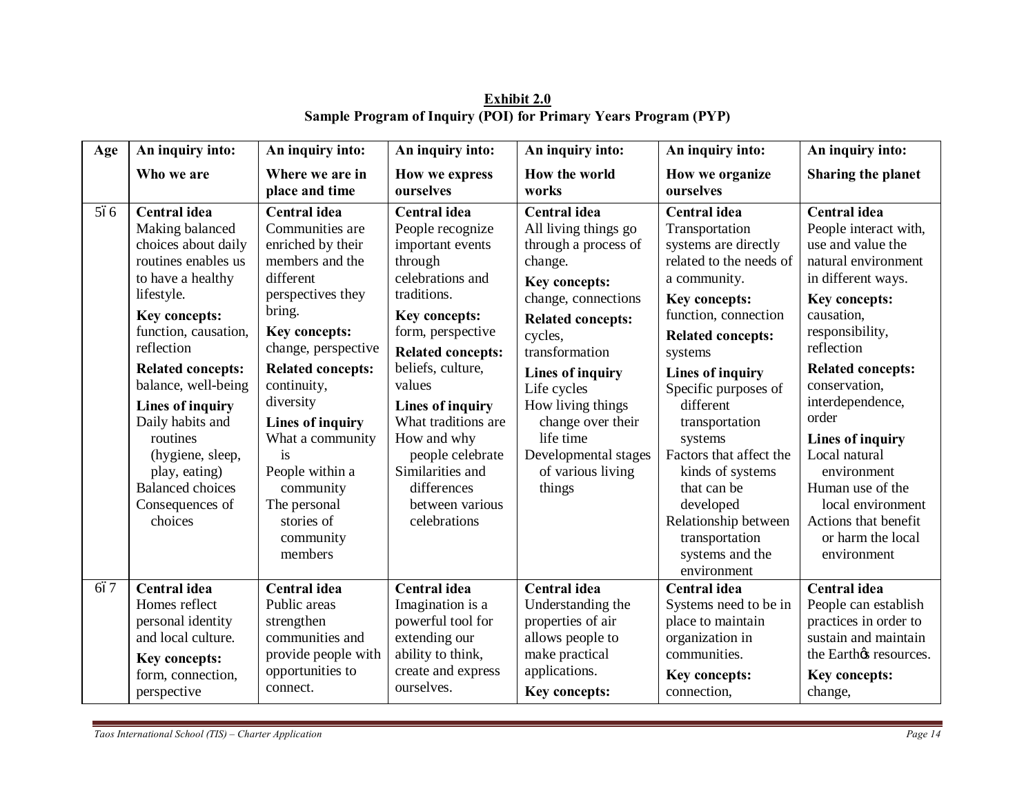**Exhibit 2.0**

**Sample Program of Inquiry (POI) for Primary Years Program (PYP)**

| Age | An inquiry into: **Who we are** | An inquiry into: **Where we are in place and time** | An inquiry into: **How we express ourselves** | An inquiry into: **How the world works** | An inquiry into: **How we organize ourselves** | An inquiry into: **Sharing the planet** |
|---|---|---|---|---|---|---|
| 5ó6 | **Central idea** Making balanced choices about daily routines enables us to have a healthy lifestyle. **Key concepts:** function, causation, reflection **Related concepts:** balance, well-being **Lines of inquiry** Daily habits and routines (hygiene, sleep, play, eating) Balanced choices Consequences of choices | **Central idea** Communities are enriched by their members and the different perspectives they bring. **Key concepts:** change, perspective **Related concepts:** continuity, diversity **Lines of inquiry** What a community is People within a community The personal stories of community members | **Central idea** People recognize important events through celebrations and traditions. **Key concepts:** form, perspective **Related concepts:** beliefs, culture, values **Lines of inquiry** What traditions are How and why people celebrate Similarities and differences between various celebrations | **Central idea** All living things go through a process of change. **Key concepts:** change, connections **Related concepts:** cycles, transformation **Lines of inquiry** Life cycles How living things change over their life time Developmental stages of various living things | **Central idea** Transportation systems are directly related to the needs of a community. **Key concepts:** function, connection **Related concepts:** systems **Lines of inquiry** Specific purposes of different transportation systems Factors that affect the kinds of systems that can be developed Relationship between transportation systems and the environment | **Central idea** People interact with, use and value the natural environment in different ways. **Key concepts:** causation, responsibility, reflection **Related concepts:** conservation, interdependence, order **Lines of inquiry** Local natural environment Human use of the local environment Actions that benefit or harm the local environment |
| 6ó7 | **Central idea** Homes reflect personal identity and local culture. **Key concepts:** form, connection, perspective | **Central idea** Public areas strengthen communities and provide people with opportunities to connect. | **Central idea** Imagination is a powerful tool for extending our ability to think, create and express ourselves. | **Central idea** Understanding the properties of air allows people to make practical applications. **Key concepts:** | **Central idea** Systems need to be in place to maintain organization in communities. **Key concepts:** connection, | **Central idea** People can establish practices in order to sustain and maintain the Earthøs resources. **Key concepts:** change, |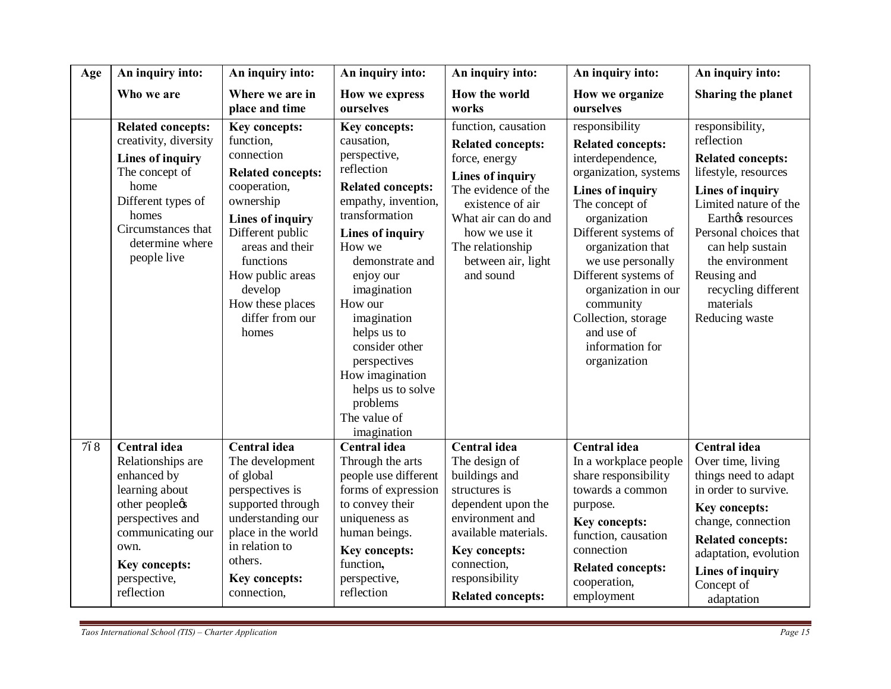| Age | An inquiry into: Who we are | An inquiry into: Where we are in place and time | An inquiry into: How we express ourselves | An inquiry into: How the world works | An inquiry into: How we organize ourselves | An inquiry into: Sharing the planet |
|---|---|---|---|---|---|---|
| | **Related concepts:** creativity, diversity<br>**Lines of inquiry**<br>The concept of home<br>Different types of homes<br>Circumstances that determine where people live | **Key concepts:** function, connection<br>**Related concepts:** cooperation, ownership<br>**Lines of inquiry**<br>Different public areas and their functions<br>How public areas develop<br>How these places differ from our homes | **Key concepts:** causation, perspective, reflection<br>**Related concepts:** empathy, invention, transformation<br>**Lines of inquiry**<br>How we demonstrate and enjoy our imagination<br>How our imagination helps us to consider other perspectives<br>How imagination helps us to solve problems<br>The value of imagination | function, causation<br>**Related concepts:** force, energy<br>**Lines of inquiry**<br>The evidence of the existence of air<br>What air can do and how we use it<br>The relationship between air, light and sound | responsibility<br>**Related concepts:** interdependence, organization, systems<br>**Lines of inquiry**<br>The concept of organization<br>Different systems of organization that we use personally<br>Different systems of organization in our community<br>Collection, storage and use of information for organization | responsibility, reflection<br>**Related concepts:** lifestyle, resources<br>**Lines of inquiry**<br>Limited nature of the Earth's resources<br>Personal choices that can help sustain the environment<br>Reusing and recycling different materials<br>Reducing waste |
| 7–8 | **Central idea**<br>Relationships are enhanced by learning about other people's perspectives and communicating our own.<br>**Key concepts:** perspective, reflection | **Central idea**<br>The development of global perspectives is supported through understanding our place in the world in relation to others.<br>**Key concepts:** connection, | **Central idea**<br>Through the arts people use different forms of expression to convey their uniqueness as human beings.<br>**Key concepts:** function, perspective, reflection | **Central idea**<br>The design of buildings and structures is dependent upon the environment and available materials.<br>**Key concepts:** connection, responsibility<br>**Related concepts:** | **Central idea**<br>In a workplace people share responsibility towards a common purpose.<br>**Key concepts:** function, causation connection<br>**Related concepts:** cooperation, employment | **Central idea**<br>Over time, living things need to adapt in order to survive.<br>**Key concepts:** change, connection<br>**Related concepts:** adaptation, evolution<br>**Lines of inquiry**<br>Concept of adaptation |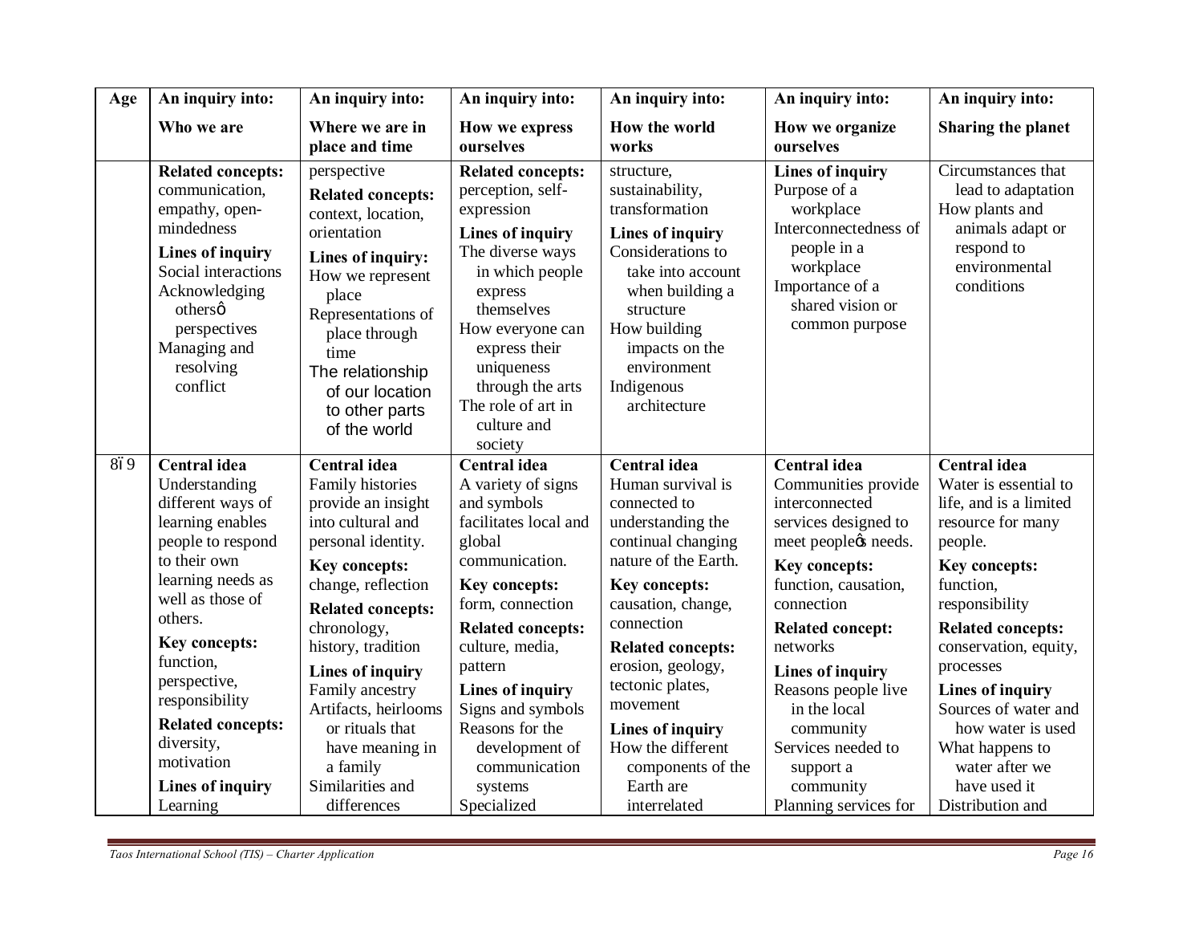| Age | An inquiry into: Who we are | An inquiry into: Where we are in place and time | An inquiry into: How we express ourselves | An inquiry into: How the world works | An inquiry into: How we organize ourselves | An inquiry into: Sharing the planet |
|---|---|---|---|---|---|---|
| | **Related concepts:** communication, empathy, open-mindedness **Lines of inquiry** Social interactions Acknowledging othersô perspectives Managing and resolving conflict | perspective **Related concepts:** context, location, orientation **Lines of inquiry:** How we represent place Representations of place through time The relationship of our location to other parts of the world | **Related concepts:** perception, self-expression **Lines of inquiry** The diverse ways in which people express themselves How everyone can express their uniqueness through the arts The role of art in culture and society | structure, sustainability, transformation **Lines of inquiry** Considerations to take into account when building a structure How building impacts on the environment Indigenous architecture | **Lines of inquiry** Purpose of a workplace Interconnectedness of people in a workplace Importance of a shared vision or common purpose | Circumstances that lead to adaptation How plants and animals adapt or respond to environmental conditions |
| 8ï 9 | **Central idea** Understanding different ways of learning enables people to respond to their own learning needs as well as those of others. **Key concepts:** function, perspective, responsibility **Related concepts:** diversity, motivation **Lines of inquiry** Learning | **Central idea** Family histories provide an insight into cultural and personal identity. **Key concepts:** change, reflection **Related concepts:** chronology, history, tradition **Lines of inquiry** Family ancestry Artifacts, heirlooms or rituals that have meaning in a family Similarities and differences | **Central idea** A variety of signs and symbols facilitates local and global communication. **Key concepts:** form, connection **Related concepts:** culture, media, pattern **Lines of inquiry** Signs and symbols Reasons for the development of communication systems Specialized | **Central idea** Human survival is connected to understanding the continual changing nature of the Earth. **Key concepts:** causation, change, connection **Related concepts:** erosion, geology, tectonic plates, movement **Lines of inquiry** How the different components of the Earth are interrelated | **Central idea** Communities provide interconnected services designed to meet peopleôs needs. **Key concepts:** function, causation, connection **Related concept:** networks **Lines of inquiry** Reasons people live in the local community Services needed to support a community Planning services for | **Central idea** Water is essential to life, and is a limited resource for many people. **Key concepts:** function, responsibility **Related concepts:** conservation, equity, processes **Lines of inquiry** Sources of water and how water is used What happens to water after we have used it Distribution and |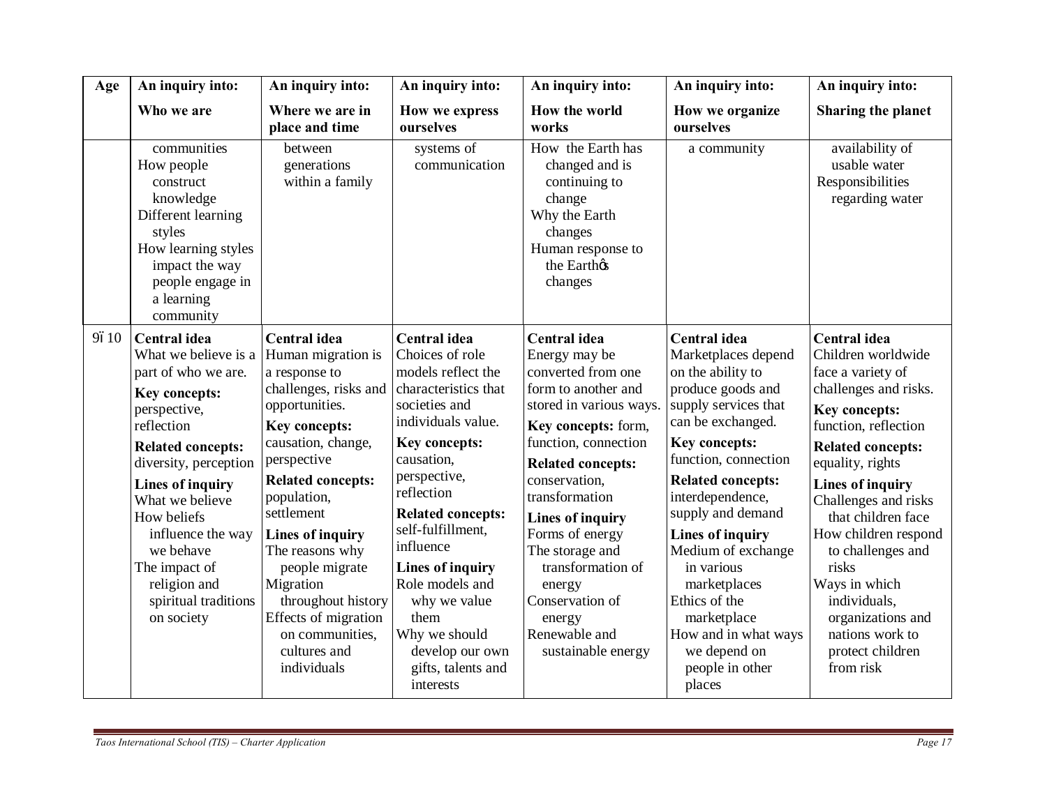| Age | An inquiry into: Who we are | An inquiry into: Where we are in place and time | An inquiry into: How we express ourselves | An inquiry into: How the world works | An inquiry into: How we organize ourselves | An inquiry into: Sharing the planet |
|---|---|---|---|---|---|---|
| | communities<br>How people construct knowledge<br>Different learning styles<br>How learning styles impact the way people engage in a learning community | between generations within a family | systems of communication | How the Earth has changed and is continuing to change<br>Why the Earth changes<br>Human response to the Earthόs changes | a community | availability of usable water<br>Responsibilities regarding water |
| 9ï 10 | **Central idea**<br>What we believe is a part of who we are.<br>**Key concepts:** perspective, reflection<br>**Related concepts:** diversity, perception<br>**Lines of inquiry**<br>What we believe<br>How beliefs influence the way we behave<br>The impact of religion and spiritual traditions on society | **Central idea**<br>Human migration is a response to challenges, risks and opportunities.<br>**Key concepts:** causation, change, perspective<br>**Related concepts:** population, settlement<br>**Lines of inquiry**<br>The reasons why people migrate<br>Migration throughout history<br>Effects of migration on communities, cultures and individuals | **Central idea**<br>Choices of role models reflect the characteristics that societies and individuals value.<br>**Key concepts:** causation, perspective, reflection<br>**Related concepts:** self-fulfillment, influence<br>**Lines of inquiry**<br>Role models and why we value them<br>Why we should develop our own gifts, talents and interests | **Central idea**<br>Energy may be converted from one form to another and stored in various ways.<br>**Key concepts:** form, function, connection<br>**Related concepts:** conservation, transformation<br>**Lines of inquiry**<br>Forms of energy<br>The storage and transformation of energy<br>Conservation of energy<br>Renewable and sustainable energy | **Central idea**<br>Marketplaces depend on the ability to produce goods and supply services that can be exchanged.<br>**Key concepts:** function, connection<br>**Related concepts:** interdependence, supply and demand<br>**Lines of inquiry**<br>Medium of exchange in various marketplaces<br>Ethics of the marketplace<br>How and in what ways we depend on people in other places | **Central idea**<br>Children worldwide face a variety of challenges and risks.<br>**Key concepts:** function, reflection<br>**Related concepts:** equality, rights<br>**Lines of inquiry**<br>Challenges and risks that children face<br>How children respond to challenges and risks<br>Ways in which individuals, organizations and nations work to protect children from risk |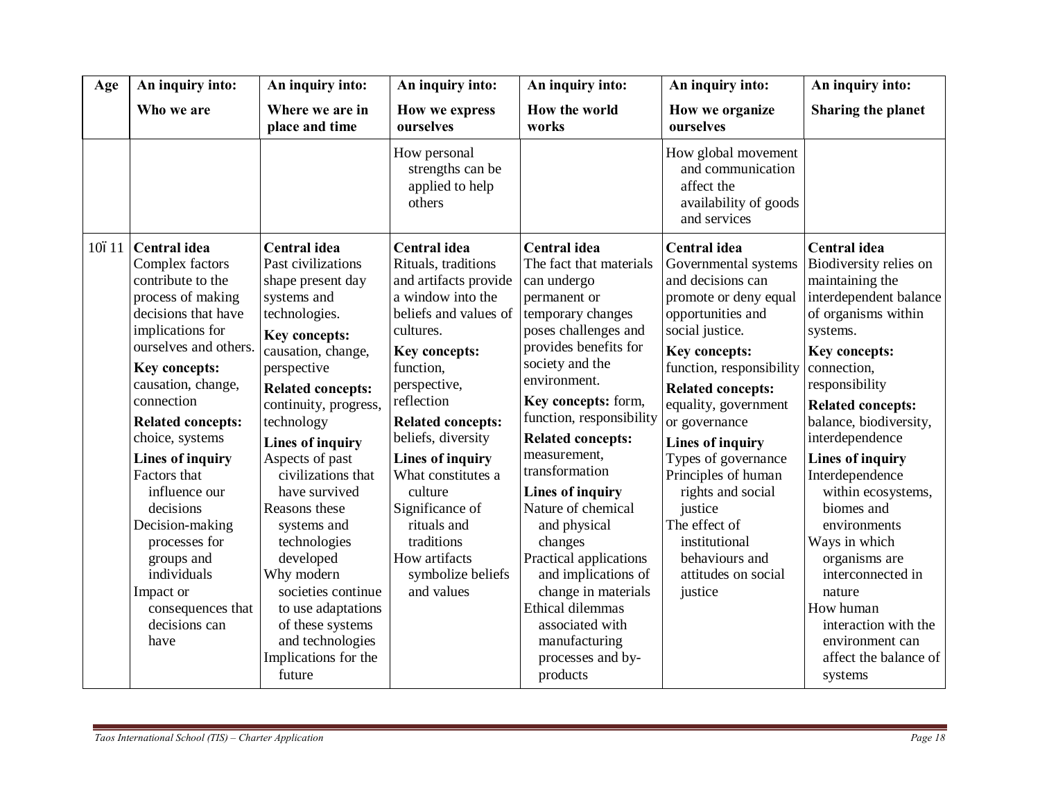| Age | An inquiry into: Who we are | An inquiry into: Where we are in place and time | An inquiry into: How we express ourselves | An inquiry into: How the world works | An inquiry into: How we organize ourselves | An inquiry into: Sharing the planet |
|---|---|---|---|---|---|---|
| | | | How personal strengths can be applied to help others | | How global movement and communication affect the availability of goods and services | |
| 10ï 11 | **Central idea**<br>Complex factors contribute to the process of making decisions that have implications for ourselves and others.<br>**Key concepts:** causation, change, connection<br>**Related concepts:** choice, systems<br>**Lines of inquiry**<br>Factors that influence our decisions<br>Decision-making processes for groups and individuals<br>Impact or consequences that decisions can have | **Central idea**<br>Past civilizations shape present day systems and technologies.<br>**Key concepts:** causation, change, perspective<br>**Related concepts:** continuity, progress, technology<br>**Lines of inquiry**<br>Aspects of past civilizations that have survived<br>Reasons these systems and technologies developed<br>Why modern societies continue to use adaptations of these systems and technologies<br>Implications for the future | **Central idea**<br>Rituals, traditions and artifacts provide a window into the beliefs and values of cultures.<br>**Key concepts:** function, perspective, reflection<br>**Related concepts:** beliefs, diversity<br>**Lines of inquiry**<br>What constitutes a culture<br>Significance of rituals and traditions<br>How artifacts symbolize beliefs and values | **Central idea**<br>The fact that materials can undergo permanent or temporary changes poses challenges and provides benefits for society and the environment.<br>**Key concepts:** form, function, responsibility<br>**Related concepts:** measurement, transformation<br>**Lines of inquiry**<br>Nature of chemical and physical changes<br>Practical applications and implications of change in materials<br>Ethical dilemmas associated with manufacturing processes and by-products | **Central idea**<br>Governmental systems and decisions can promote or deny equal opportunities and social justice.<br>**Key concepts:** function, responsibility<br>**Related concepts:** equality, government or governance<br>**Lines of inquiry**<br>Types of governance<br>Principles of human rights and social justice<br>The effect of institutional behaviours and attitudes on social justice | **Central idea**<br>Biodiversity relies on maintaining the interdependent balance of organisms within systems.<br>**Key concepts:** connection, responsibility<br>**Related concepts:** balance, biodiversity, interdependence<br>**Lines of inquiry**<br>Interdependence within ecosystems, biomes and environments<br>Ways in which organisms are interconnected in nature<br>How human interaction with the environment can affect the balance of systems |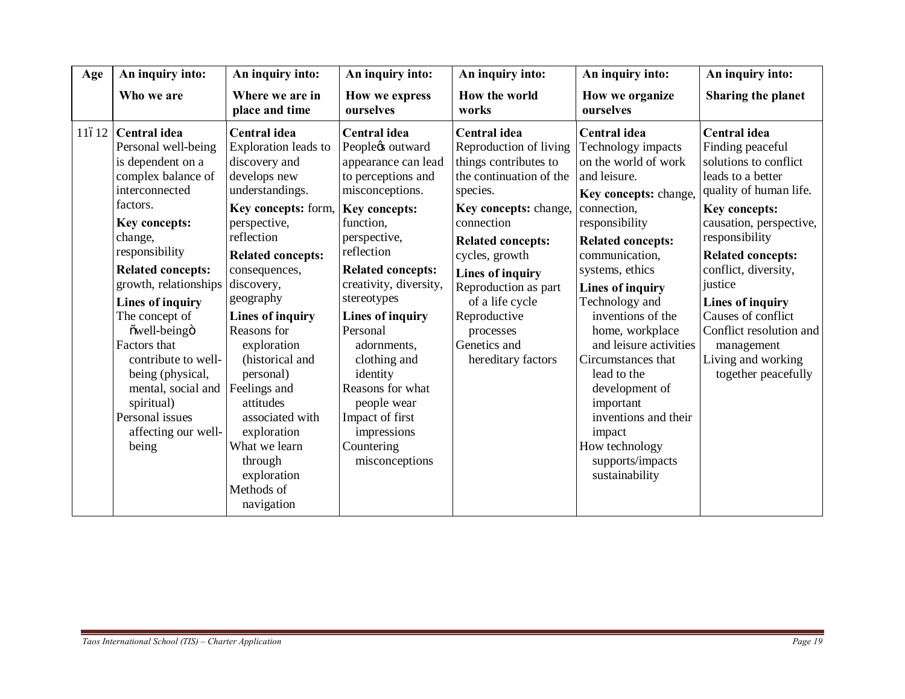| Age | An inquiry into: Who we are | An inquiry into: Where we are in place and time | An inquiry into: How we express ourselves | An inquiry into: How the world works | An inquiry into: How we organize ourselves | An inquiry into: Sharing the planet |
|---|---|---|---|---|---|---|
| 11–12 | **Central idea** Personal well-being is dependent on a complex balance of interconnected factors. **Key concepts:** change, responsibility **Related concepts:** growth, relationships **Lines of inquiry** The concept of "well-being" Factors that contribute to well-being (physical, mental, social and spiritual) Personal issues affecting our well-being | **Central idea** Exploration leads to discovery and develops new understandings. **Key concepts:** form, perspective, reflection **Related concepts:** consequences, discovery, geography **Lines of inquiry** Reasons for exploration (historical and personal) Feelings and attitudes associated with exploration What we learn through exploration Methods of navigation | **Central idea** People's outward appearance can lead to perceptions and misconceptions. **Key concepts:** function, perspective, reflection **Related concepts:** creativity, diversity, stereotypes **Lines of inquiry** Personal adornments, clothing and identity Reasons for what people wear Impact of first impressions Countering misconceptions | **Central idea** Reproduction of living things contributes to the continuation of the species. **Key concepts:** change, connection **Related concepts:** cycles, growth **Lines of inquiry** Reproduction as part of a life cycle Reproductive processes Genetics and hereditary factors | **Central idea** Technology impacts on the world of work and leisure. **Key concepts:** change, connection, responsibility **Related concepts:** communication, systems, ethics **Lines of inquiry** Technology and inventions of the home, workplace and leisure activities Circumstances that lead to the development of important inventions and their impact How technology supports/impacts sustainability | **Central idea** Finding peaceful solutions to conflict leads to a better quality of human life. **Key concepts:** causation, perspective, responsibility **Related concepts:** conflict, diversity, justice **Lines of inquiry** Causes of conflict Conflict resolution and management Living and working together peacefully |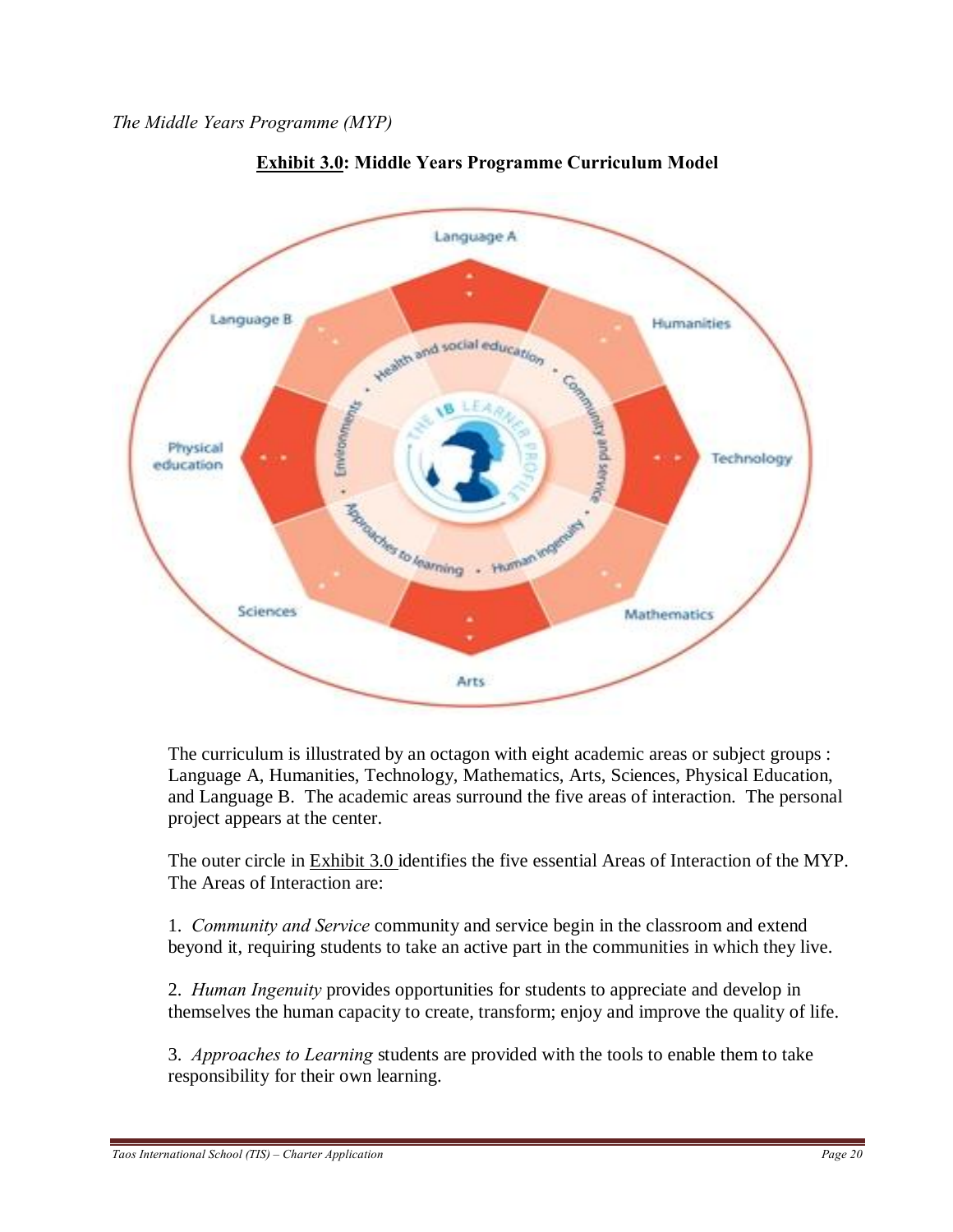*The Middle Years Programme (MYP)*

**<u>Exhibit 3.0</u>: Middle Years Programme Curriculum Model**

The curriculum is illustrated by an octagon with eight academic areas or subject groups : Language A, Humanities, Technology, Mathematics, Arts, Sciences, Physical Education, and Language B. The academic areas surround the five areas of interaction. The personal project appears at the center.

The outer circle in Exhibit 3.0 identifies the five essential Areas of Interaction of the MYP. The Areas of Interaction are:

1. *Community and Service* community and service begin in the classroom and extend beyond it, requiring students to take an active part in the communities in which they live.

2. *Human Ingenuity* provides opportunities for students to appreciate and develop in themselves the human capacity to create, transform; enjoy and improve the quality of life.

3. *Approaches to Learning* students are provided with the tools to enable them to take responsibility for their own learning.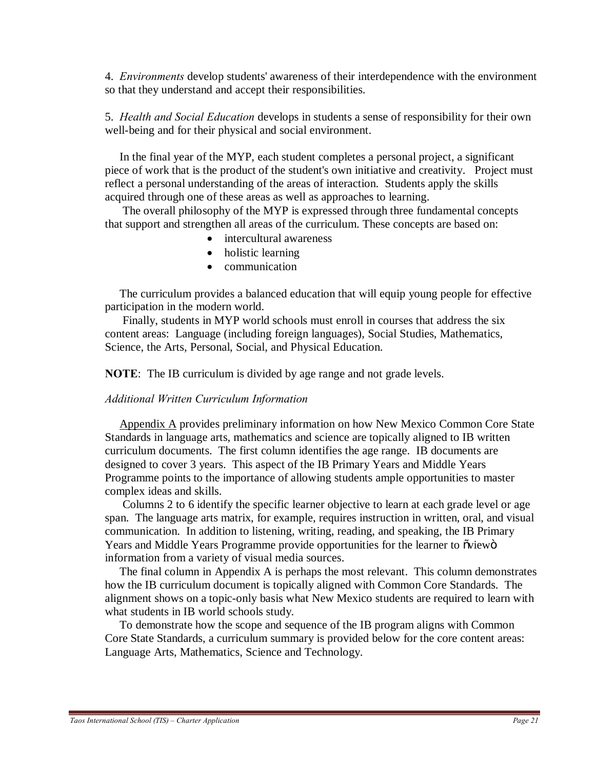4. *Environments* develop students' awareness of their interdependence with the environment so that they understand and accept their responsibilities.

5. *Health and Social Education* develops in students a sense of responsibility for their own well-being and for their physical and social environment.

In the final year of the MYP, each student completes a personal project, a significant piece of work that is the product of the student's own initiative and creativity. Project must reflect a personal understanding of the areas of interaction. Students apply the skills acquired through one of these areas as well as approaches to learning.

The overall philosophy of the MYP is expressed through three fundamental concepts that support and strengthen all areas of the curriculum. These concepts are based on:

- intercultural awareness
- holistic learning
- communication

The curriculum provides a balanced education that will equip young people for effective participation in the modern world.

Finally, students in MYP world schools must enroll in courses that address the six content areas: Language (including foreign languages), Social Studies, Mathematics, Science, the Arts, Personal, Social, and Physical Education.

**NOTE**: The IB curriculum is divided by age range and not grade levels.

*Additional Written Curriculum Information*

Appendix A provides preliminary information on how New Mexico Common Core State Standards in language arts, mathematics and science are topically aligned to IB written curriculum documents. The first column identifies the age range. IB documents are designed to cover 3 years. This aspect of the IB Primary Years and Middle Years Programme points to the importance of allowing students ample opportunities to master complex ideas and skills.

Columns 2 to 6 identify the specific learner objective to learn at each grade level or age span. The language arts matrix, for example, requires instruction in written, oral, and visual communication. In addition to listening, writing, reading, and speaking, the IB Primary Years and Middle Years Programme provide opportunities for the learner to "view" information from a variety of visual media sources.

The final column in Appendix A is perhaps the most relevant. This column demonstrates how the IB curriculum document is topically aligned with Common Core Standards. The alignment shows on a topic-only basis what New Mexico students are required to learn with what students in IB world schools study.

To demonstrate how the scope and sequence of the IB program aligns with Common Core State Standards, a curriculum summary is provided below for the core content areas: Language Arts, Mathematics, Science and Technology.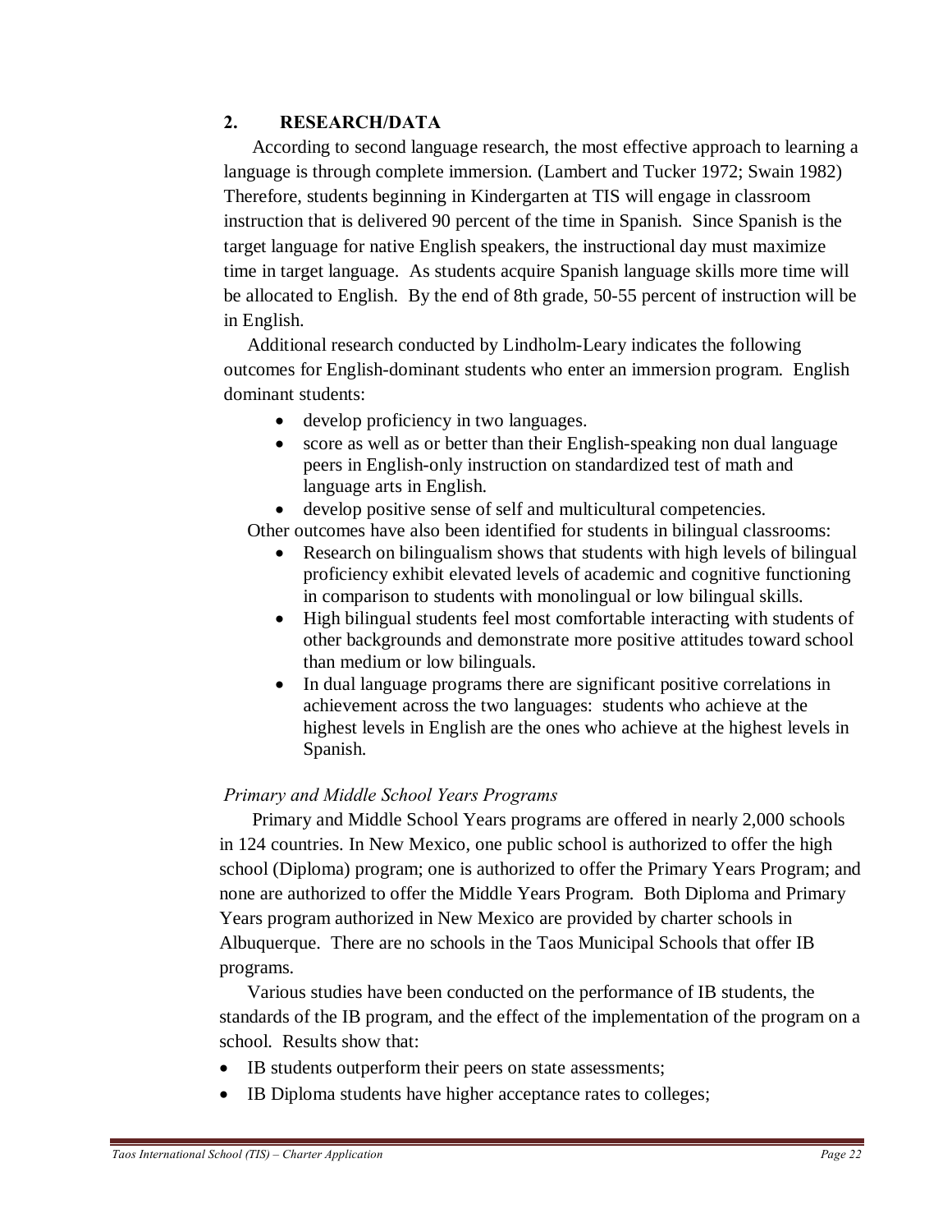## 2. RESEARCH/DATA

According to second language research, the most effective approach to learning a language is through complete immersion. (Lambert and Tucker 1972; Swain 1982) Therefore, students beginning in Kindergarten at TIS will engage in classroom instruction that is delivered 90 percent of the time in Spanish. Since Spanish is the target language for native English speakers, the instructional day must maximize time in target language. As students acquire Spanish language skills more time will be allocated to English. By the end of 8th grade, 50-55 percent of instruction will be in English.

Additional research conducted by Lindholm-Leary indicates the following outcomes for English-dominant students who enter an immersion program. English dominant students:

- develop proficiency in two languages.
- score as well as or better than their English-speaking non dual language peers in English-only instruction on standardized test of math and language arts in English.
- develop positive sense of self and multicultural competencies.

Other outcomes have also been identified for students in bilingual classrooms:

- Research on bilingualism shows that students with high levels of bilingual proficiency exhibit elevated levels of academic and cognitive functioning in comparison to students with monolingual or low bilingual skills.
- High bilingual students feel most comfortable interacting with students of other backgrounds and demonstrate more positive attitudes toward school than medium or low bilinguals.
- In dual language programs there are significant positive correlations in achievement across the two languages: students who achieve at the highest levels in English are the ones who achieve at the highest levels in Spanish.

*Primary and Middle School Years Programs*

Primary and Middle School Years programs are offered in nearly 2,000 schools in 124 countries. In New Mexico, one public school is authorized to offer the high school (Diploma) program; one is authorized to offer the Primary Years Program; and none are authorized to offer the Middle Years Program. Both Diploma and Primary Years program authorized in New Mexico are provided by charter schools in Albuquerque. There are no schools in the Taos Municipal Schools that offer IB programs.

Various studies have been conducted on the performance of IB students, the standards of the IB program, and the effect of the implementation of the program on a school. Results show that:

- IB students outperform their peers on state assessments;
- IB Diploma students have higher acceptance rates to colleges;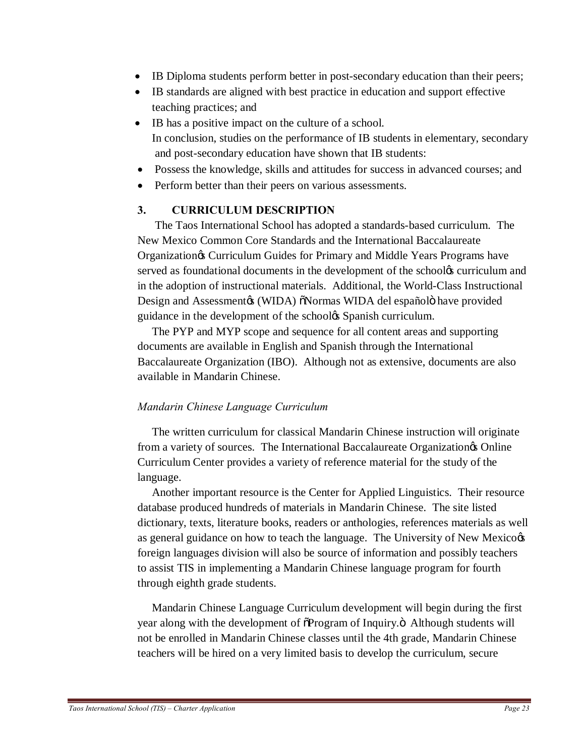- IB Diploma students perform better in post-secondary education than their peers;
- IB standards are aligned with best practice in education and support effective teaching practices; and
- IB has a positive impact on the culture of a school.

In conclusion, studies on the performance of IB students in elementary, secondary and post-secondary education have shown that IB students:

- Possess the knowledge, skills and attitudes for success in advanced courses; and
- Perform better than their peers on various assessments.

## 3. CURRICULUM DESCRIPTION

The Taos International School has adopted a standards-based curriculum. The New Mexico Common Core Standards and the International Baccalaureate Organization's Curriculum Guides for Primary and Middle Years Programs have served as foundational documents in the development of the school's curriculum and in the adoption of instructional materials. Additional, the World-Class Instructional Design and Assessment's (WIDA) "Normas WIDA del español" have provided guidance in the development of the school's Spanish curriculum.

The PYP and MYP scope and sequence for all content areas and supporting documents are available in English and Spanish through the International Baccalaureate Organization (IBO). Although not as extensive, documents are also available in Mandarin Chinese.

*Mandarin Chinese Language Curriculum*

The written curriculum for classical Mandarin Chinese instruction will originate from a variety of sources. The International Baccalaureate Organization's Online Curriculum Center provides a variety of reference material for the study of the language.

Another important resource is the Center for Applied Linguistics. Their resource database produced hundreds of materials in Mandarin Chinese. The site listed dictionary, texts, literature books, readers or anthologies, references materials as well as general guidance on how to teach the language. The University of New Mexico's foreign languages division will also be source of information and possibly teachers to assist TIS in implementing a Mandarin Chinese language program for fourth through eighth grade students.

Mandarin Chinese Language Curriculum development will begin during the first year along with the development of "Program of Inquiry." Although students will not be enrolled in Mandarin Chinese classes until the 4th grade, Mandarin Chinese teachers will be hired on a very limited basis to develop the curriculum, secure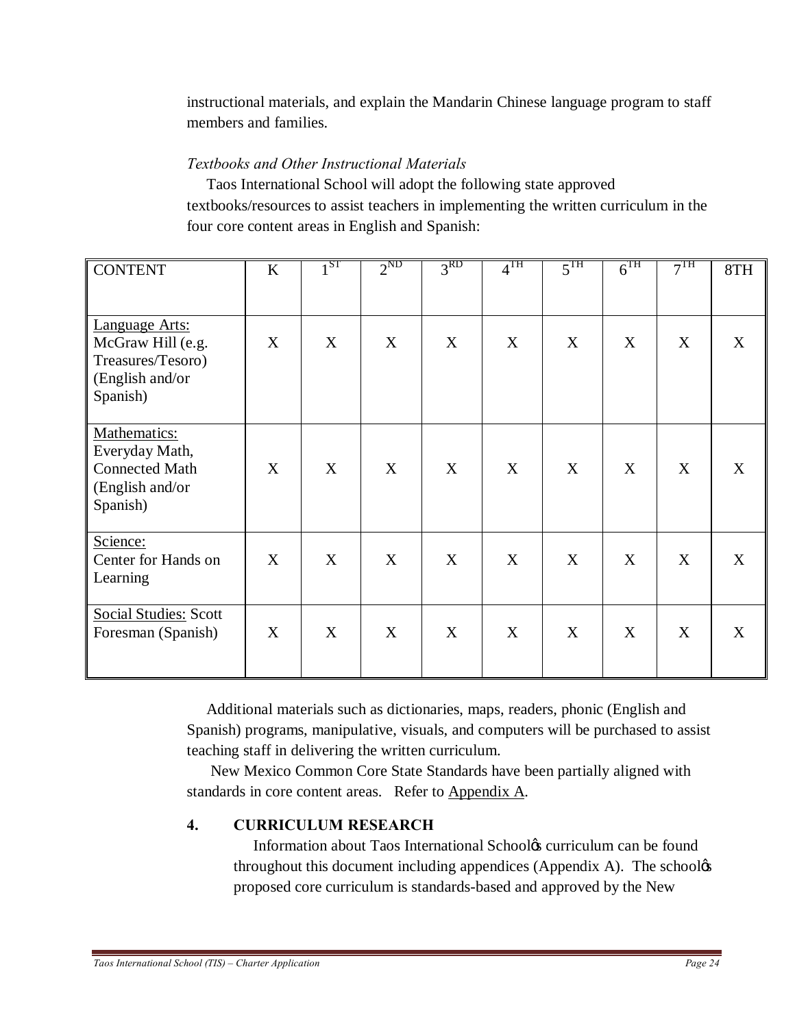instructional materials, and explain the Mandarin Chinese language program to staff members and families.

*Textbooks and Other Instructional Materials*

Taos International School will adopt the following state approved textbooks/resources to assist teachers in implementing the written curriculum in the four core content areas in English and Spanish:

| CONTENT | K | 1ST | 2ND | 3RD | 4TH | 5TH | 6TH | 7TH | 8TH |
|---|---|---|---|---|---|---|---|---|---|
| Language Arts: McGraw Hill (e.g. Treasures/Tesoro) (English and/or Spanish) | X | X | X | X | X | X | X | X | X |
| Mathematics: Everyday Math, Connected Math (English and/or Spanish) | X | X | X | X | X | X | X | X | X |
| Science: Center for Hands on Learning | X | X | X | X | X | X | X | X | X |
| Social Studies: Scott Foresman (Spanish) | X | X | X | X | X | X | X | X | X |

Additional materials such as dictionaries, maps, readers, phonic (English and Spanish) programs, manipulative, visuals, and computers will be purchased to assist teaching staff in delivering the written curriculum.

New Mexico Common Core State Standards have been partially aligned with standards in core content areas. Refer to Appendix A.

**4. CURRICULUM RESEARCH**

Information about Taos International School's curriculum can be found throughout this document including appendices (Appendix A). The school's proposed core curriculum is standards-based and approved by the New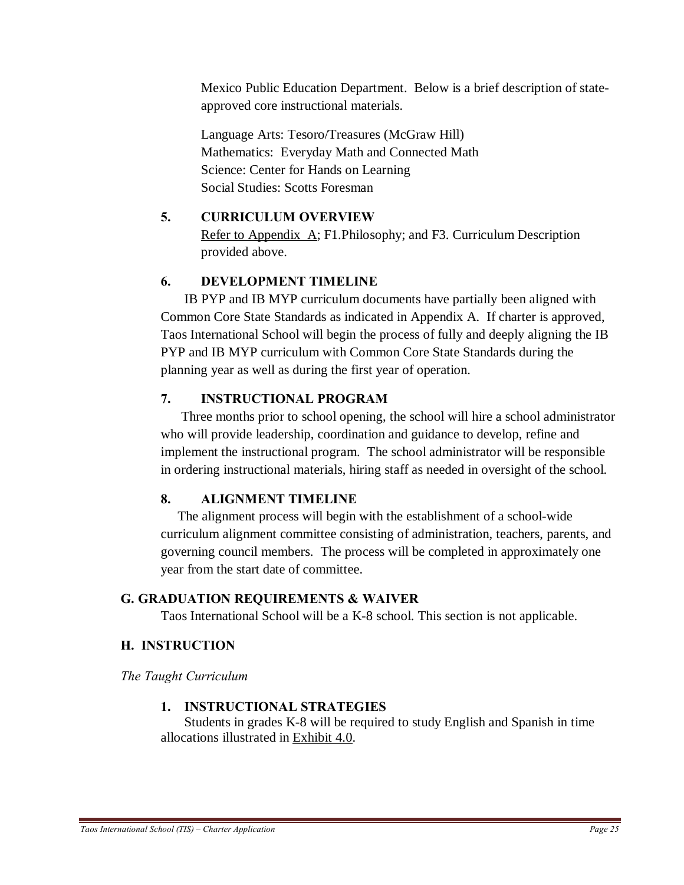Mexico Public Education Department. Below is a brief description of state-approved core instructional materials.

Language Arts: Tesoro/Treasures (McGraw Hill)
Mathematics: Everyday Math and Connected Math
Science: Center for Hands on Learning
Social Studies: Scotts Foresman

### 5. CURRICULUM OVERVIEW

Refer to Appendix A; F1.Philosophy; and F3. Curriculum Description provided above.

### 6. DEVELOPMENT TIMELINE

IB PYP and IB MYP curriculum documents have partially been aligned with Common Core State Standards as indicated in Appendix A. If charter is approved, Taos International School will begin the process of fully and deeply aligning the IB PYP and IB MYP curriculum with Common Core State Standards during the planning year as well as during the first year of operation.

### 7. INSTRUCTIONAL PROGRAM

Three months prior to school opening, the school will hire a school administrator who will provide leadership, coordination and guidance to develop, refine and implement the instructional program. The school administrator will be responsible in ordering instructional materials, hiring staff as needed in oversight of the school.

### 8. ALIGNMENT TIMELINE

The alignment process will begin with the establishment of a school-wide curriculum alignment committee consisting of administration, teachers, parents, and governing council members. The process will be completed in approximately one year from the start date of committee.

## G. GRADUATION REQUIREMENTS & WAIVER

Taos International School will be a K-8 school. This section is not applicable.

## H. INSTRUCTION

*The Taught Curriculum*

### 1. INSTRUCTIONAL STRATEGIES

Students in grades K-8 will be required to study English and Spanish in time allocations illustrated in Exhibit 4.0.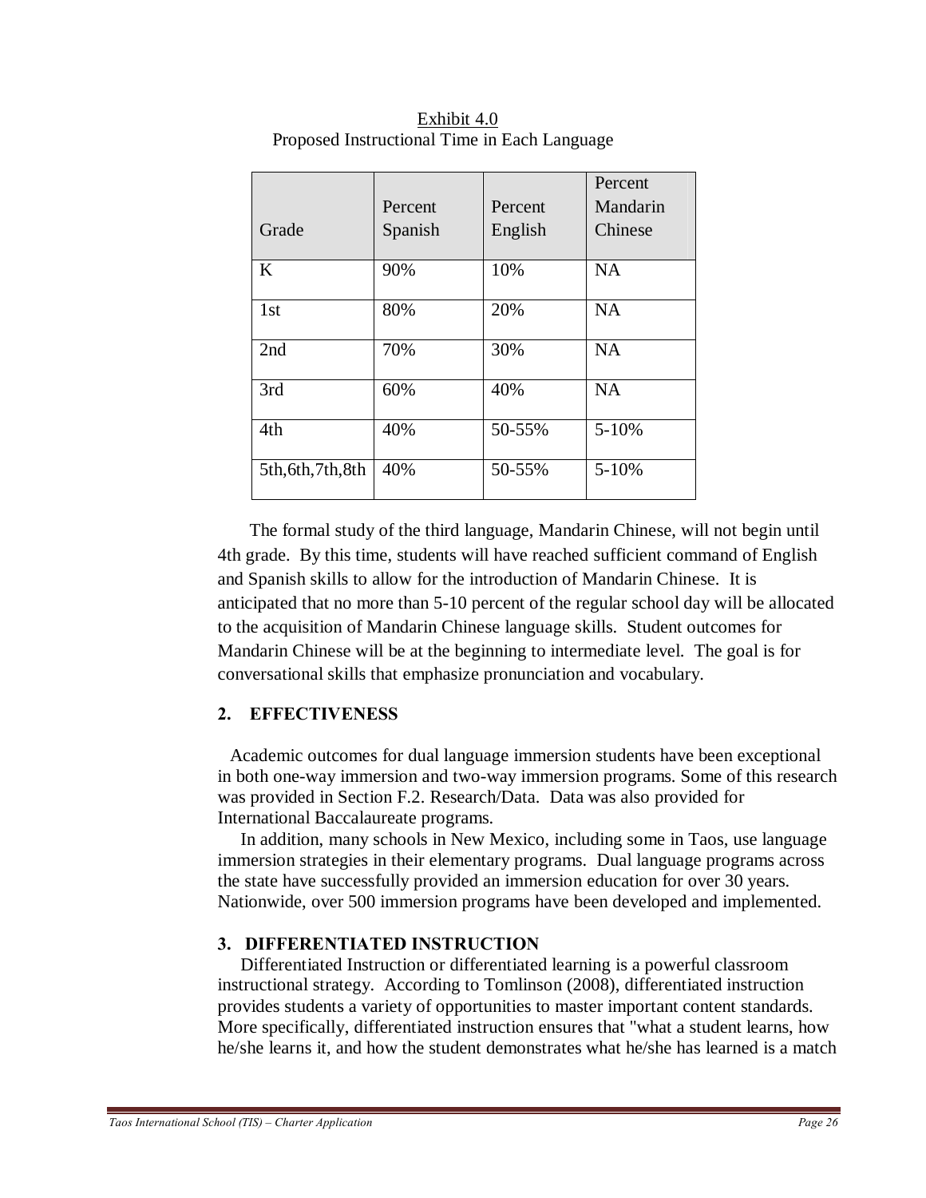Exhibit 4.0
Proposed Instructional Time in Each Language

| Grade | Percent Spanish | Percent English | Percent Mandarin Chinese |
|---|---|---|---|
| K | 90% | 10% | NA |
| 1st | 80% | 20% | NA |
| 2nd | 70% | 30% | NA |
| 3rd | 60% | 40% | NA |
| 4th | 40% | 50-55% | 5-10% |
| 5th,6th,7th,8th | 40% | 50-55% | 5-10% |

The formal study of the third language, Mandarin Chinese, will not begin until 4th grade. By this time, students will have reached sufficient command of English and Spanish skills to allow for the introduction of Mandarin Chinese. It is anticipated that no more than 5-10 percent of the regular school day will be allocated to the acquisition of Mandarin Chinese language skills. Student outcomes for Mandarin Chinese will be at the beginning to intermediate level. The goal is for conversational skills that emphasize pronunciation and vocabulary.

## 2. EFFECTIVENESS

Academic outcomes for dual language immersion students have been exceptional in both one-way immersion and two-way immersion programs. Some of this research was provided in Section F.2. Research/Data. Data was also provided for International Baccalaureate programs.

In addition, many schools in New Mexico, including some in Taos, use language immersion strategies in their elementary programs. Dual language programs across the state have successfully provided an immersion education for over 30 years. Nationwide, over 500 immersion programs have been developed and implemented.

## 3. DIFFERENTIATED INSTRUCTION

Differentiated Instruction or differentiated learning is a powerful classroom instructional strategy. According to Tomlinson (2008), differentiated instruction provides students a variety of opportunities to master important content standards. More specifically, differentiated instruction ensures that "what a student learns, how he/she learns it, and how the student demonstrates what he/she has learned is a match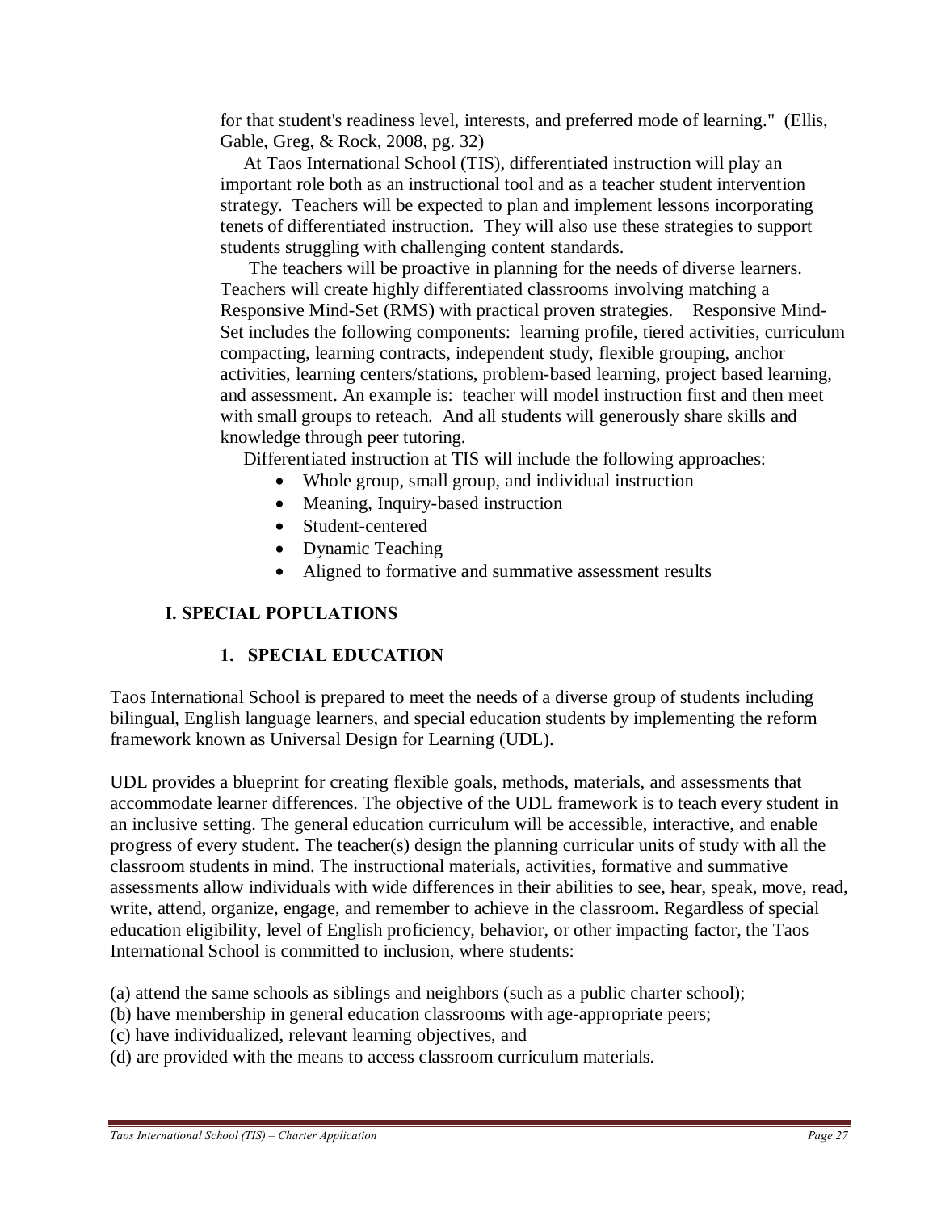for that student's readiness level, interests, and preferred mode of learning." (Ellis, Gable, Greg, & Rock, 2008, pg. 32)

At Taos International School (TIS), differentiated instruction will play an important role both as an instructional tool and as a teacher student intervention strategy. Teachers will be expected to plan and implement lessons incorporating tenets of differentiated instruction. They will also use these strategies to support students struggling with challenging content standards.

The teachers will be proactive in planning for the needs of diverse learners. Teachers will create highly differentiated classrooms involving matching a Responsive Mind-Set (RMS) with practical proven strategies. Responsive Mind-Set includes the following components: learning profile, tiered activities, curriculum compacting, learning contracts, independent study, flexible grouping, anchor activities, learning centers/stations, problem-based learning, project based learning, and assessment. An example is: teacher will model instruction first and then meet with small groups to reteach. And all students will generously share skills and knowledge through peer tutoring.

Differentiated instruction at TIS will include the following approaches:

- Whole group, small group, and individual instruction
- Meaning, Inquiry-based instruction
- Student-centered
- Dynamic Teaching
- Aligned to formative and summative assessment results

## I. SPECIAL POPULATIONS

### 1. SPECIAL EDUCATION

Taos International School is prepared to meet the needs of a diverse group of students including bilingual, English language learners, and special education students by implementing the reform framework known as Universal Design for Learning (UDL).

UDL provides a blueprint for creating flexible goals, methods, materials, and assessments that accommodate learner differences. The objective of the UDL framework is to teach every student in an inclusive setting. The general education curriculum will be accessible, interactive, and enable progress of every student. The teacher(s) design the planning curricular units of study with all the classroom students in mind. The instructional materials, activities, formative and summative assessments allow individuals with wide differences in their abilities to see, hear, speak, move, read, write, attend, organize, engage, and remember to achieve in the classroom. Regardless of special education eligibility, level of English proficiency, behavior, or other impacting factor, the Taos International School is committed to inclusion, where students:

(a) attend the same schools as siblings and neighbors (such as a public charter school);
(b) have membership in general education classrooms with age-appropriate peers;
(c) have individualized, relevant learning objectives, and
(d) are provided with the means to access classroom curriculum materials.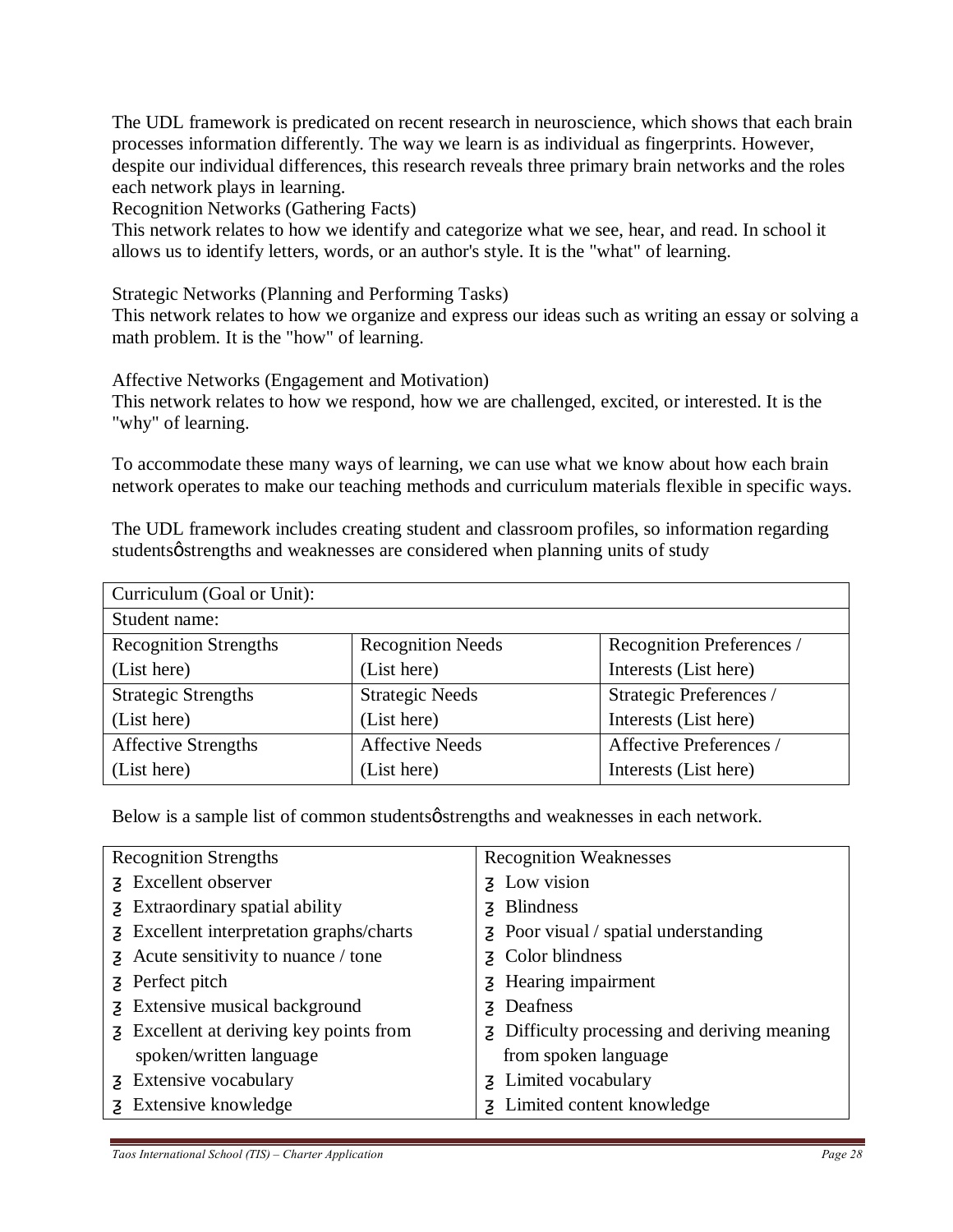The UDL framework is predicated on recent research in neuroscience, which shows that each brain processes information differently. The way we learn is as individual as fingerprints. However, despite our individual differences, this research reveals three primary brain networks and the roles each network plays in learning.

Recognition Networks (Gathering Facts)

This network relates to how we identify and categorize what we see, hear, and read. In school it allows us to identify letters, words, or an author's style. It is the "what" of learning.

Strategic Networks (Planning and Performing Tasks)

This network relates to how we organize and express our ideas such as writing an essay or solving a math problem. It is the "how" of learning.

Affective Networks (Engagement and Motivation)

This network relates to how we respond, how we are challenged, excited, or interested. It is the "why" of learning.

To accommodate these many ways of learning, we can use what we know about how each brain network operates to make our teaching methods and curriculum materials flexible in specific ways.

The UDL framework includes creating student and classroom profiles, so information regarding studentsǿ strengths and weaknesses are considered when planning units of study

| Curriculum (Goal or Unit): | | |
|---|---|---|
| Student name: | | |
| Recognition Strengths (List here) | Recognition Needs (List here) | Recognition Preferences / Interests (List here) |
| Strategic Strengths (List here) | Strategic Needs (List here) | Strategic Preferences / Interests (List here) |
| Affective Strengths (List here) | Affective Needs (List here) | Affective Preferences / Interests (List here) |

Below is a sample list of common studentsǿ strengths and weaknesses in each network.

| Recognition Strengths | Recognition Weaknesses |
|---|---|
| • Excellent observer<br>• Extraordinary spatial ability<br>• Excellent interpretation graphs/charts<br>• Acute sensitivity to nuance / tone<br>• Perfect pitch<br>• Extensive musical background<br>• Excellent at deriving key points from spoken/written language<br>• Extensive vocabulary<br>• Extensive knowledge | • Low vision<br>• Blindness<br>• Poor visual / spatial understanding<br>• Color blindness<br>• Hearing impairment<br>• Deafness<br>• Difficulty processing and deriving meaning from spoken language<br>• Limited vocabulary<br>• Limited content knowledge |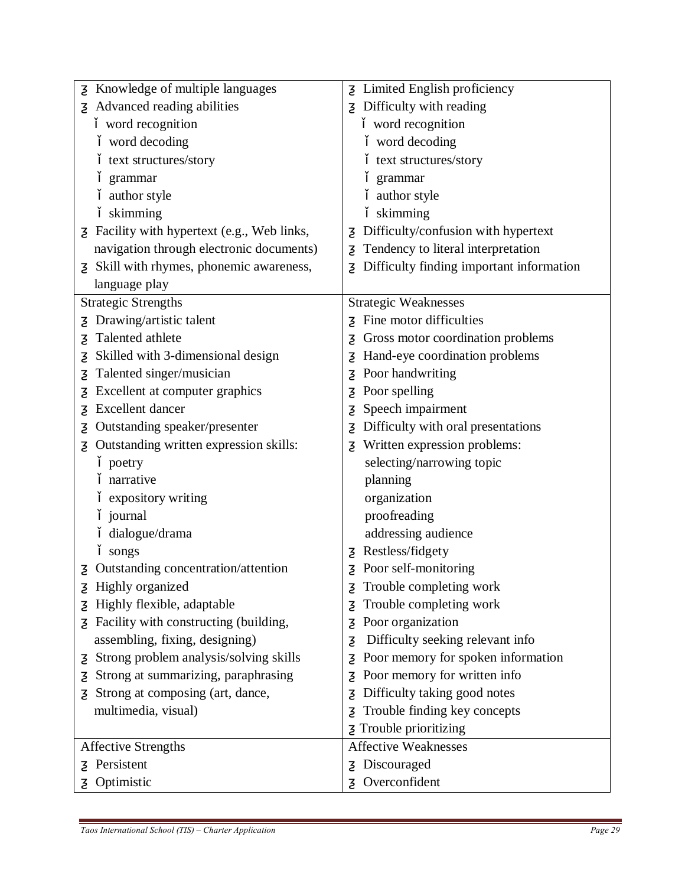| | |
|---|---|
| ʒ Knowledge of multiple languages<br>ʒ Advanced reading abilities<br>ǐ word recognition<br>ǐ word decoding<br>ǐ text structures/story<br>ǐ grammar<br>ǐ author style<br>ǐ skimming<br>ʒ Facility with hypertext (e.g., Web links, navigation through electronic documents)<br>ʒ Skill with rhymes, phonemic awareness, language play | ʒ Limited English proficiency<br>ʒ Difficulty with reading<br>ǐ word recognition<br>ǐ word decoding<br>ǐ text structures/story<br>ǐ grammar<br>ǐ author style<br>ǐ skimming<br>ʒ Difficulty/confusion with hypertext<br>ʒ Tendency to literal interpretation<br>ʒ Difficulty finding important information |
| Strategic Strengths<br>ʒ Drawing/artistic talent<br>ʒ Talented athlete<br>ʒ Skilled with 3-dimensional design<br>ʒ Talented singer/musician<br>ʒ Excellent at computer graphics<br>ʒ Excellent dancer<br>ʒ Outstanding speaker/presenter<br>ʒ Outstanding written expression skills:<br>ǐ poetry<br>ǐ narrative<br>ǐ expository writing<br>ǐ journal<br>ǐ dialogue/drama<br>ǐ songs<br>ʒ Outstanding concentration/attention<br>ʒ Highly organized<br>ʒ Highly flexible, adaptable<br>ʒ Facility with constructing (building, assembling, fixing, designing)<br>ʒ Strong problem analysis/solving skills<br>ʒ Strong at summarizing, paraphrasing<br>ʒ Strong at composing (art, dance, multimedia, visual) | Strategic Weaknesses<br>ʒ Fine motor difficulties<br>ʒ Gross motor coordination problems<br>ʒ Hand-eye coordination problems<br>ʒ Poor handwriting<br>ʒ Poor spelling<br>ʒ Speech impairment<br>ʒ Difficulty with oral presentations<br>ʒ Written expression problems:<br>selecting/narrowing topic<br>planning<br>organization<br>proofreading<br>addressing audience<br>ʒ Restless/fidgety<br>ʒ Poor self-monitoring<br>ʒ Trouble completing work<br>ʒ Trouble completing work<br>ʒ Poor organization<br>ʒ Difficulty seeking relevant info<br>ʒ Poor memory for spoken information<br>ʒ Poor memory for written info<br>ʒ Difficulty taking good notes<br>ʒ Trouble finding key concepts<br>ʒ Trouble prioritizing |
| Affective Strengths<br>ʒ Persistent<br>ʒ Optimistic | Affective Weaknesses<br>ʒ Discouraged<br>ʒ Overconfident |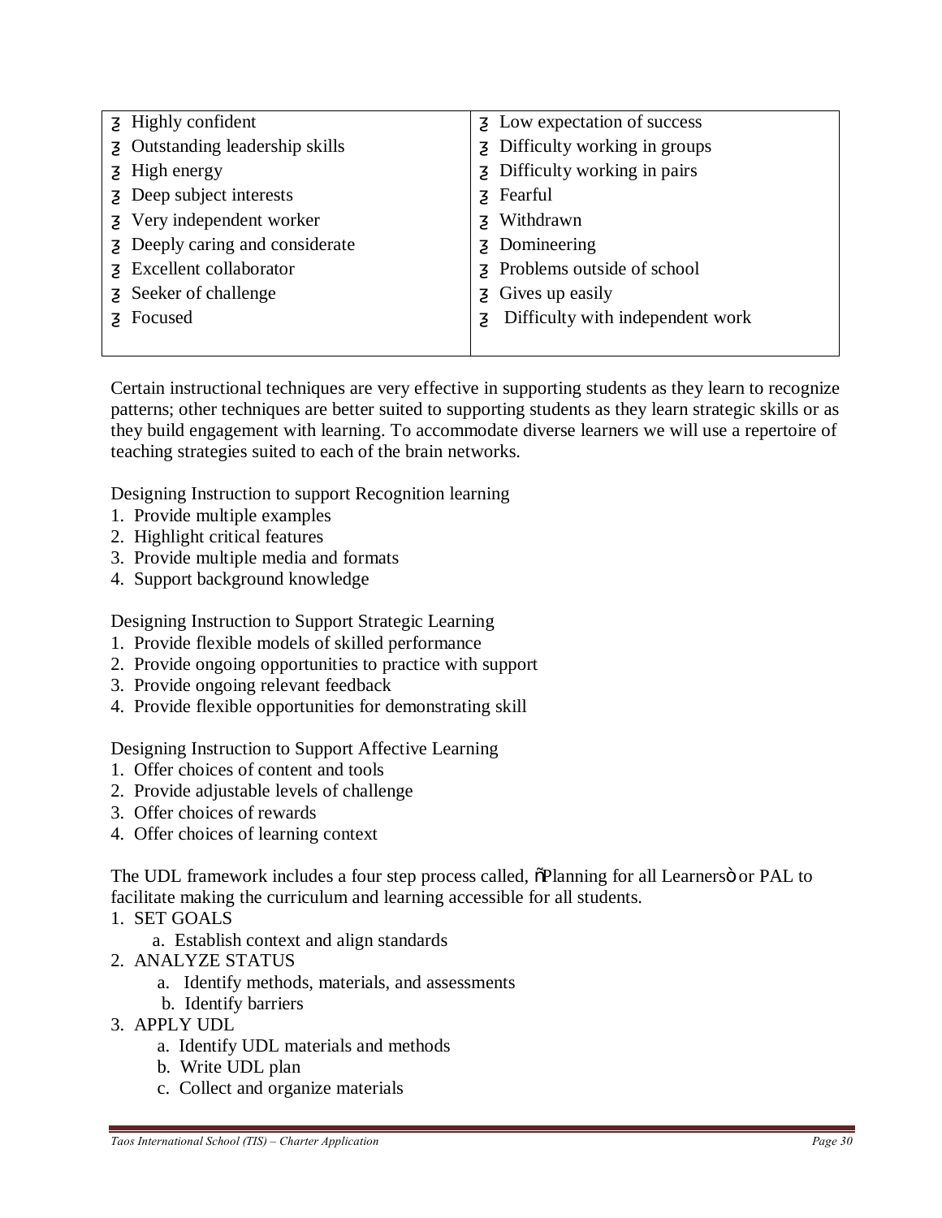| | |
|---|---|
| ȝ Highly confident | ȝ Low expectation of success |
| ȝ Outstanding leadership skills | ȝ Difficulty working in groups |
| ȝ High energy | ȝ Difficulty working in pairs |
| ȝ Deep subject interests | ȝ Fearful |
| ȝ Very independent worker | ȝ Withdrawn |
| ȝ Deeply caring and considerate | ȝ Domineering |
| ȝ Excellent collaborator | ȝ Problems outside of school |
| ȝ Seeker of challenge | ȝ Gives up easily |
| ȝ Focused | ȝ Difficulty with independent work |

Certain instructional techniques are very effective in supporting students as they learn to recognize patterns; other techniques are better suited to supporting students as they learn strategic skills or as they build engagement with learning. To accommodate diverse learners we will use a repertoire of teaching strategies suited to each of the brain networks.

Designing Instruction to support Recognition learning

1. Provide multiple examples
2. Highlight critical features
3. Provide multiple media and formats
4. Support background knowledge

Designing Instruction to Support Strategic Learning

1. Provide flexible models of skilled performance
2. Provide ongoing opportunities to practice with support
3. Provide ongoing relevant feedback
4. Provide flexible opportunities for demonstrating skill

Designing Instruction to Support Affective Learning

1. Offer choices of content and tools
2. Provide adjustable levels of challenge
3. Offer choices of rewards
4. Offer choices of learning context

The UDL framework includes a four step process called, õPlanning for all Learnersö or PAL to facilitate making the curriculum and learning accessible for all students.

1. SET GOALS
   a. Establish context and align standards
2. ANALYZE STATUS
   a. Identify methods, materials, and assessments
   b. Identify barriers
3. APPLY UDL
   a. Identify UDL materials and methods
   b. Write UDL plan
   c. Collect and organize materials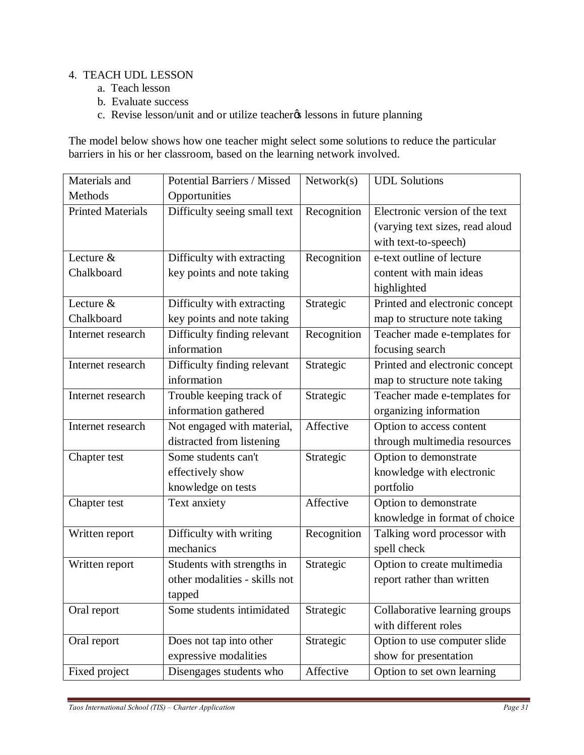4. TEACH UDL LESSON
   a. Teach lesson
   b. Evaluate success
   c. Revise lesson/unit and or utilize teacherφs lessons in future planning

The model below shows how one teacher might select some solutions to reduce the particular barriers in his or her classroom, based on the learning network involved.

| Materials and Methods | Potential Barriers / Missed Opportunities | Network(s) | UDL Solutions |
|---|---|---|---|
| Printed Materials | Difficulty seeing small text | Recognition | Electronic version of the text (varying text sizes, read aloud with text-to-speech) |
| Lecture & Chalkboard | Difficulty with extracting key points and note taking | Recognition | e-text outline of lecture content with main ideas highlighted |
| Lecture & Chalkboard | Difficulty with extracting key points and note taking | Strategic | Printed and electronic concept map to structure note taking |
| Internet research | Difficulty finding relevant information | Recognition | Teacher made e-templates for focusing search |
| Internet research | Difficulty finding relevant information | Strategic | Printed and electronic concept map to structure note taking |
| Internet research | Trouble keeping track of information gathered | Strategic | Teacher made e-templates for organizing information |
| Internet research | Not engaged with material, distracted from listening | Affective | Option to access content through multimedia resources |
| Chapter test | Some students can't effectively show knowledge on tests | Strategic | Option to demonstrate knowledge with electronic portfolio |
| Chapter test | Text anxiety | Affective | Option to demonstrate knowledge in format of choice |
| Written report | Difficulty with writing mechanics | Recognition | Talking word processor with spell check |
| Written report | Students with strengths in other modalities - skills not tapped | Strategic | Option to create multimedia report rather than written |
| Oral report | Some students intimidated | Strategic | Collaborative learning groups with different roles |
| Oral report | Does not tap into other expressive modalities | Strategic | Option to use computer slide show for presentation |
| Fixed project | Disengages students who | Affective | Option to set own learning |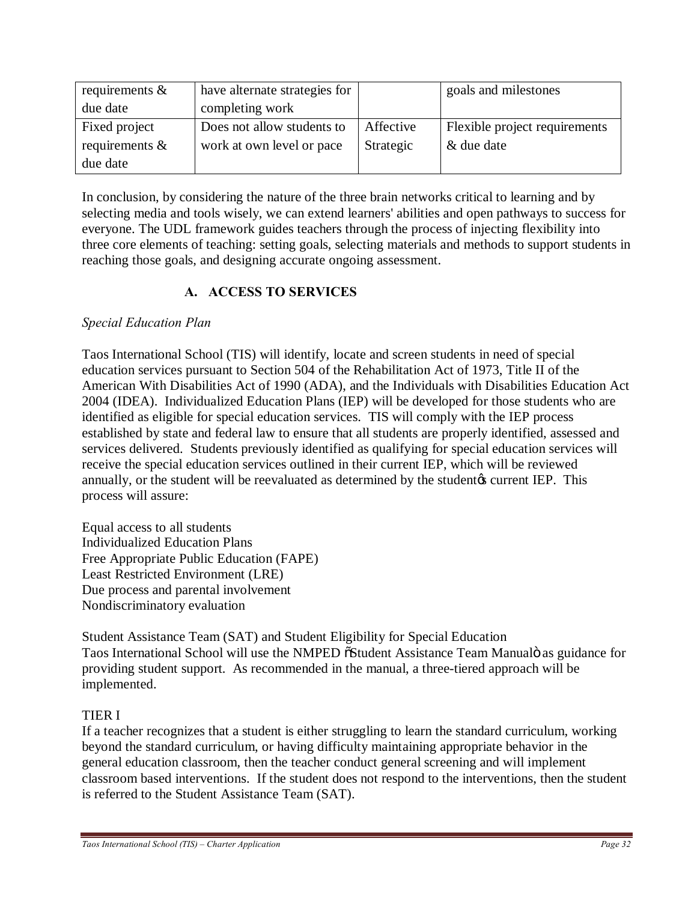| requirements & due date | have alternate strategies for completing work | | goals and milestones |
|---|---|---|---|
| Fixed project requirements & due date | Does not allow students to work at own level or pace | Affective Strategic | Flexible project requirements & due date |

In conclusion, by considering the nature of the three brain networks critical to learning and by selecting media and tools wisely, we can extend learners' abilities and open pathways to success for everyone. The UDL framework guides teachers through the process of injecting flexibility into three core elements of teaching: setting goals, selecting materials and methods to support students in reaching those goals, and designing accurate ongoing assessment.

## A. ACCESS TO SERVICES

*Special Education Plan*

Taos International School (TIS) will identify, locate and screen students in need of special education services pursuant to Section 504 of the Rehabilitation Act of 1973, Title II of the American With Disabilities Act of 1990 (ADA), and the Individuals with Disabilities Education Act 2004 (IDEA). Individualized Education Plans (IEP) will be developed for those students who are identified as eligible for special education services. TIS will comply with the IEP process established by state and federal law to ensure that all students are properly identified, assessed and services delivered. Students previously identified as qualifying for special education services will receive the special education services outlined in their current IEP, which will be reviewed annually, or the student will be reevaluated as determined by the student's current IEP. This process will assure:

Equal access to all students
Individualized Education Plans
Free Appropriate Public Education (FAPE)
Least Restricted Environment (LRE)
Due process and parental involvement
Nondiscriminatory evaluation

Student Assistance Team (SAT) and Student Eligibility for Special Education
Taos International School will use the NMPED "Student Assistance Team Manual" as guidance for providing student support. As recommended in the manual, a three-tiered approach will be implemented.

TIER I
If a teacher recognizes that a student is either struggling to learn the standard curriculum, working beyond the standard curriculum, or having difficulty maintaining appropriate behavior in the general education classroom, then the teacher conduct general screening and will implement classroom based interventions. If the student does not respond to the interventions, then the student is referred to the Student Assistance Team (SAT).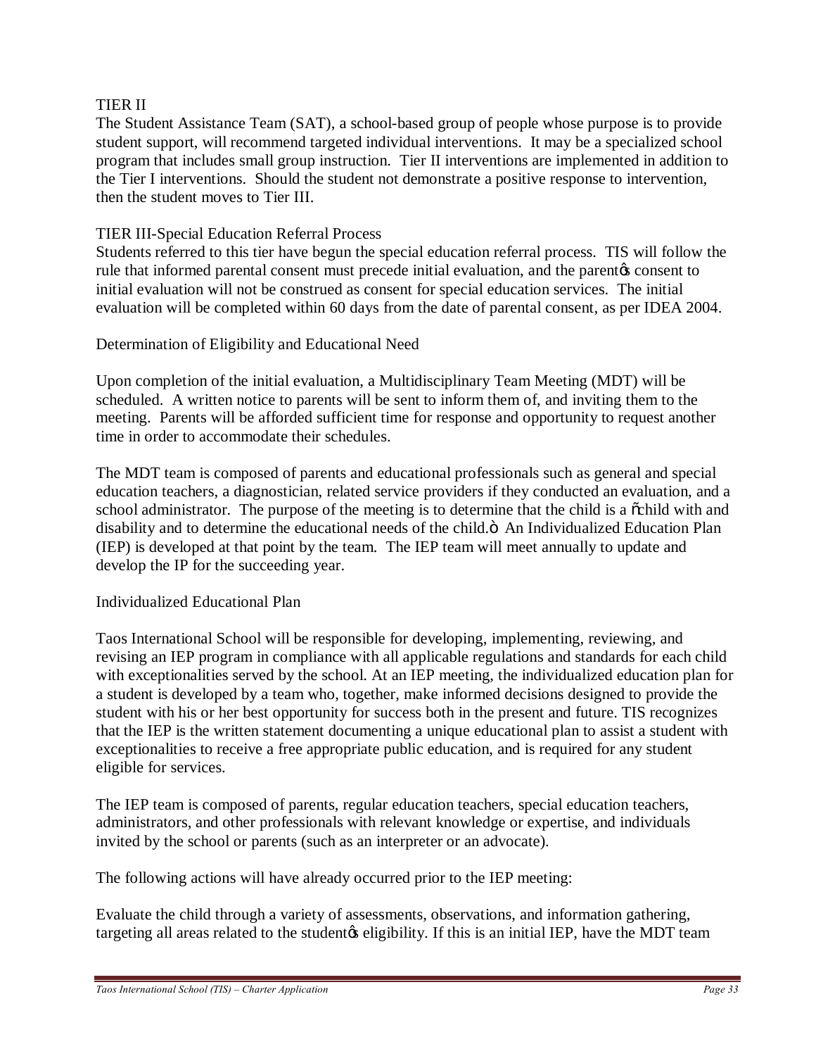TIER II

The Student Assistance Team (SAT), a school-based group of people whose purpose is to provide student support, will recommend targeted individual interventions. It may be a specialized school program that includes small group instruction. Tier II interventions are implemented in addition to the Tier I interventions. Should the student not demonstrate a positive response to intervention, then the student moves to Tier III.

TIER III-Special Education Referral Process

Students referred to this tier have begun the special education referral process. TIS will follow the rule that informed parental consent must precede initial evaluation, and the parent's consent to initial evaluation will not be construed as consent for special education services. The initial evaluation will be completed within 60 days from the date of parental consent, as per IDEA 2004.

Determination of Eligibility and Educational Need

Upon completion of the initial evaluation, a Multidisciplinary Team Meeting (MDT) will be scheduled. A written notice to parents will be sent to inform them of, and inviting them to the meeting. Parents will be afforded sufficient time for response and opportunity to request another time in order to accommodate their schedules.

The MDT team is composed of parents and educational professionals such as general and special education teachers, a diagnostician, related service providers if they conducted an evaluation, and a school administrator. The purpose of the meeting is to determine that the child is a "child with and disability and to determine the educational needs of the child." An Individualized Education Plan (IEP) is developed at that point by the team. The IEP team will meet annually to update and develop the IP for the succeeding year.

Individualized Educational Plan

Taos International School will be responsible for developing, implementing, reviewing, and revising an IEP program in compliance with all applicable regulations and standards for each child with exceptionalities served by the school. At an IEP meeting, the individualized education plan for a student is developed by a team who, together, make informed decisions designed to provide the student with his or her best opportunity for success both in the present and future. TIS recognizes that the IEP is the written statement documenting a unique educational plan to assist a student with exceptionalities to receive a free appropriate public education, and is required for any student eligible for services.

The IEP team is composed of parents, regular education teachers, special education teachers, administrators, and other professionals with relevant knowledge or expertise, and individuals invited by the school or parents (such as an interpreter or an advocate).

The following actions will have already occurred prior to the IEP meeting:

Evaluate the child through a variety of assessments, observations, and information gathering, targeting all areas related to the student's eligibility. If this is an initial IEP, have the MDT team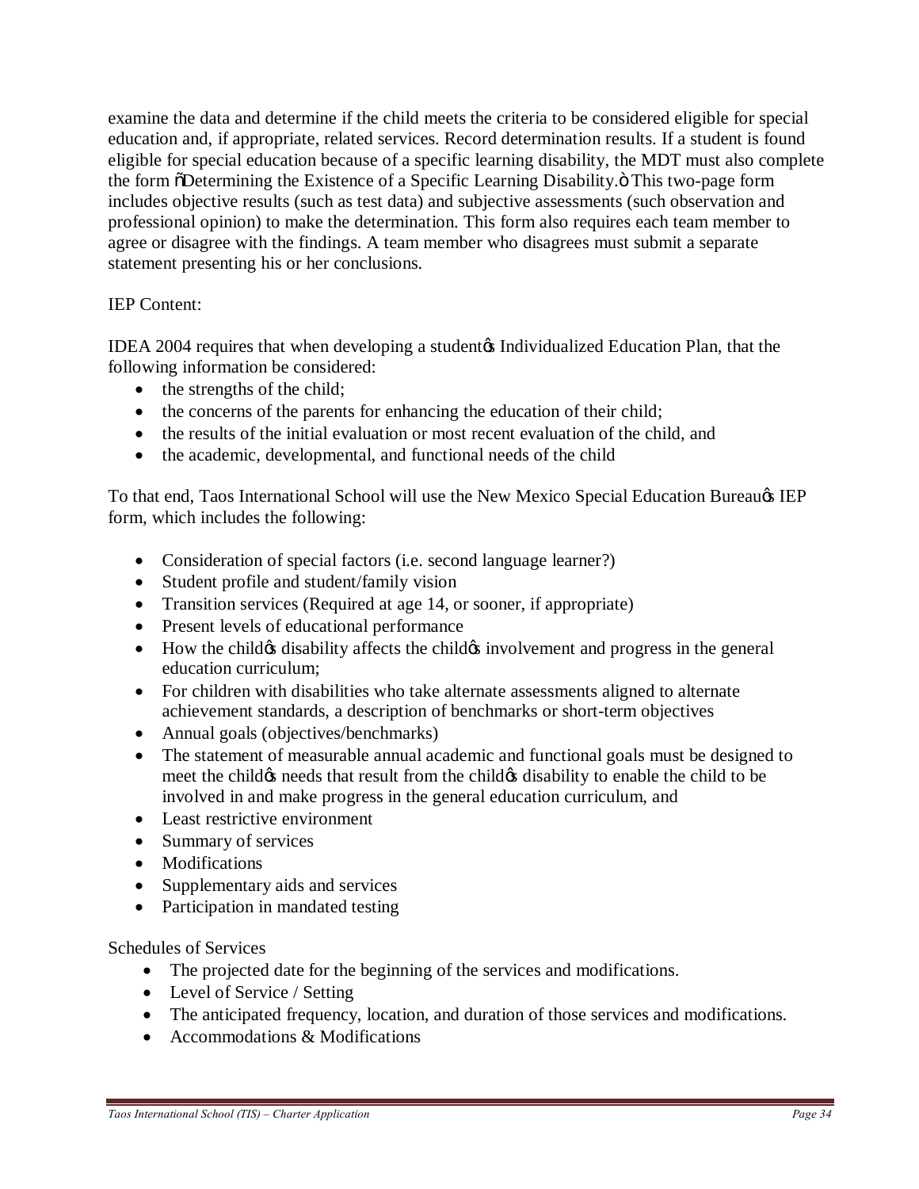examine the data and determine if the child meets the criteria to be considered eligible for special education and, if appropriate, related services. Record determination results. If a student is found eligible for special education because of a specific learning disability, the MDT must also complete the form "Determining the Existence of a Specific Learning Disability." This two-page form includes objective results (such as test data) and subjective assessments (such observation and professional opinion) to make the determination. This form also requires each team member to agree or disagree with the findings. A team member who disagrees must submit a separate statement presenting his or her conclusions.

IEP Content:

IDEA 2004 requires that when developing a student's Individualized Education Plan, that the following information be considered:

- the strengths of the child;
- the concerns of the parents for enhancing the education of their child;
- the results of the initial evaluation or most recent evaluation of the child, and
- the academic, developmental, and functional needs of the child

To that end, Taos International School will use the New Mexico Special Education Bureau's IEP form, which includes the following:

- Consideration of special factors (i.e. second language learner?)
- Student profile and student/family vision
- Transition services (Required at age 14, or sooner, if appropriate)
- Present levels of educational performance
- How the child's disability affects the child's involvement and progress in the general education curriculum;
- For children with disabilities who take alternate assessments aligned to alternate achievement standards, a description of benchmarks or short-term objectives
- Annual goals (objectives/benchmarks)
- The statement of measurable annual academic and functional goals must be designed to meet the child's needs that result from the child's disability to enable the child to be involved in and make progress in the general education curriculum, and
- Least restrictive environment
- Summary of services
- Modifications
- Supplementary aids and services
- Participation in mandated testing

Schedules of Services

- The projected date for the beginning of the services and modifications.
- Level of Service / Setting
- The anticipated frequency, location, and duration of those services and modifications.
- Accommodations & Modifications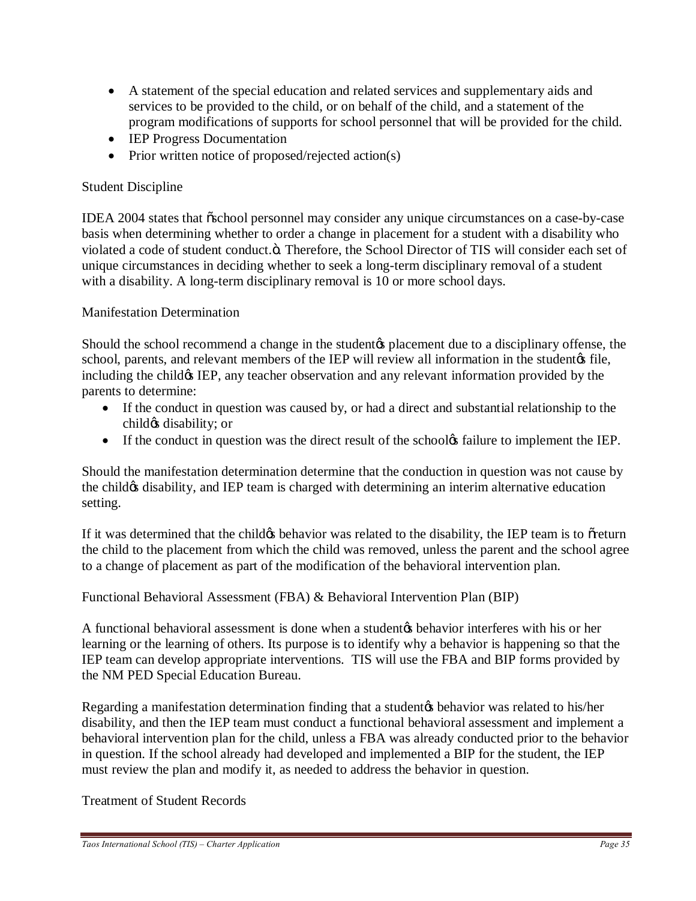- A statement of the special education and related services and supplementary aids and services to be provided to the child, or on behalf of the child, and a statement of the program modifications of supports for school personnel that will be provided for the child.
- IEP Progress Documentation
- Prior written notice of proposed/rejected action(s)

Student Discipline

IDEA 2004 states that "school personnel may consider any unique circumstances on a case-by-case basis when determining whether to order a change in placement for a student with a disability who violated a code of student conduct.". Therefore, the School Director of TIS will consider each set of unique circumstances in deciding whether to seek a long-term disciplinary removal of a student with a disability. A long-term disciplinary removal is 10 or more school days.

Manifestation Determination

Should the school recommend a change in the student's placement due to a disciplinary offense, the school, parents, and relevant members of the IEP will review all information in the student's file, including the child's IEP, any teacher observation and any relevant information provided by the parents to determine:

- If the conduct in question was caused by, or had a direct and substantial relationship to the child's disability; or
- If the conduct in question was the direct result of the school's failure to implement the IEP.

Should the manifestation determination determine that the conduction in question was not cause by the child's disability, and IEP team is charged with determining an interim alternative education setting.

If it was determined that the child's behavior was related to the disability, the IEP team is to "return the child to the placement from which the child was removed, unless the parent and the school agree to a change of placement as part of the modification of the behavioral intervention plan.

Functional Behavioral Assessment (FBA) & Behavioral Intervention Plan (BIP)

A functional behavioral assessment is done when a student's behavior interferes with his or her learning or the learning of others. Its purpose is to identify why a behavior is happening so that the IEP team can develop appropriate interventions. TIS will use the FBA and BIP forms provided by the NM PED Special Education Bureau.

Regarding a manifestation determination finding that a student's behavior was related to his/her disability, and then the IEP team must conduct a functional behavioral assessment and implement a behavioral intervention plan for the child, unless a FBA was already conducted prior to the behavior in question. If the school already had developed and implemented a BIP for the student, the IEP must review the plan and modify it, as needed to address the behavior in question.

Treatment of Student Records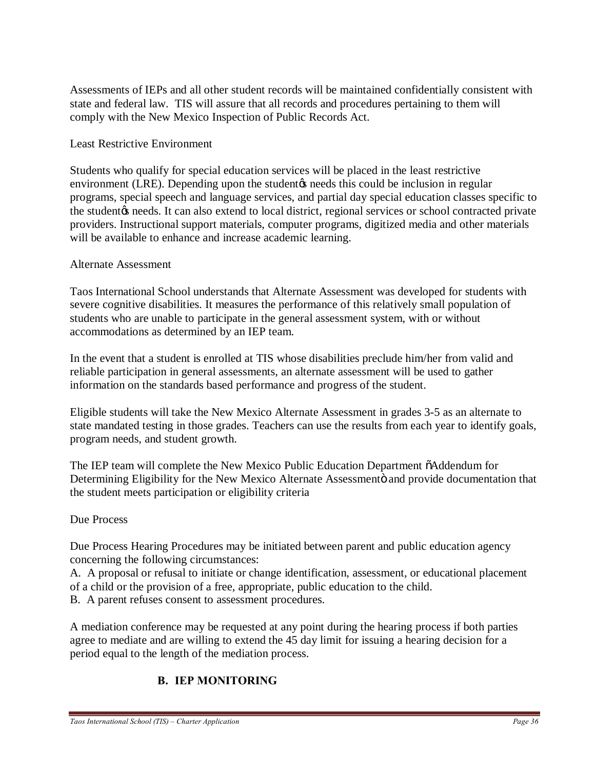Assessments of IEPs and all other student records will be maintained confidentially consistent with state and federal law. TIS will assure that all records and procedures pertaining to them will comply with the New Mexico Inspection of Public Records Act.

Least Restrictive Environment

Students who qualify for special education services will be placed in the least restrictive environment (LRE). Depending upon the student's needs this could be inclusion in regular programs, special speech and language services, and partial day special education classes specific to the student's needs. It can also extend to local district, regional services or school contracted private providers. Instructional support materials, computer programs, digitized media and other materials will be available to enhance and increase academic learning.

Alternate Assessment

Taos International School understands that Alternate Assessment was developed for students with severe cognitive disabilities. It measures the performance of this relatively small population of students who are unable to participate in the general assessment system, with or without accommodations as determined by an IEP team.

In the event that a student is enrolled at TIS whose disabilities preclude him/her from valid and reliable participation in general assessments, an alternate assessment will be used to gather information on the standards based performance and progress of the student.

Eligible students will take the New Mexico Alternate Assessment in grades 3-5 as an alternate to state mandated testing in those grades. Teachers can use the results from each year to identify goals, program needs, and student growth.

The IEP team will complete the New Mexico Public Education Department "Addendum for Determining Eligibility for the New Mexico Alternate Assessment" and provide documentation that the student meets participation or eligibility criteria

Due Process

Due Process Hearing Procedures may be initiated between parent and public education agency concerning the following circumstances:

A. A proposal or refusal to initiate or change identification, assessment, or educational placement of a child or the provision of a free, appropriate, public education to the child.

B. A parent refuses consent to assessment procedures.

A mediation conference may be requested at any point during the hearing process if both parties agree to mediate and are willing to extend the 45 day limit for issuing a hearing decision for a period equal to the length of the mediation process.

## B. IEP MONITORING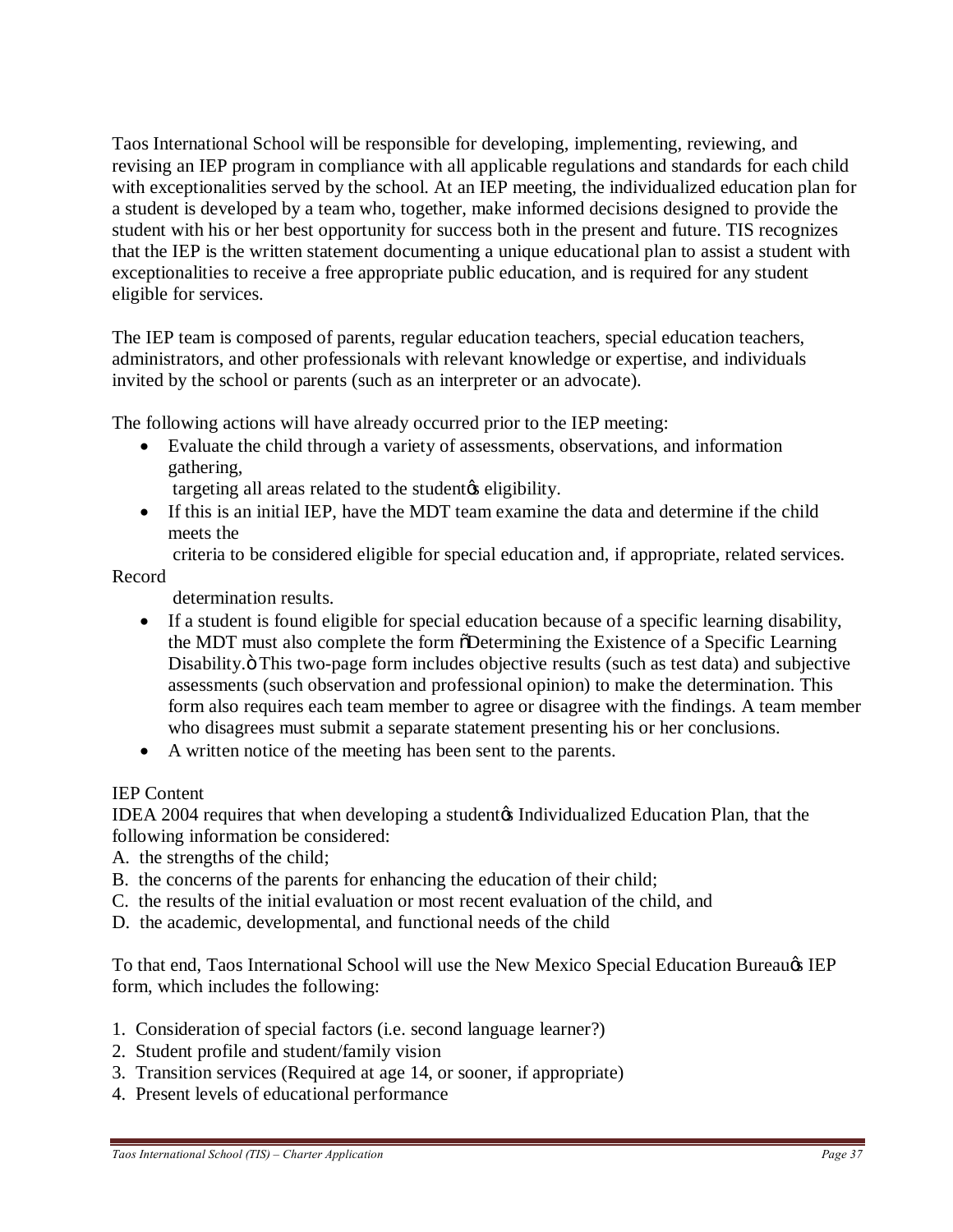Taos International School will be responsible for developing, implementing, reviewing, and revising an IEP program in compliance with all applicable regulations and standards for each child with exceptionalities served by the school. At an IEP meeting, the individualized education plan for a student is developed by a team who, together, make informed decisions designed to provide the student with his or her best opportunity for success both in the present and future. TIS recognizes that the IEP is the written statement documenting a unique educational plan to assist a student with exceptionalities to receive a free appropriate public education, and is required for any student eligible for services.

The IEP team is composed of parents, regular education teachers, special education teachers, administrators, and other professionals with relevant knowledge or expertise, and individuals invited by the school or parents (such as an interpreter or an advocate).

The following actions will have already occurred prior to the IEP meeting:

- Evaluate the child through a variety of assessments, observations, and information gathering, targeting all areas related to the student's eligibility.
- If this is an initial IEP, have the MDT team examine the data and determine if the child meets the criteria to be considered eligible for special education and, if appropriate, related services. Record determination results.
- If a student is found eligible for special education because of a specific learning disability, the MDT must also complete the form "Determining the Existence of a Specific Learning Disability." This two-page form includes objective results (such as test data) and subjective assessments (such observation and professional opinion) to make the determination. This form also requires each team member to agree or disagree with the findings. A team member who disagrees must submit a separate statement presenting his or her conclusions.
- A written notice of the meeting has been sent to the parents.

IEP Content

IDEA 2004 requires that when developing a student's Individualized Education Plan, that the following information be considered:

A. the strengths of the child;
B. the concerns of the parents for enhancing the education of their child;
C. the results of the initial evaluation or most recent evaluation of the child, and
D. the academic, developmental, and functional needs of the child

To that end, Taos International School will use the New Mexico Special Education Bureau's IEP form, which includes the following:

1. Consideration of special factors (i.e. second language learner?)
2. Student profile and student/family vision
3. Transition services (Required at age 14, or sooner, if appropriate)
4. Present levels of educational performance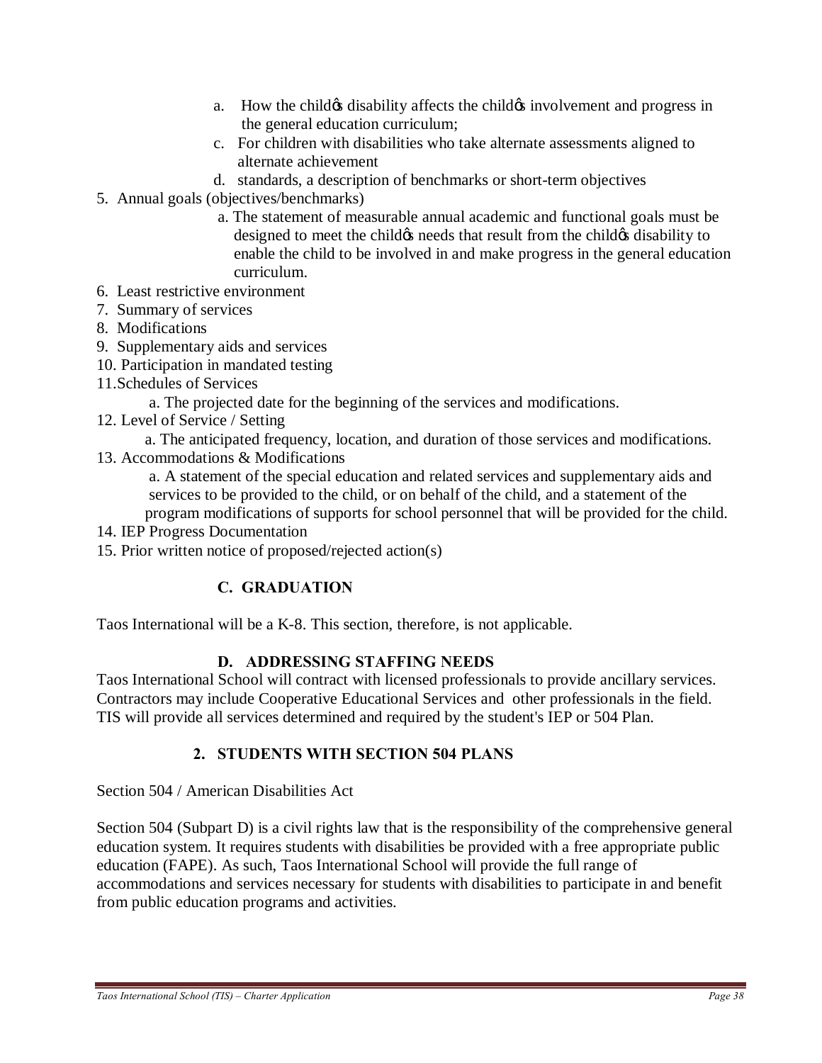a. How the childφs disability affects the childφs involvement and progress in the general education curriculum;

c. For children with disabilities who take alternate assessments aligned to alternate achievement

d. standards, a description of benchmarks or short-term objectives

5. Annual goals (objectives/benchmarks)
   a. The statement of measurable annual academic and functional goals must be designed to meet the childφs needs that result from the childφs disability to enable the child to be involved in and make progress in the general education curriculum.
6. Least restrictive environment
7. Summary of services
8. Modifications
9. Supplementary aids and services
10. Participation in mandated testing
11. Schedules of Services
    a. The projected date for the beginning of the services and modifications.
12. Level of Service / Setting
    a. The anticipated frequency, location, and duration of those services and modifications.
13. Accommodations & Modifications
    a. A statement of the special education and related services and supplementary aids and services to be provided to the child, or on behalf of the child, and a statement of the program modifications of supports for school personnel that will be provided for the child.
14. IEP Progress Documentation
15. Prior written notice of proposed/rejected action(s)

### C. GRADUATION

Taos International will be a K-8. This section, therefore, is not applicable.

### D. ADDRESSING STAFFING NEEDS

Taos International School will contract with licensed professionals to provide ancillary services. Contractors may include Cooperative Educational Services and other professionals in the field. TIS will provide all services determined and required by the student's IEP or 504 Plan.

### 2. STUDENTS WITH SECTION 504 PLANS

Section 504 / American Disabilities Act

Section 504 (Subpart D) is a civil rights law that is the responsibility of the comprehensive general education system. It requires students with disabilities be provided with a free appropriate public education (FAPE). As such, Taos International School will provide the full range of accommodations and services necessary for students with disabilities to participate in and benefit from public education programs and activities.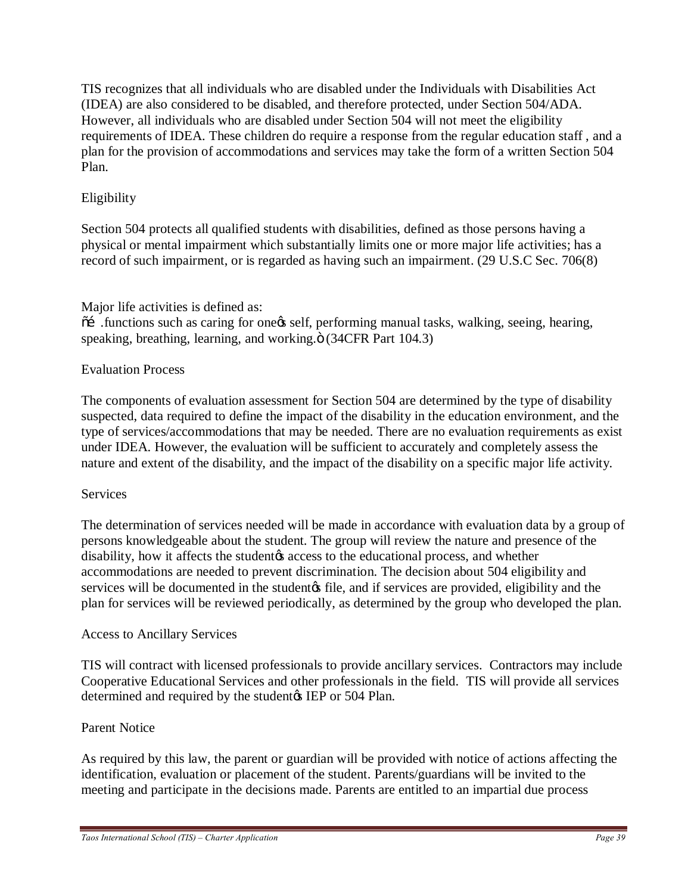TIS recognizes that all individuals who are disabled under the Individuals with Disabilities Act (IDEA) are also considered to be disabled, and therefore protected, under Section 504/ADA. However, all individuals who are disabled under Section 504 will not meet the eligibility requirements of IDEA. These children do require a response from the regular education staff , and a plan for the provision of accommodations and services may take the form of a written Section 504 Plan.

## Eligibility

Section 504 protects all qualified students with disabilities, defined as those persons having a physical or mental impairment which substantially limits one or more major life activities; has a record of such impairment, or is regarded as having such an impairment. (29 U.S.C Sec. 706(8)

Major life activities is defined as:
"… .functions such as caring for one's self, performing manual tasks, walking, seeing, hearing, speaking, breathing, learning, and working." (34CFR Part 104.3)

## Evaluation Process

The components of evaluation assessment for Section 504 are determined by the type of disability suspected, data required to define the impact of the disability in the education environment, and the type of services/accommodations that may be needed. There are no evaluation requirements as exist under IDEA. However, the evaluation will be sufficient to accurately and completely assess the nature and extent of the disability, and the impact of the disability on a specific major life activity.

## Services

The determination of services needed will be made in accordance with evaluation data by a group of persons knowledgeable about the student. The group will review the nature and presence of the disability, how it affects the student's access to the educational process, and whether accommodations are needed to prevent discrimination. The decision about 504 eligibility and services will be documented in the student's file, and if services are provided, eligibility and the plan for services will be reviewed periodically, as determined by the group who developed the plan.

## Access to Ancillary Services

TIS will contract with licensed professionals to provide ancillary services. Contractors may include Cooperative Educational Services and other professionals in the field. TIS will provide all services determined and required by the student's IEP or 504 Plan.

## Parent Notice

As required by this law, the parent or guardian will be provided with notice of actions affecting the identification, evaluation or placement of the student. Parents/guardians will be invited to the meeting and participate in the decisions made. Parents are entitled to an impartial due process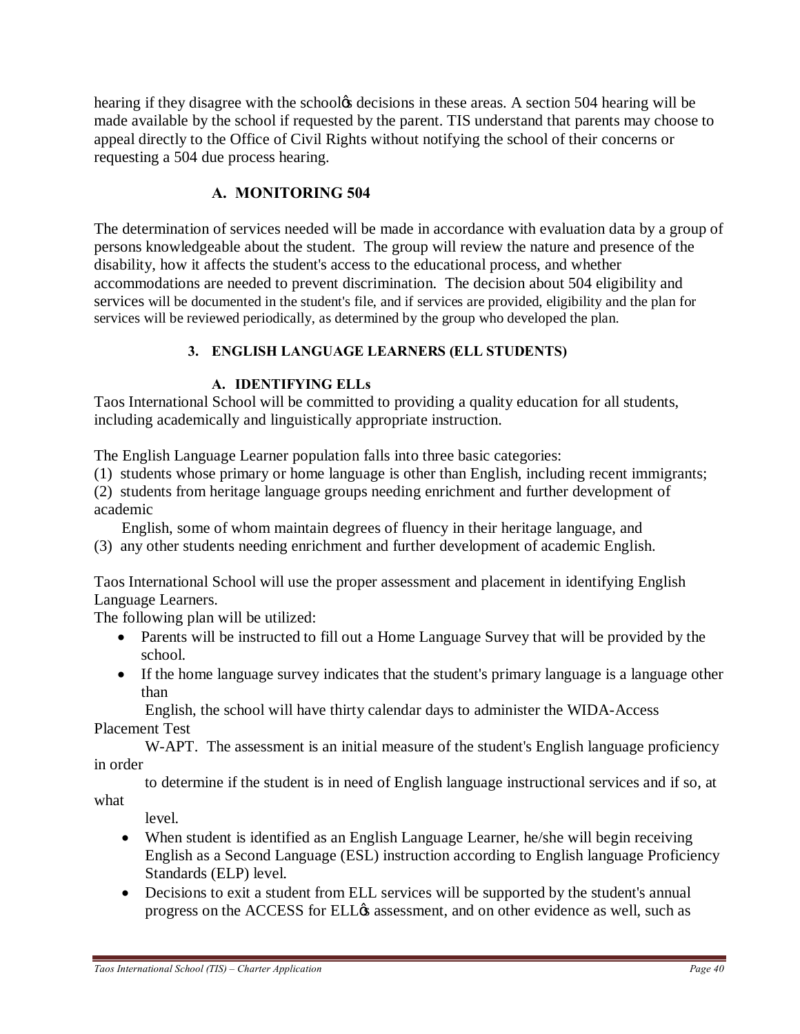hearing if they disagree with the schoolꞌs decisions in these areas. A section 504 hearing will be made available by the school if requested by the parent. TIS understand that parents may choose to appeal directly to the Office of Civil Rights without notifying the school of their concerns or requesting a 504 due process hearing.

### A. MONITORING 504

The determination of services needed will be made in accordance with evaluation data by a group of persons knowledgeable about the student. The group will review the nature and presence of the disability, how it affects the student's access to the educational process, and whether accommodations are needed to prevent discrimination. The decision about 504 eligibility and services will be documented in the student's file, and if services are provided, eligibility and the plan for services will be reviewed periodically, as determined by the group who developed the plan.

## 3. ENGLISH LANGUAGE LEARNERS (ELL STUDENTS)

### A. IDENTIFYING ELLs

Taos International School will be committed to providing a quality education for all students, including academically and linguistically appropriate instruction.

The English Language Learner population falls into three basic categories:

(1) students whose primary or home language is other than English, including recent immigrants;
(2) students from heritage language groups needing enrichment and further development of academic English, some of whom maintain degrees of fluency in their heritage language, and
(3) any other students needing enrichment and further development of academic English.

Taos International School will use the proper assessment and placement in identifying English Language Learners.

The following plan will be utilized:

- Parents will be instructed to fill out a Home Language Survey that will be provided by the school.
- If the home language survey indicates that the student's primary language is a language other than English, the school will have thirty calendar days to administer the WIDA-Access Placement Test W-APT. The assessment is an initial measure of the student's English language proficiency in order to determine if the student is in need of English language instructional services and if so, at what level.
- When student is identified as an English Language Learner, he/she will begin receiving English as a Second Language (ESL) instruction according to English language Proficiency Standards (ELP) level.
- Decisions to exit a student from ELL services will be supported by the student's annual progress on the ACCESS for ELLꞌs assessment, and on other evidence as well, such as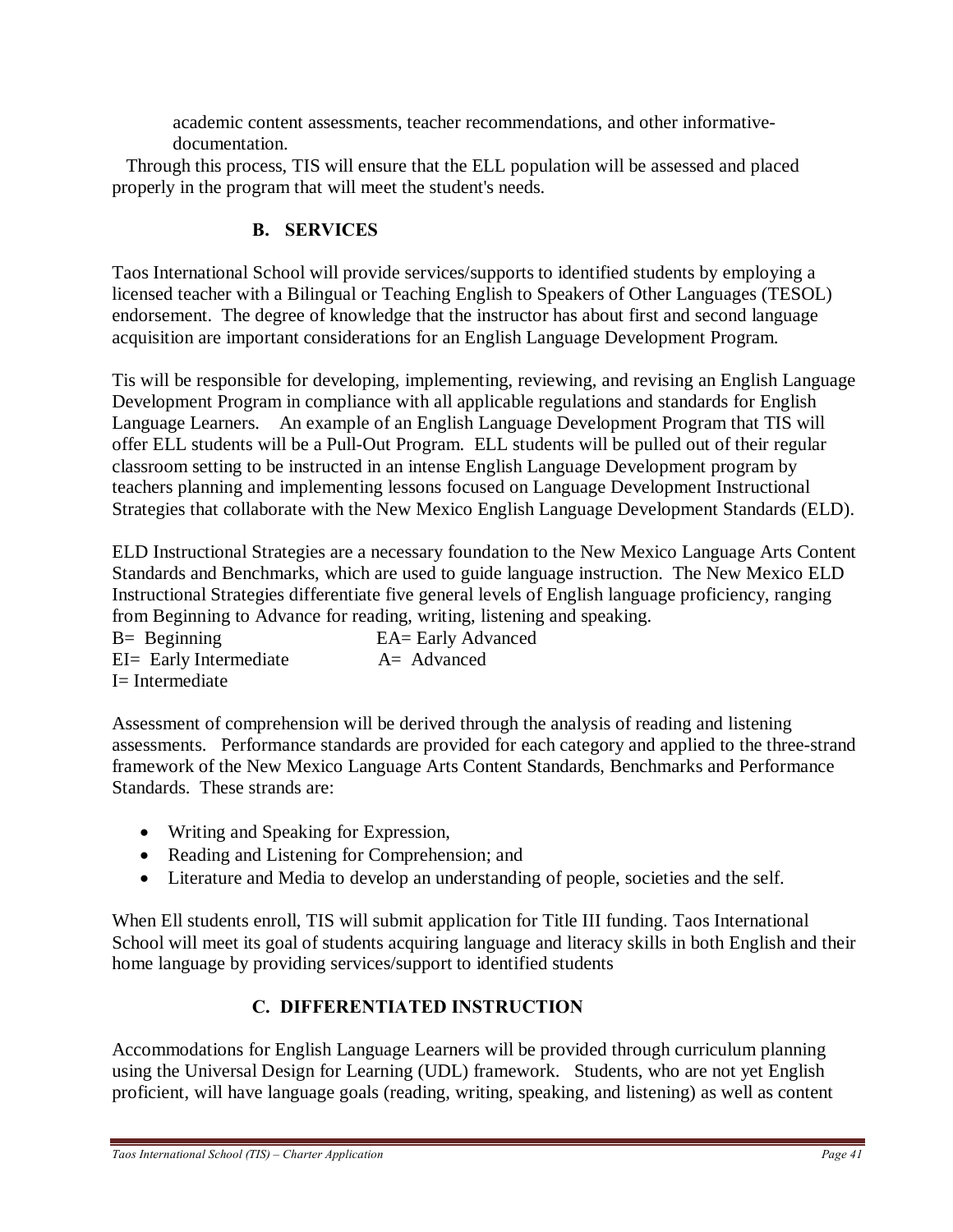academic content assessments, teacher recommendations, and other informative-documentation.

Through this process, TIS will ensure that the ELL population will be assessed and placed properly in the program that will meet the student's needs.

### B. SERVICES

Taos International School will provide services/supports to identified students by employing a licensed teacher with a Bilingual or Teaching English to Speakers of Other Languages (TESOL) endorsement. The degree of knowledge that the instructor has about first and second language acquisition are important considerations for an English Language Development Program.

Tis will be responsible for developing, implementing, reviewing, and revising an English Language Development Program in compliance with all applicable regulations and standards for English Language Learners. An example of an English Language Development Program that TIS will offer ELL students will be a Pull-Out Program. ELL students will be pulled out of their regular classroom setting to be instructed in an intense English Language Development program by teachers planning and implementing lessons focused on Language Development Instructional Strategies that collaborate with the New Mexico English Language Development Standards (ELD).

ELD Instructional Strategies are a necessary foundation to the New Mexico Language Arts Content Standards and Benchmarks, which are used to guide language instruction. The New Mexico ELD Instructional Strategies differentiate five general levels of English language proficiency, ranging from Beginning to Advance for reading, writing, listening and speaking.

B= Beginning
EI= Early Intermediate
I= Intermediate
EA= Early Advanced
A= Advanced

Assessment of comprehension will be derived through the analysis of reading and listening assessments. Performance standards are provided for each category and applied to the three-strand framework of the New Mexico Language Arts Content Standards, Benchmarks and Performance Standards. These strands are:

- Writing and Speaking for Expression,
- Reading and Listening for Comprehension; and
- Literature and Media to develop an understanding of people, societies and the self.

When Ell students enroll, TIS will submit application for Title III funding. Taos International School will meet its goal of students acquiring language and literacy skills in both English and their home language by providing services/support to identified students

### C. DIFFERENTIATED INSTRUCTION

Accommodations for English Language Learners will be provided through curriculum planning using the Universal Design for Learning (UDL) framework. Students, who are not yet English proficient, will have language goals (reading, writing, speaking, and listening) as well as content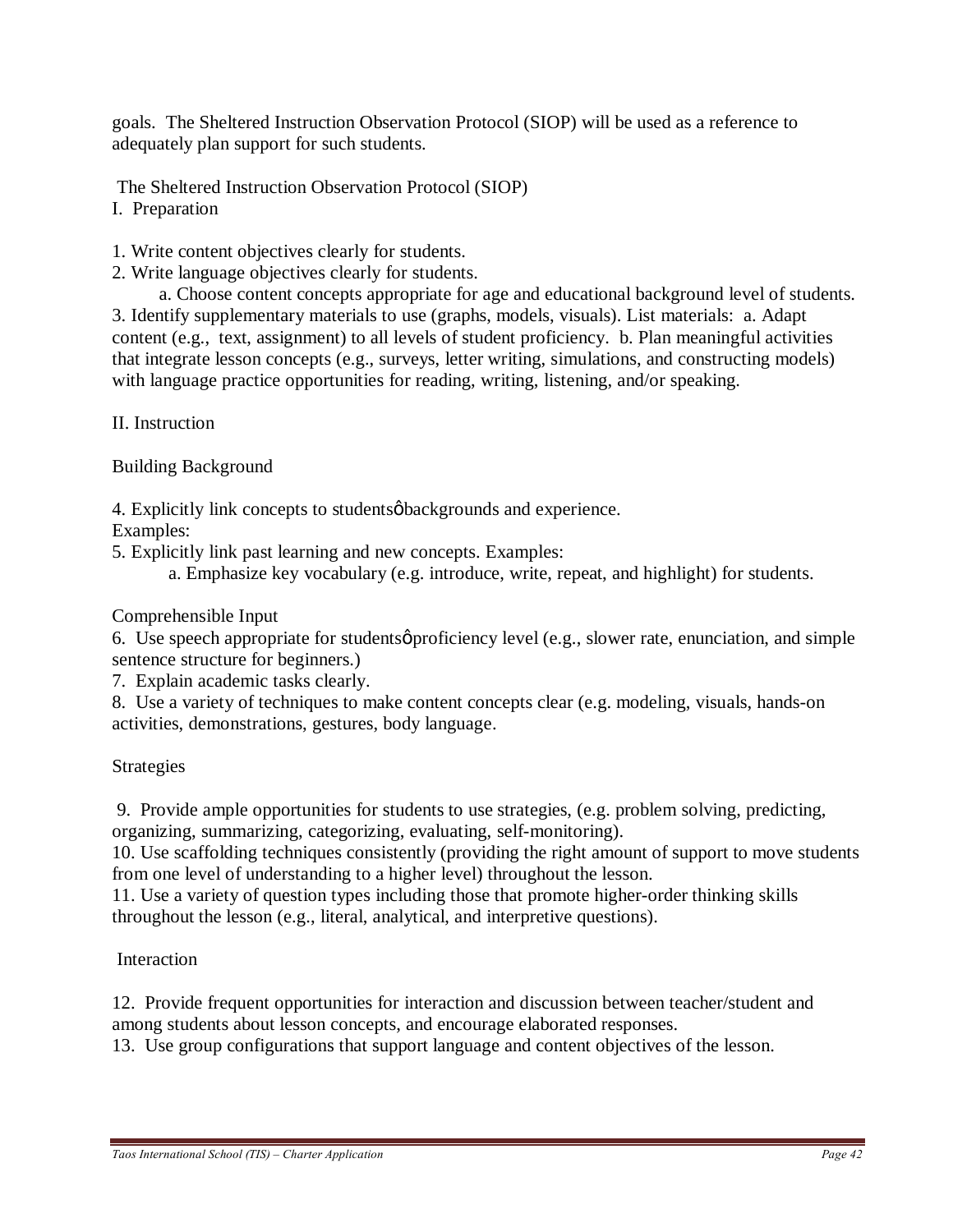goals. The Sheltered Instruction Observation Protocol (SIOP) will be used as a reference to adequately plan support for such students.

The Sheltered Instruction Observation Protocol (SIOP)

I. Preparation

1. Write content objectives clearly for students.
2. Write language objectives clearly for students.
   a. Choose content concepts appropriate for age and educational background level of students.
3. Identify supplementary materials to use (graphs, models, visuals). List materials: a. Adapt content (e.g., text, assignment) to all levels of student proficiency. b. Plan meaningful activities that integrate lesson concepts (e.g., surveys, letter writing, simulations, and constructing models) with language practice opportunities for reading, writing, listening, and/or speaking.

II. Instruction

Building Background

4. Explicitly link concepts to studentsǿ backgrounds and experience.
Examples:
5. Explicitly link past learning and new concepts. Examples:
   a. Emphasize key vocabulary (e.g. introduce, write, repeat, and highlight) for students.

Comprehensible Input

6. Use speech appropriate for studentsǿ proficiency level (e.g., slower rate, enunciation, and simple sentence structure for beginners.)
7. Explain academic tasks clearly.
8. Use a variety of techniques to make content concepts clear (e.g. modeling, visuals, hands-on activities, demonstrations, gestures, body language.

Strategies

9. Provide ample opportunities for students to use strategies, (e.g. problem solving, predicting, organizing, summarizing, categorizing, evaluating, self-monitoring).
10. Use scaffolding techniques consistently (providing the right amount of support to move students from one level of understanding to a higher level) throughout the lesson.
11. Use a variety of question types including those that promote higher-order thinking skills throughout the lesson (e.g., literal, analytical, and interpretive questions).

Interaction

12. Provide frequent opportunities for interaction and discussion between teacher/student and among students about lesson concepts, and encourage elaborated responses.
13. Use group configurations that support language and content objectives of the lesson.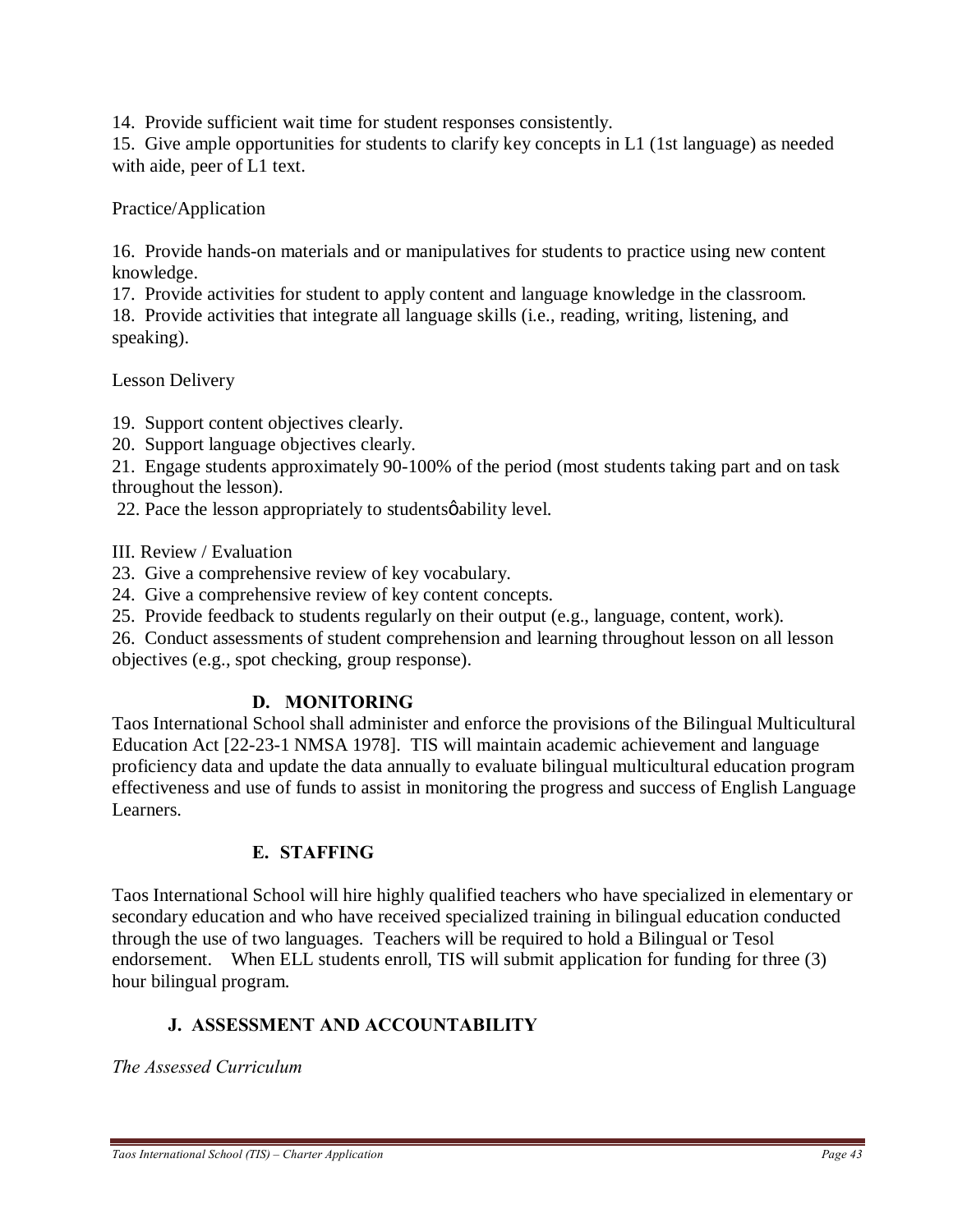14. Provide sufficient wait time for student responses consistently.
15. Give ample opportunities for students to clarify key concepts in L1 (1st language) as needed with aide, peer of L1 text.

Practice/Application

16. Provide hands-on materials and or manipulatives for students to practice using new content knowledge.
17. Provide activities for student to apply content and language knowledge in the classroom.
18. Provide activities that integrate all language skills (i.e., reading, writing, listening, and speaking).

Lesson Delivery

19. Support content objectives clearly.
20. Support language objectives clearly.
21. Engage students approximately 90-100% of the period (most students taking part and on task throughout the lesson).
22. Pace the lesson appropriately to studentsφability level.

III. Review / Evaluation

23. Give a comprehensive review of key vocabulary.
24. Give a comprehensive review of key content concepts.
25. Provide feedback to students regularly on their output (e.g., language, content, work).
26. Conduct assessments of student comprehension and learning throughout lesson on all lesson objectives (e.g., spot checking, group response).

### D. MONITORING

Taos International School shall administer and enforce the provisions of the Bilingual Multicultural Education Act [22-23-1 NMSA 1978]. TIS will maintain academic achievement and language proficiency data and update the data annually to evaluate bilingual multicultural education program effectiveness and use of funds to assist in monitoring the progress and success of English Language Learners.

### E. STAFFING

Taos International School will hire highly qualified teachers who have specialized in elementary or secondary education and who have received specialized training in bilingual education conducted through the use of two languages. Teachers will be required to hold a Bilingual or Tesol endorsement. When ELL students enroll, TIS will submit application for funding for three (3) hour bilingual program.

## J. ASSESSMENT AND ACCOUNTABILITY

*The Assessed Curriculum*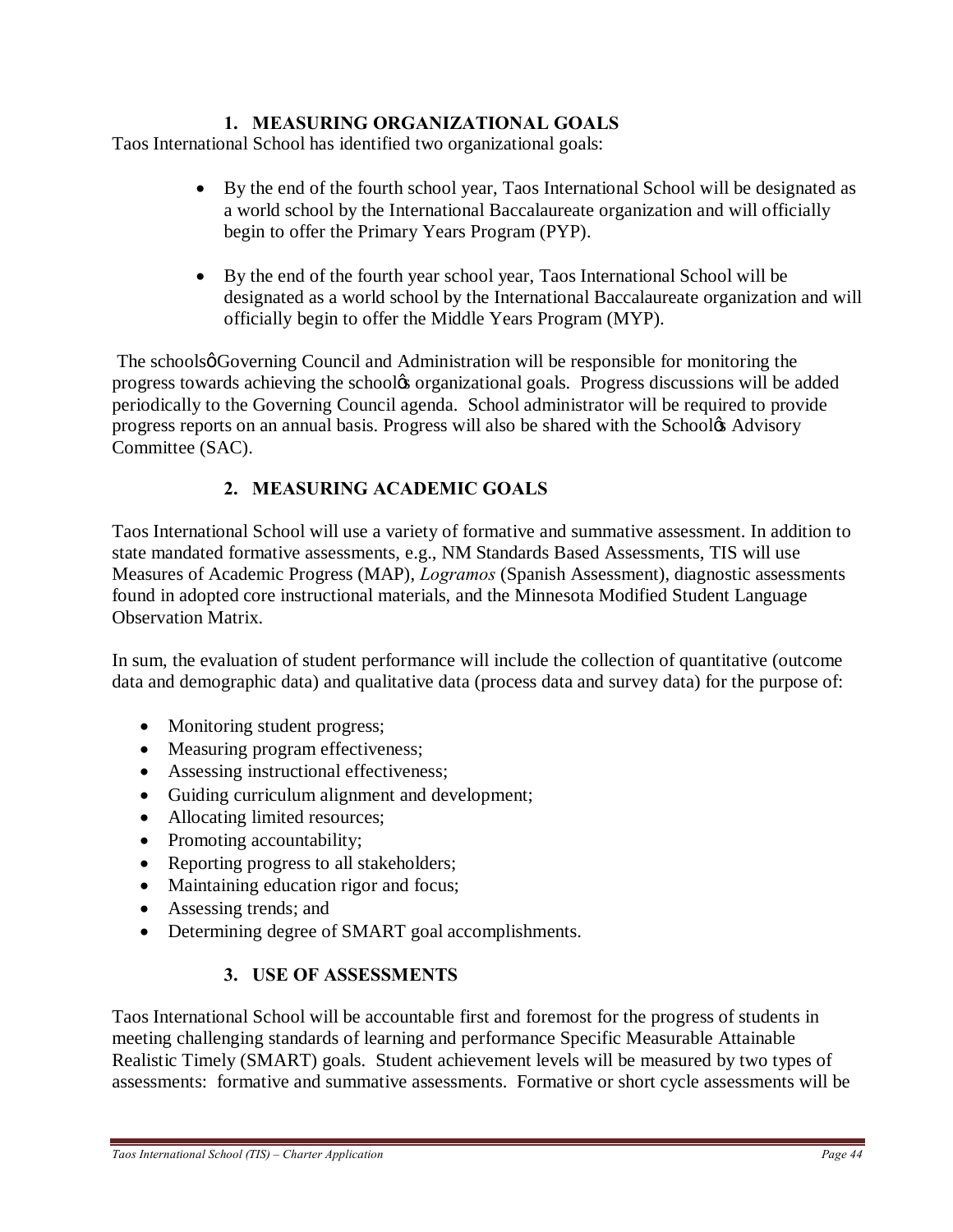## 1. MEASURING ORGANIZATIONAL GOALS

Taos International School has identified two organizational goals:

- By the end of the fourth school year, Taos International School will be designated as a world school by the International Baccalaureate organization and will officially begin to offer the Primary Years Program (PYP).
- By the end of the fourth year school year, Taos International School will be designated as a world school by the International Baccalaureate organization and will officially begin to offer the Middle Years Program (MYP).

The schoolsφ Governing Council and Administration will be responsible for monitoring the progress towards achieving the schoolφs organizational goals. Progress discussions will be added periodically to the Governing Council agenda. School administrator will be required to provide progress reports on an annual basis. Progress will also be shared with the Schoolφs Advisory Committee (SAC).

## 2. MEASURING ACADEMIC GOALS

Taos International School will use a variety of formative and summative assessment. In addition to state mandated formative assessments, e.g., NM Standards Based Assessments, TIS will use Measures of Academic Progress (MAP), *Logramos* (Spanish Assessment), diagnostic assessments found in adopted core instructional materials, and the Minnesota Modified Student Language Observation Matrix.

In sum, the evaluation of student performance will include the collection of quantitative (outcome data and demographic data) and qualitative data (process data and survey data) for the purpose of:

- Monitoring student progress;
- Measuring program effectiveness;
- Assessing instructional effectiveness;
- Guiding curriculum alignment and development;
- Allocating limited resources;
- Promoting accountability;
- Reporting progress to all stakeholders;
- Maintaining education rigor and focus;
- Assessing trends; and
- Determining degree of SMART goal accomplishments.

## 3. USE OF ASSESSMENTS

Taos International School will be accountable first and foremost for the progress of students in meeting challenging standards of learning and performance Specific Measurable Attainable Realistic Timely (SMART) goals. Student achievement levels will be measured by two types of assessments: formative and summative assessments. Formative or short cycle assessments will be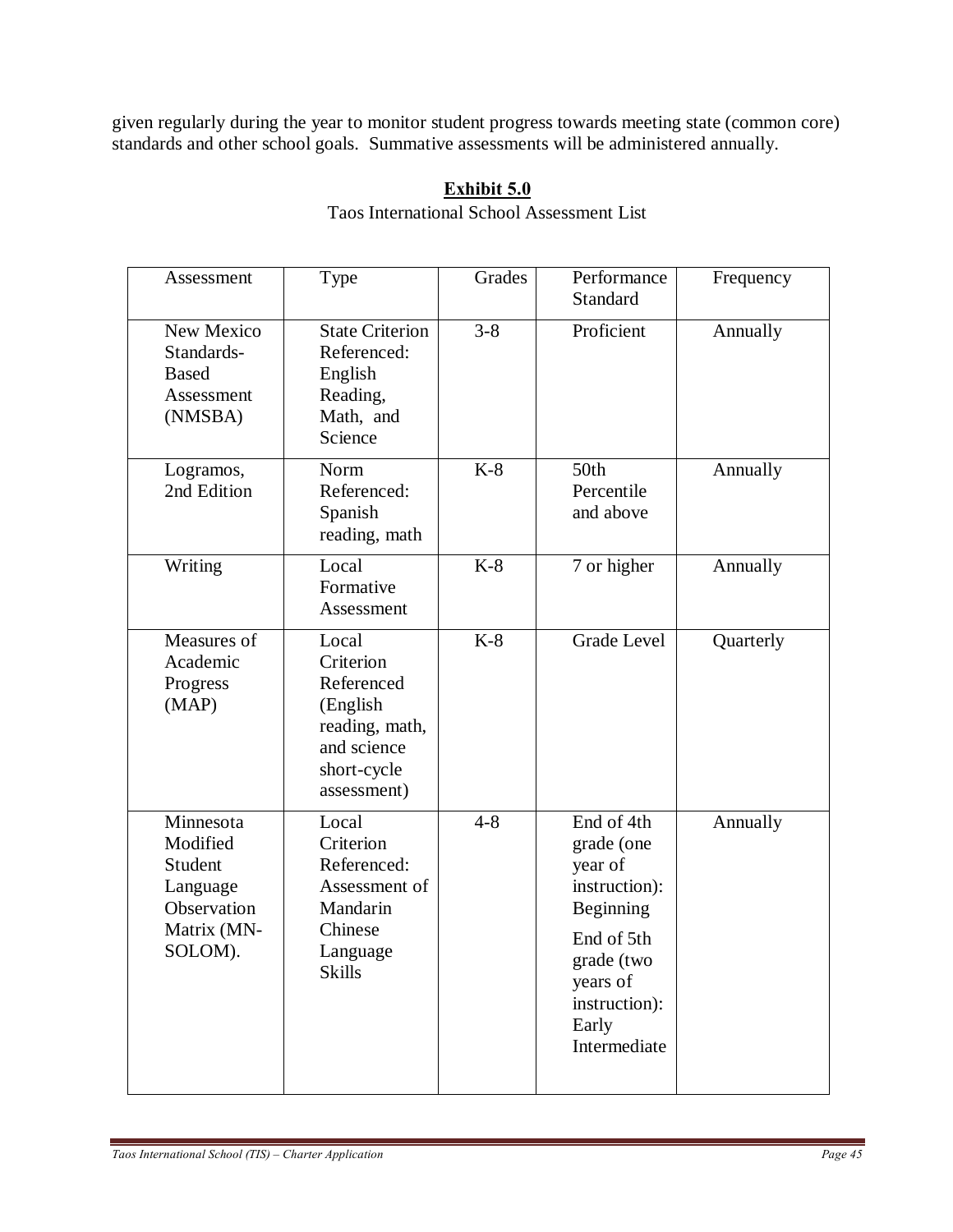given regularly during the year to monitor student progress towards meeting state (common core) standards and other school goals. Summative assessments will be administered annually.

**Exhibit 5.0**

Taos International School Assessment List

| Assessment | Type | Grades | Performance Standard | Frequency |
|---|---|---|---|---|
| New Mexico Standards-Based Assessment (NMSBA) | State Criterion Referenced: English Reading, Math, and Science | 3-8 | Proficient | Annually |
| Logramos, 2nd Edition | Norm Referenced: Spanish reading, math | K-8 | 50th Percentile and above | Annually |
| Writing | Local Formative Assessment | K-8 | 7 or higher | Annually |
| Measures of Academic Progress (MAP) | Local Criterion Referenced (English reading, math, and science short-cycle assessment) | K-8 | Grade Level | Quarterly |
| Minnesota Modified Student Language Observation Matrix (MN-SOLOM). | Local Criterion Referenced: Assessment of Mandarin Chinese Language Skills | 4-8 | End of 4th grade (one year of instruction): Beginning<br>End of 5th grade (two years of instruction): Early Intermediate | Annually |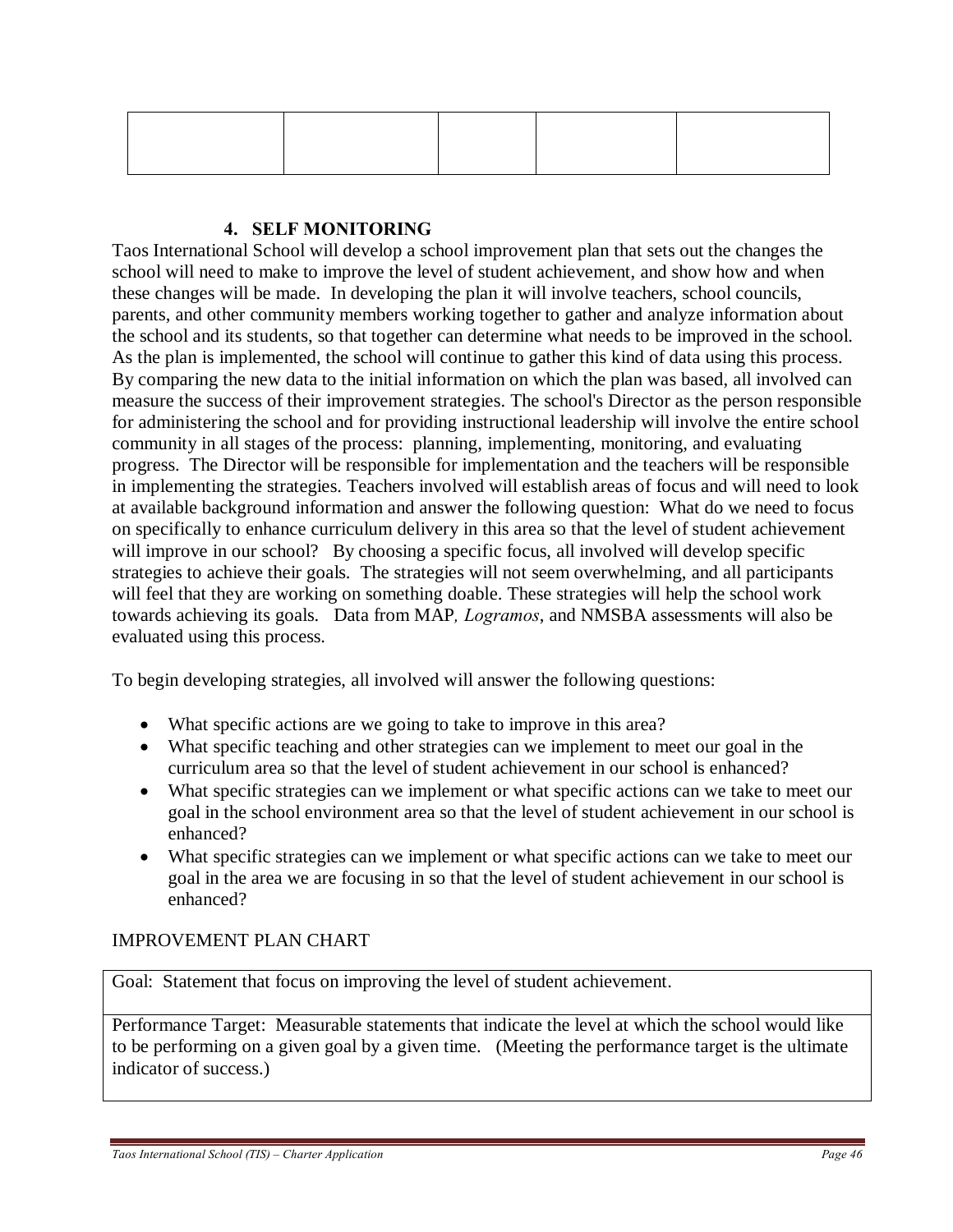| | | | | |
|---|---|---|---|---|
| | | | | |

### 4. SELF MONITORING

Taos International School will develop a school improvement plan that sets out the changes the school will need to make to improve the level of student achievement, and show how and when these changes will be made. In developing the plan it will involve teachers, school councils, parents, and other community members working together to gather and analyze information about the school and its students, so that together can determine what needs to be improved in the school. As the plan is implemented, the school will continue to gather this kind of data using this process. By comparing the new data to the initial information on which the plan was based, all involved can measure the success of their improvement strategies. The school's Director as the person responsible for administering the school and for providing instructional leadership will involve the entire school community in all stages of the process: planning, implementing, monitoring, and evaluating progress. The Director will be responsible for implementation and the teachers will be responsible in implementing the strategies. Teachers involved will establish areas of focus and will need to look at available background information and answer the following question: What do we need to focus on specifically to enhance curriculum delivery in this area so that the level of student achievement will improve in our school? By choosing a specific focus, all involved will develop specific strategies to achieve their goals. The strategies will not seem overwhelming, and all participants will feel that they are working on something doable. These strategies will help the school work towards achieving its goals. Data from MAP*, Logramos*, and NMSBA assessments will also be evaluated using this process.

To begin developing strategies, all involved will answer the following questions:

- What specific actions are we going to take to improve in this area?
- What specific teaching and other strategies can we implement to meet our goal in the curriculum area so that the level of student achievement in our school is enhanced?
- What specific strategies can we implement or what specific actions can we take to meet our goal in the school environment area so that the level of student achievement in our school is enhanced?
- What specific strategies can we implement or what specific actions can we take to meet our goal in the area we are focusing in so that the level of student achievement in our school is enhanced?

IMPROVEMENT PLAN CHART

| Goal: Statement that focus on improving the level of student achievement. |
|---|
| Performance Target: Measurable statements that indicate the level at which the school would like to be performing on a given goal by a given time. (Meeting the performance target is the ultimate indicator of success.) |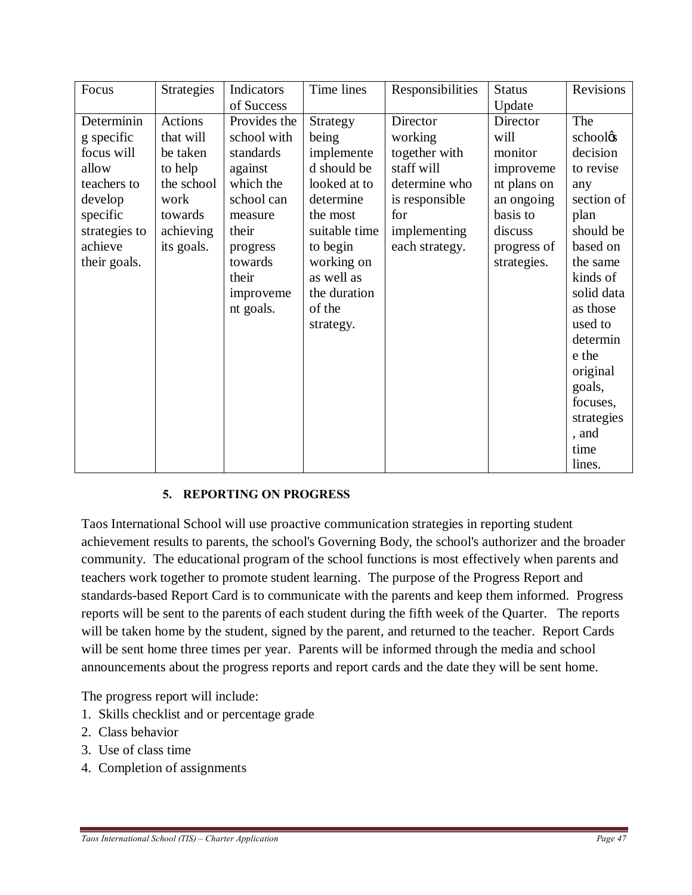| Focus | Strategies | Indicators of Success | Time lines | Responsibilities | Status Update | Revisions |
|---|---|---|---|---|---|---|
| Determining specific focus will allow teachers to develop specific strategies to achieve their goals. | Actions that will be taken to help the school work towards achieving its goals. | Provides the school with standards against which the school can measure their progress towards their improvement goals. | Strategy being implemented should be looked at to determine the most suitable time to begin working on as well as the duration of the strategy. | Director working together with staff will determine who is responsible for implementing each strategy. | Director will monitor improvement plans on an ongoing basis to discuss progress of strategies. | The schoolǿs decision to revise any section of plan should be based on the same kinds of solid data as those used to determine the original goals, focuses, strategies, and time lines. |

## 5. REPORTING ON PROGRESS

Taos International School will use proactive communication strategies in reporting student achievement results to parents, the school's Governing Body, the school's authorizer and the broader community. The educational program of the school functions is most effectively when parents and teachers work together to promote student learning. The purpose of the Progress Report and standards-based Report Card is to communicate with the parents and keep them informed. Progress reports will be sent to the parents of each student during the fifth week of the Quarter. The reports will be taken home by the student, signed by the parent, and returned to the teacher. Report Cards will be sent home three times per year. Parents will be informed through the media and school announcements about the progress reports and report cards and the date they will be sent home.

The progress report will include:

1. Skills checklist and or percentage grade
2. Class behavior
3. Use of class time
4. Completion of assignments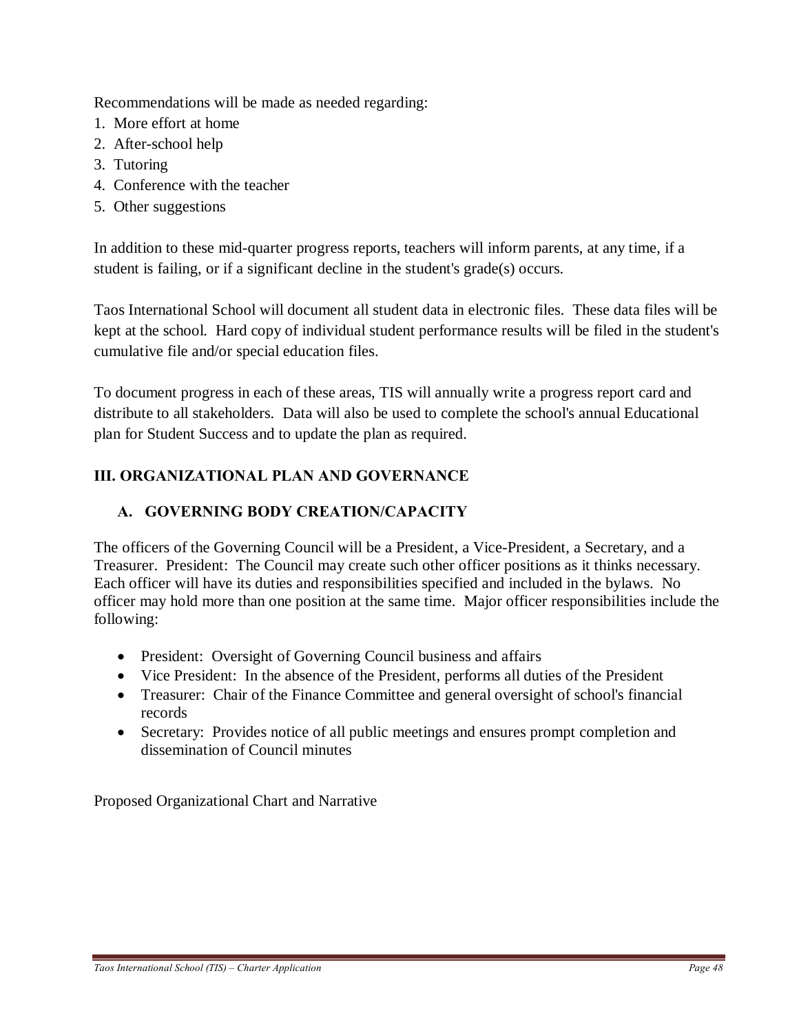Recommendations will be made as needed regarding:

1. More effort at home
2. After-school help
3. Tutoring
4. Conference with the teacher
5. Other suggestions

In addition to these mid-quarter progress reports, teachers will inform parents, at any time, if a student is failing, or if a significant decline in the student's grade(s) occurs.

Taos International School will document all student data in electronic files. These data files will be kept at the school. Hard copy of individual student performance results will be filed in the student's cumulative file and/or special education files.

To document progress in each of these areas, TIS will annually write a progress report card and distribute to all stakeholders. Data will also be used to complete the school's annual Educational plan for Student Success and to update the plan as required.

# III. ORGANIZATIONAL PLAN AND GOVERNANCE

## A. GOVERNING BODY CREATION/CAPACITY

The officers of the Governing Council will be a President, a Vice-President, a Secretary, and a Treasurer. President: The Council may create such other officer positions as it thinks necessary. Each officer will have its duties and responsibilities specified and included in the bylaws. No officer may hold more than one position at the same time. Major officer responsibilities include the following:

- President: Oversight of Governing Council business and affairs
- Vice President: In the absence of the President, performs all duties of the President
- Treasurer: Chair of the Finance Committee and general oversight of school's financial records
- Secretary: Provides notice of all public meetings and ensures prompt completion and dissemination of Council minutes

Proposed Organizational Chart and Narrative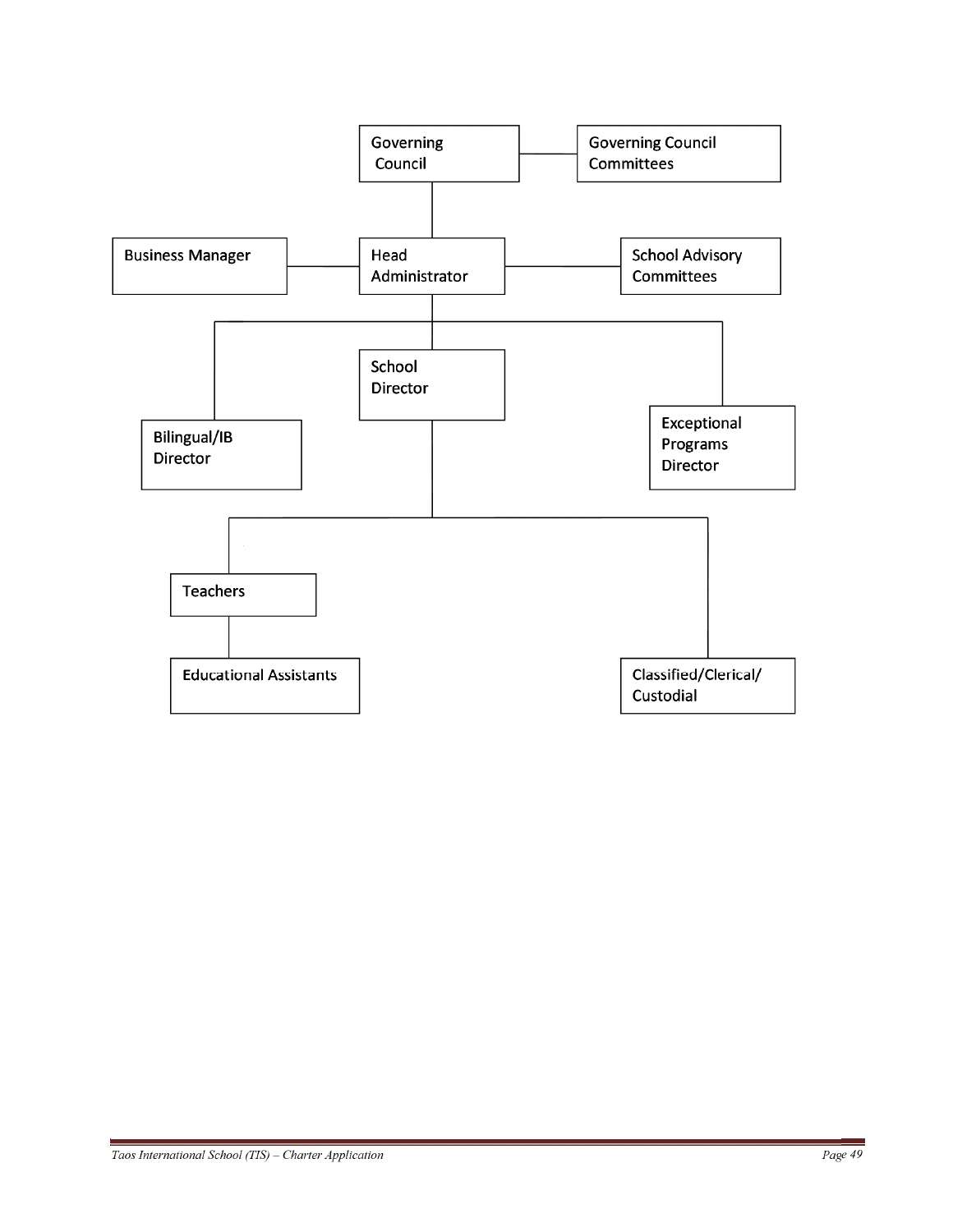- Governing Council
  - Governing Council Committees
  - Head Administrator
    - Business Manager
    - School Advisory Committees
    - Bilingual/IB Director
    - School Director
      - Teachers
        - Educational Assistants
      - Classified/Clerical/ Custodial
    - Exceptional Programs Director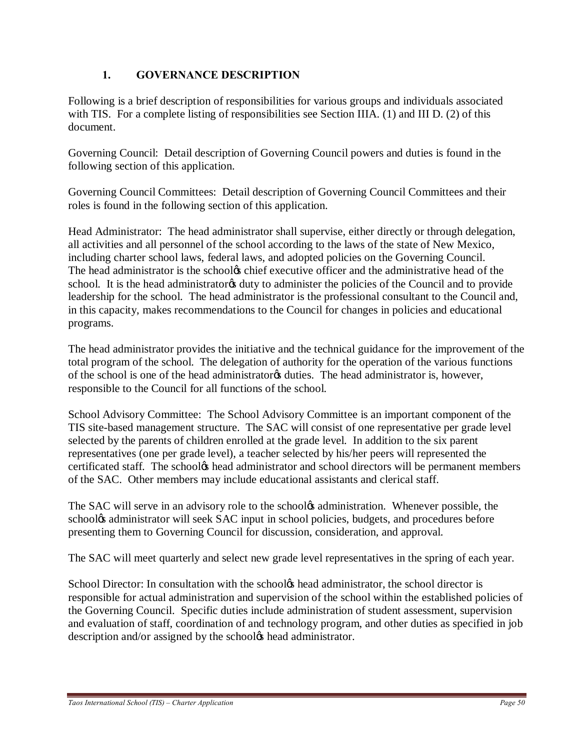## 1. GOVERNANCE DESCRIPTION

Following is a brief description of responsibilities for various groups and individuals associated with TIS. For a complete listing of responsibilities see Section IIIA. (1) and III D. (2) of this document.

Governing Council: Detail description of Governing Council powers and duties is found in the following section of this application.

Governing Council Committees: Detail description of Governing Council Committees and their roles is found in the following section of this application.

Head Administrator: The head administrator shall supervise, either directly or through delegation, all activities and all personnel of the school according to the laws of the state of New Mexico, including charter school laws, federal laws, and adopted policies on the Governing Council. The head administrator is the school's chief executive officer and the administrative head of the school. It is the head administrator's duty to administer the policies of the Council and to provide leadership for the school. The head administrator is the professional consultant to the Council and, in this capacity, makes recommendations to the Council for changes in policies and educational programs.

The head administrator provides the initiative and the technical guidance for the improvement of the total program of the school. The delegation of authority for the operation of the various functions of the school is one of the head administrator's duties. The head administrator is, however, responsible to the Council for all functions of the school.

School Advisory Committee: The School Advisory Committee is an important component of the TIS site-based management structure. The SAC will consist of one representative per grade level selected by the parents of children enrolled at the grade level. In addition to the six parent representatives (one per grade level), a teacher selected by his/her peers will represented the certificated staff. The school's head administrator and school directors will be permanent members of the SAC. Other members may include educational assistants and clerical staff.

The SAC will serve in an advisory role to the school's administration. Whenever possible, the school's administrator will seek SAC input in school policies, budgets, and procedures before presenting them to Governing Council for discussion, consideration, and approval.

The SAC will meet quarterly and select new grade level representatives in the spring of each year.

School Director: In consultation with the school's head administrator, the school director is responsible for actual administration and supervision of the school within the established policies of the Governing Council. Specific duties include administration of student assessment, supervision and evaluation of staff, coordination of and technology program, and other duties as specified in job description and/or assigned by the school's head administrator.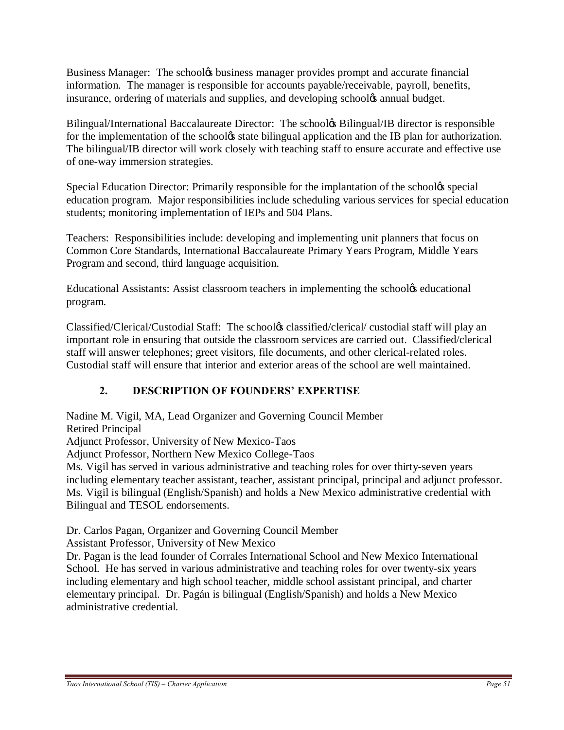Business Manager: The schoolꞌs business manager provides prompt and accurate financial information. The manager is responsible for accounts payable/receivable, payroll, benefits, insurance, ordering of materials and supplies, and developing schoolꞌs annual budget.

Bilingual/International Baccalaureate Director: The schoolꞌs Bilingual/IB director is responsible for the implementation of the schoolꞌs state bilingual application and the IB plan for authorization. The bilingual/IB director will work closely with teaching staff to ensure accurate and effective use of one-way immersion strategies.

Special Education Director: Primarily responsible for the implantation of the schoolꞌs special education program. Major responsibilities include scheduling various services for special education students; monitoring implementation of IEPs and 504 Plans.

Teachers: Responsibilities include: developing and implementing unit planners that focus on Common Core Standards, International Baccalaureate Primary Years Program, Middle Years Program and second, third language acquisition.

Educational Assistants: Assist classroom teachers in implementing the schoolꞌs educational program.

Classified/Clerical/Custodial Staff: The schoolꞌs classified/clerical/ custodial staff will play an important role in ensuring that outside the classroom services are carried out. Classified/clerical staff will answer telephones; greet visitors, file documents, and other clerical-related roles. Custodial staff will ensure that interior and exterior areas of the school are well maintained.

## 2. DESCRIPTION OF FOUNDERS' EXPERTISE

Nadine M. Vigil, MA, Lead Organizer and Governing Council Member
Retired Principal
Adjunct Professor, University of New Mexico-Taos
Adjunct Professor, Northern New Mexico College-Taos
Ms. Vigil has served in various administrative and teaching roles for over thirty-seven years including elementary teacher assistant, teacher, assistant principal, principal and adjunct professor. Ms. Vigil is bilingual (English/Spanish) and holds a New Mexico administrative credential with Bilingual and TESOL endorsements.

Dr. Carlos Pagan, Organizer and Governing Council Member
Assistant Professor, University of New Mexico
Dr. Pagan is the lead founder of Corrales International School and New Mexico International School. He has served in various administrative and teaching roles for over twenty-six years including elementary and high school teacher, middle school assistant principal, and charter elementary principal. Dr. Pagán is bilingual (English/Spanish) and holds a New Mexico administrative credential.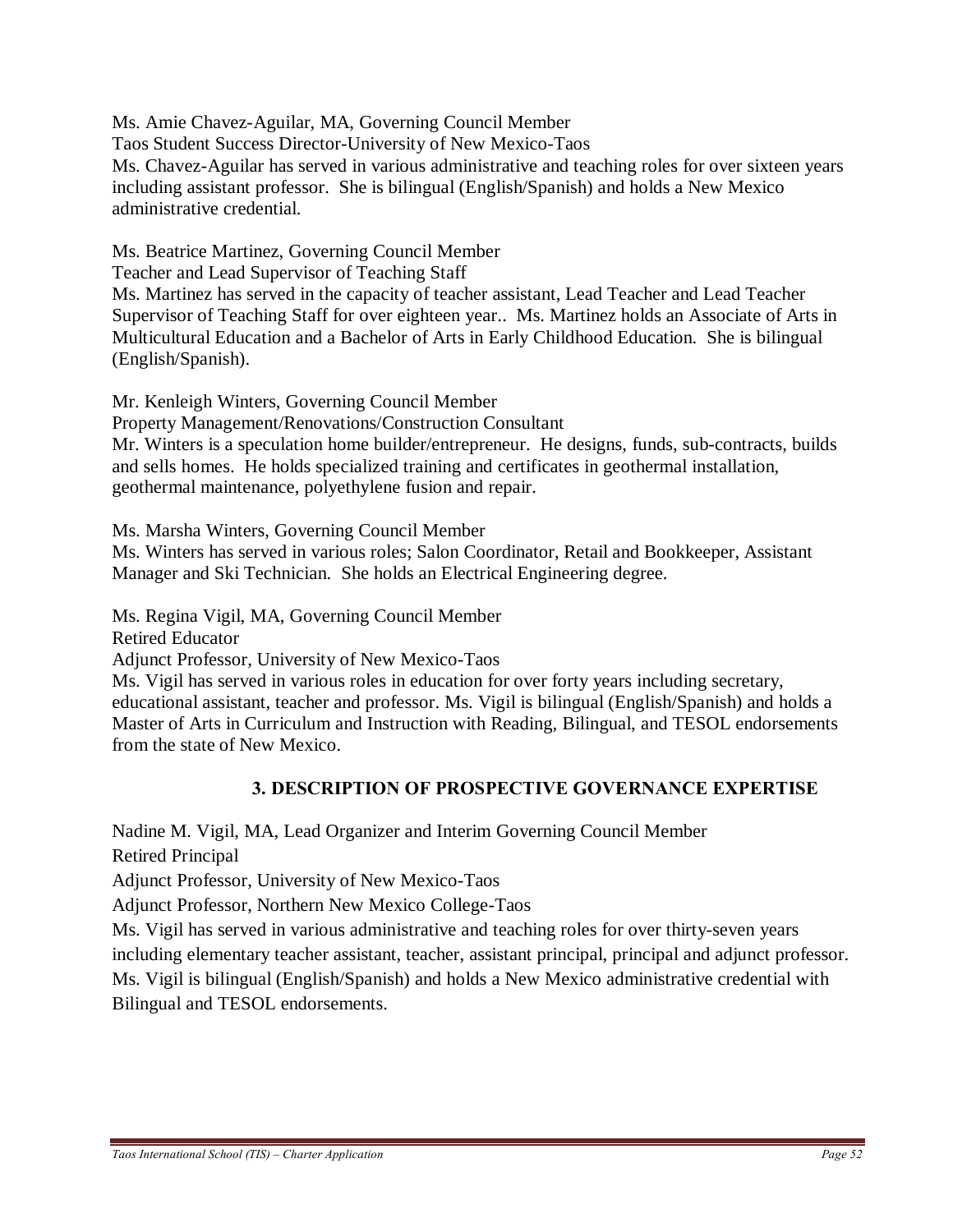Ms. Amie Chavez-Aguilar, MA, Governing Council Member
Taos Student Success Director-University of New Mexico-Taos
Ms. Chavez-Aguilar has served in various administrative and teaching roles for over sixteen years including assistant professor. She is bilingual (English/Spanish) and holds a New Mexico administrative credential.

Ms. Beatrice Martinez, Governing Council Member
Teacher and Lead Supervisor of Teaching Staff
Ms. Martinez has served in the capacity of teacher assistant, Lead Teacher and Lead Teacher Supervisor of Teaching Staff for over eighteen year.. Ms. Martinez holds an Associate of Arts in Multicultural Education and a Bachelor of Arts in Early Childhood Education. She is bilingual (English/Spanish).

Mr. Kenleigh Winters, Governing Council Member
Property Management/Renovations/Construction Consultant
Mr. Winters is a speculation home builder/entrepreneur. He designs, funds, sub-contracts, builds and sells homes. He holds specialized training and certificates in geothermal installation, geothermal maintenance, polyethylene fusion and repair.

Ms. Marsha Winters, Governing Council Member
Ms. Winters has served in various roles; Salon Coordinator, Retail and Bookkeeper, Assistant Manager and Ski Technician. She holds an Electrical Engineering degree.

Ms. Regina Vigil, MA, Governing Council Member
Retired Educator
Adjunct Professor, University of New Mexico-Taos
Ms. Vigil has served in various roles in education for over forty years including secretary, educational assistant, teacher and professor. Ms. Vigil is bilingual (English/Spanish) and holds a Master of Arts in Curriculum and Instruction with Reading, Bilingual, and TESOL endorsements from the state of New Mexico.

## 3. DESCRIPTION OF PROSPECTIVE GOVERNANCE EXPERTISE

Nadine M. Vigil, MA, Lead Organizer and Interim Governing Council Member
Retired Principal
Adjunct Professor, University of New Mexico-Taos
Adjunct Professor, Northern New Mexico College-Taos
Ms. Vigil has served in various administrative and teaching roles for over thirty-seven years including elementary teacher assistant, teacher, assistant principal, principal and adjunct professor. Ms. Vigil is bilingual (English/Spanish) and holds a New Mexico administrative credential with Bilingual and TESOL endorsements.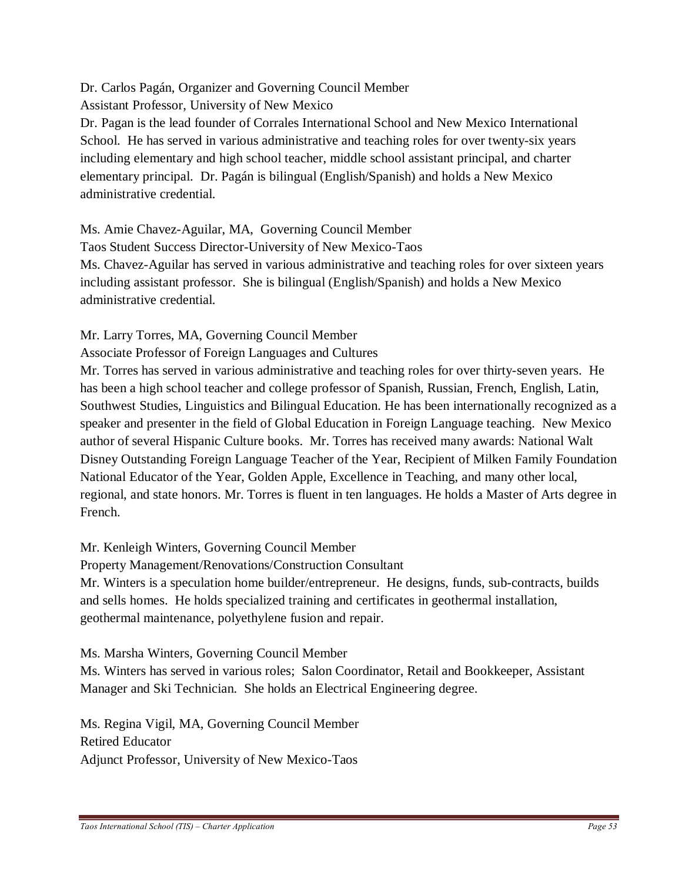Dr. Carlos Pagán, Organizer and Governing Council Member
Assistant Professor, University of New Mexico
Dr. Pagan is the lead founder of Corrales International School and New Mexico International School. He has served in various administrative and teaching roles for over twenty-six years including elementary and high school teacher, middle school assistant principal, and charter elementary principal. Dr. Pagán is bilingual (English/Spanish) and holds a New Mexico administrative credential.

Ms. Amie Chavez-Aguilar, MA, Governing Council Member
Taos Student Success Director-University of New Mexico-Taos
Ms. Chavez-Aguilar has served in various administrative and teaching roles for over sixteen years including assistant professor. She is bilingual (English/Spanish) and holds a New Mexico administrative credential.

Mr. Larry Torres, MA, Governing Council Member
Associate Professor of Foreign Languages and Cultures
Mr. Torres has served in various administrative and teaching roles for over thirty-seven years. He has been a high school teacher and college professor of Spanish, Russian, French, English, Latin, Southwest Studies, Linguistics and Bilingual Education. He has been internationally recognized as a speaker and presenter in the field of Global Education in Foreign Language teaching. New Mexico author of several Hispanic Culture books. Mr. Torres has received many awards: National Walt Disney Outstanding Foreign Language Teacher of the Year, Recipient of Milken Family Foundation National Educator of the Year, Golden Apple, Excellence in Teaching, and many other local, regional, and state honors. Mr. Torres is fluent in ten languages. He holds a Master of Arts degree in French.

Mr. Kenleigh Winters, Governing Council Member
Property Management/Renovations/Construction Consultant
Mr. Winters is a speculation home builder/entrepreneur. He designs, funds, sub-contracts, builds and sells homes. He holds specialized training and certificates in geothermal installation, geothermal maintenance, polyethylene fusion and repair.

Ms. Marsha Winters, Governing Council Member
Ms. Winters has served in various roles; Salon Coordinator, Retail and Bookkeeper, Assistant Manager and Ski Technician. She holds an Electrical Engineering degree.

Ms. Regina Vigil, MA, Governing Council Member
Retired Educator
Adjunct Professor, University of New Mexico-Taos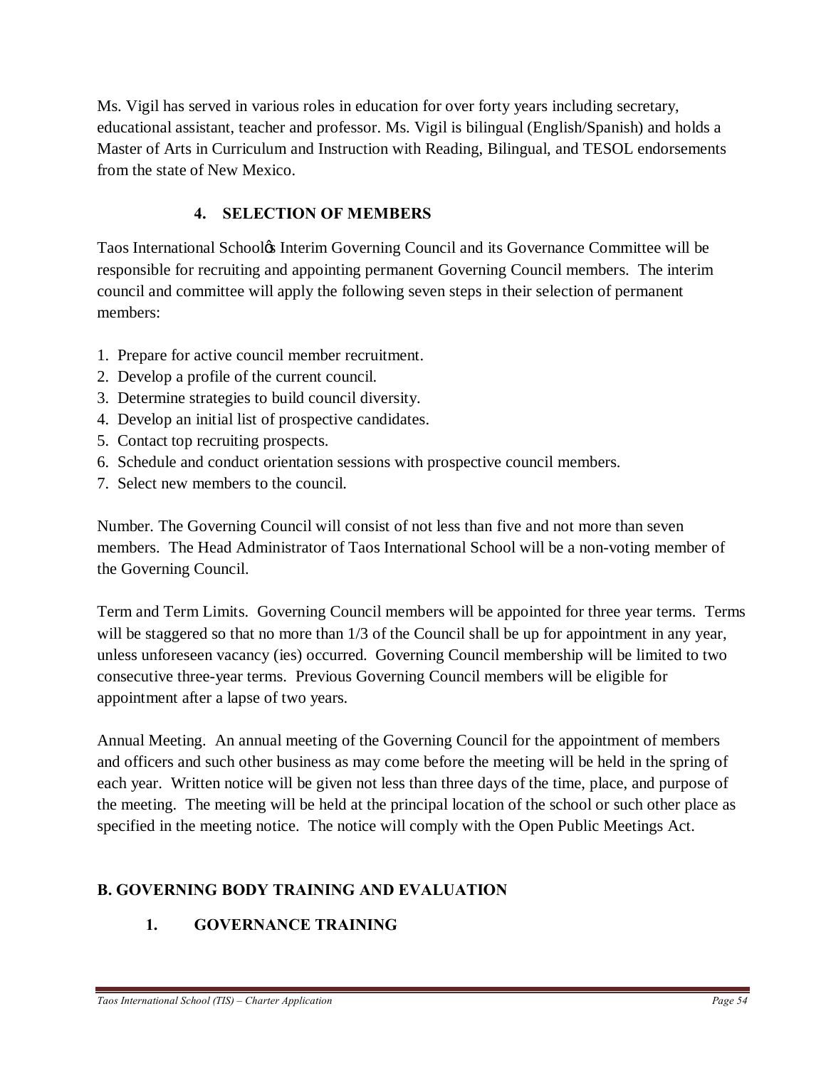Ms. Vigil has served in various roles in education for over forty years including secretary, educational assistant, teacher and professor. Ms. Vigil is bilingual (English/Spanish) and holds a Master of Arts in Curriculum and Instruction with Reading, Bilingual, and TESOL endorsements from the state of New Mexico.

### 4. SELECTION OF MEMBERS

Taos International School's Interim Governing Council and its Governance Committee will be responsible for recruiting and appointing permanent Governing Council members. The interim council and committee will apply the following seven steps in their selection of permanent members:

1. Prepare for active council member recruitment.
2. Develop a profile of the current council.
3. Determine strategies to build council diversity.
4. Develop an initial list of prospective candidates.
5. Contact top recruiting prospects.
6. Schedule and conduct orientation sessions with prospective council members.
7. Select new members to the council.

Number. The Governing Council will consist of not less than five and not more than seven members. The Head Administrator of Taos International School will be a non-voting member of the Governing Council.

Term and Term Limits. Governing Council members will be appointed for three year terms. Terms will be staggered so that no more than 1/3 of the Council shall be up for appointment in any year, unless unforeseen vacancy (ies) occurred. Governing Council membership will be limited to two consecutive three-year terms. Previous Governing Council members will be eligible for appointment after a lapse of two years.

Annual Meeting. An annual meeting of the Governing Council for the appointment of members and officers and such other business as may come before the meeting will be held in the spring of each year. Written notice will be given not less than three days of the time, place, and purpose of the meeting. The meeting will be held at the principal location of the school or such other place as specified in the meeting notice. The notice will comply with the Open Public Meetings Act.

## B. GOVERNING BODY TRAINING AND EVALUATION

### 1. GOVERNANCE TRAINING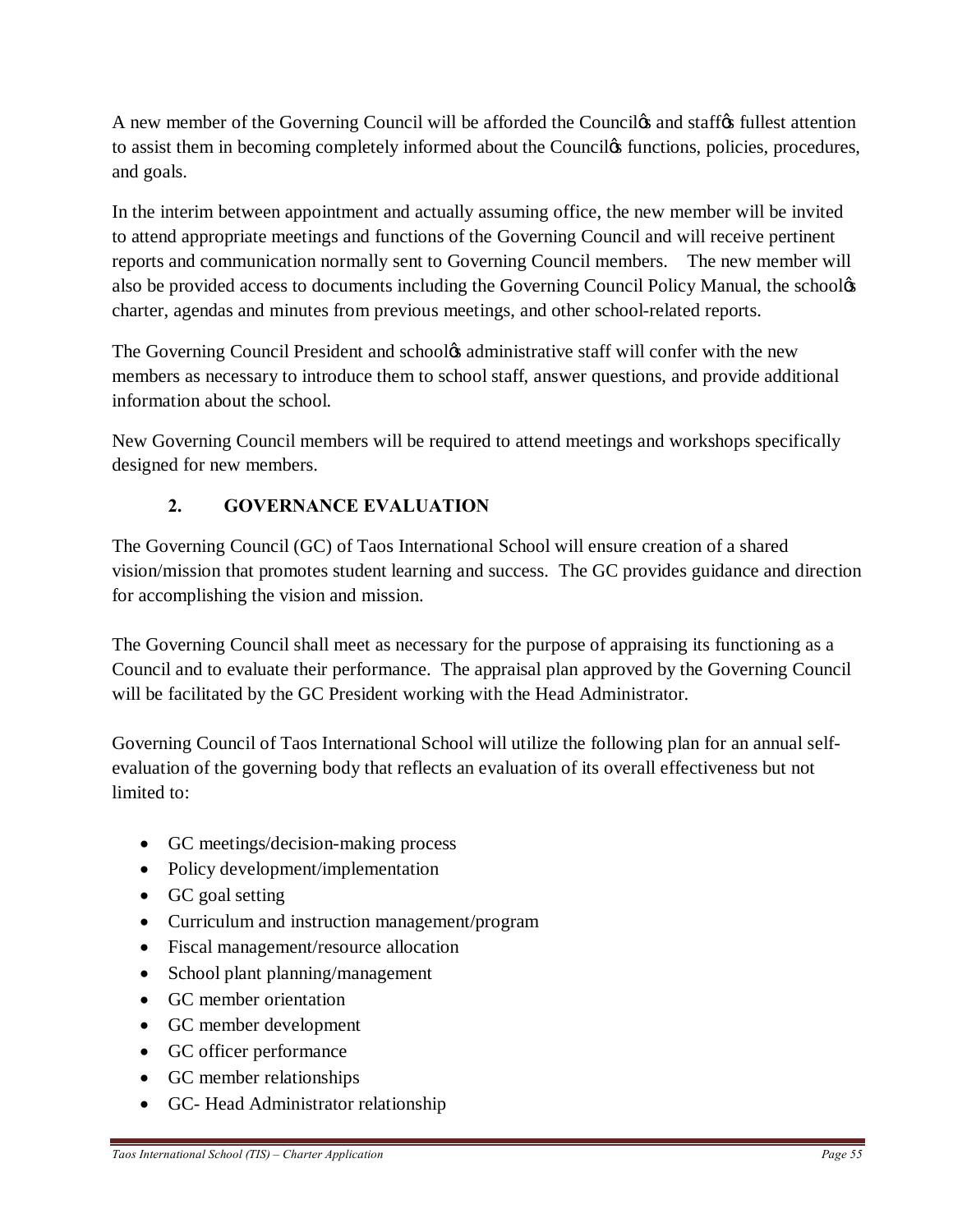A new member of the Governing Council will be afforded the Council's and staff's fullest attention to assist them in becoming completely informed about the Council's functions, policies, procedures, and goals.

In the interim between appointment and actually assuming office, the new member will be invited to attend appropriate meetings and functions of the Governing Council and will receive pertinent reports and communication normally sent to Governing Council members. The new member will also be provided access to documents including the Governing Council Policy Manual, the school's charter, agendas and minutes from previous meetings, and other school-related reports.

The Governing Council President and school's administrative staff will confer with the new members as necessary to introduce them to school staff, answer questions, and provide additional information about the school.

New Governing Council members will be required to attend meetings and workshops specifically designed for new members.

### 2. GOVERNANCE EVALUATION

The Governing Council (GC) of Taos International School will ensure creation of a shared vision/mission that promotes student learning and success. The GC provides guidance and direction for accomplishing the vision and mission.

The Governing Council shall meet as necessary for the purpose of appraising its functioning as a Council and to evaluate their performance. The appraisal plan approved by the Governing Council will be facilitated by the GC President working with the Head Administrator.

Governing Council of Taos International School will utilize the following plan for an annual self-evaluation of the governing body that reflects an evaluation of its overall effectiveness but not limited to:

- GC meetings/decision-making process
- Policy development/implementation
- GC goal setting
- Curriculum and instruction management/program
- Fiscal management/resource allocation
- School plant planning/management
- GC member orientation
- GC member development
- GC officer performance
- GC member relationships
- GC- Head Administrator relationship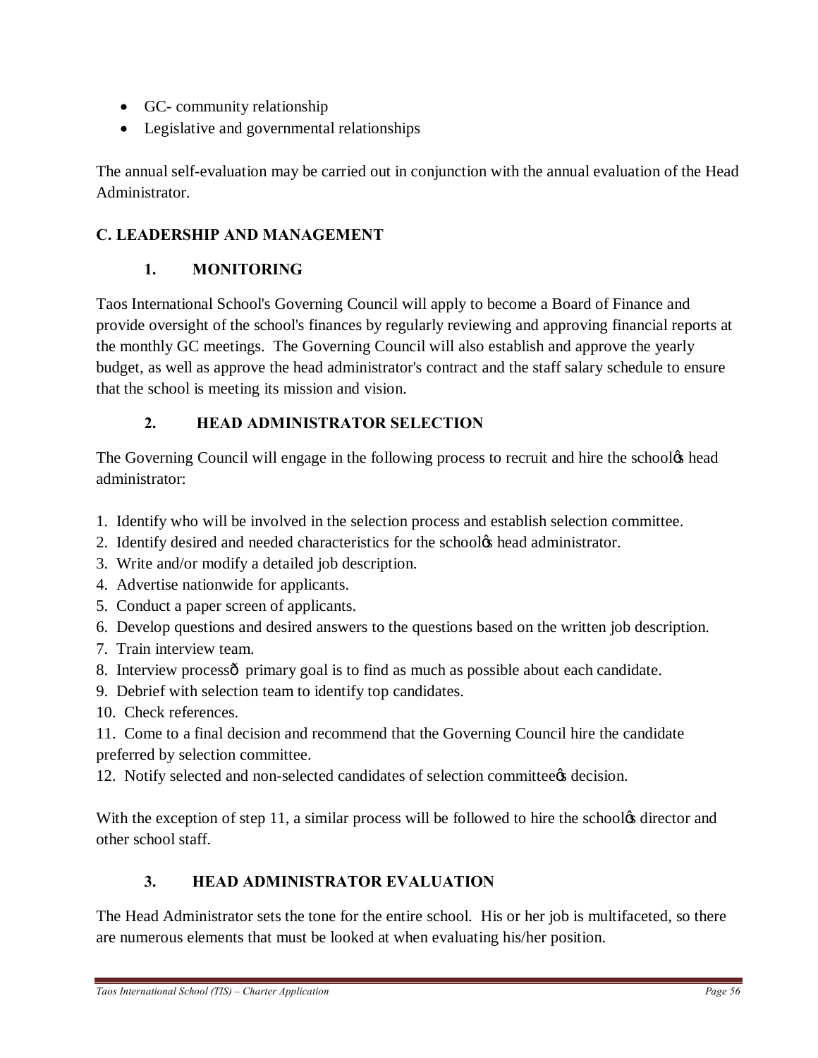- GC- community relationship
- Legislative and governmental relationships

The annual self-evaluation may be carried out in conjunction with the annual evaluation of the Head Administrator.

## C. LEADERSHIP AND MANAGEMENT

### 1. MONITORING

Taos International School's Governing Council will apply to become a Board of Finance and provide oversight of the school's finances by regularly reviewing and approving financial reports at the monthly GC meetings. The Governing Council will also establish and approve the yearly budget, as well as approve the head administrator's contract and the staff salary schedule to ensure that the school is meeting its mission and vision.

### 2. HEAD ADMINISTRATOR SELECTION

The Governing Council will engage in the following process to recruit and hire the school's head administrator:

1. Identify who will be involved in the selection process and establish selection committee.
2. Identify desired and needed characteristics for the school's head administrator.
3. Write and/or modify a detailed job description.
4. Advertise nationwide for applicants.
5. Conduct a paper screen of applicants.
6. Develop questions and desired answers to the questions based on the written job description.
7. Train interview team.
8. Interview process— primary goal is to find as much as possible about each candidate.
9. Debrief with selection team to identify top candidates.
10. Check references.
11. Come to a final decision and recommend that the Governing Council hire the candidate preferred by selection committee.
12. Notify selected and non-selected candidates of selection committee's decision.

With the exception of step 11, a similar process will be followed to hire the school's director and other school staff.

### 3. HEAD ADMINISTRATOR EVALUATION

The Head Administrator sets the tone for the entire school. His or her job is multifaceted, so there are numerous elements that must be looked at when evaluating his/her position.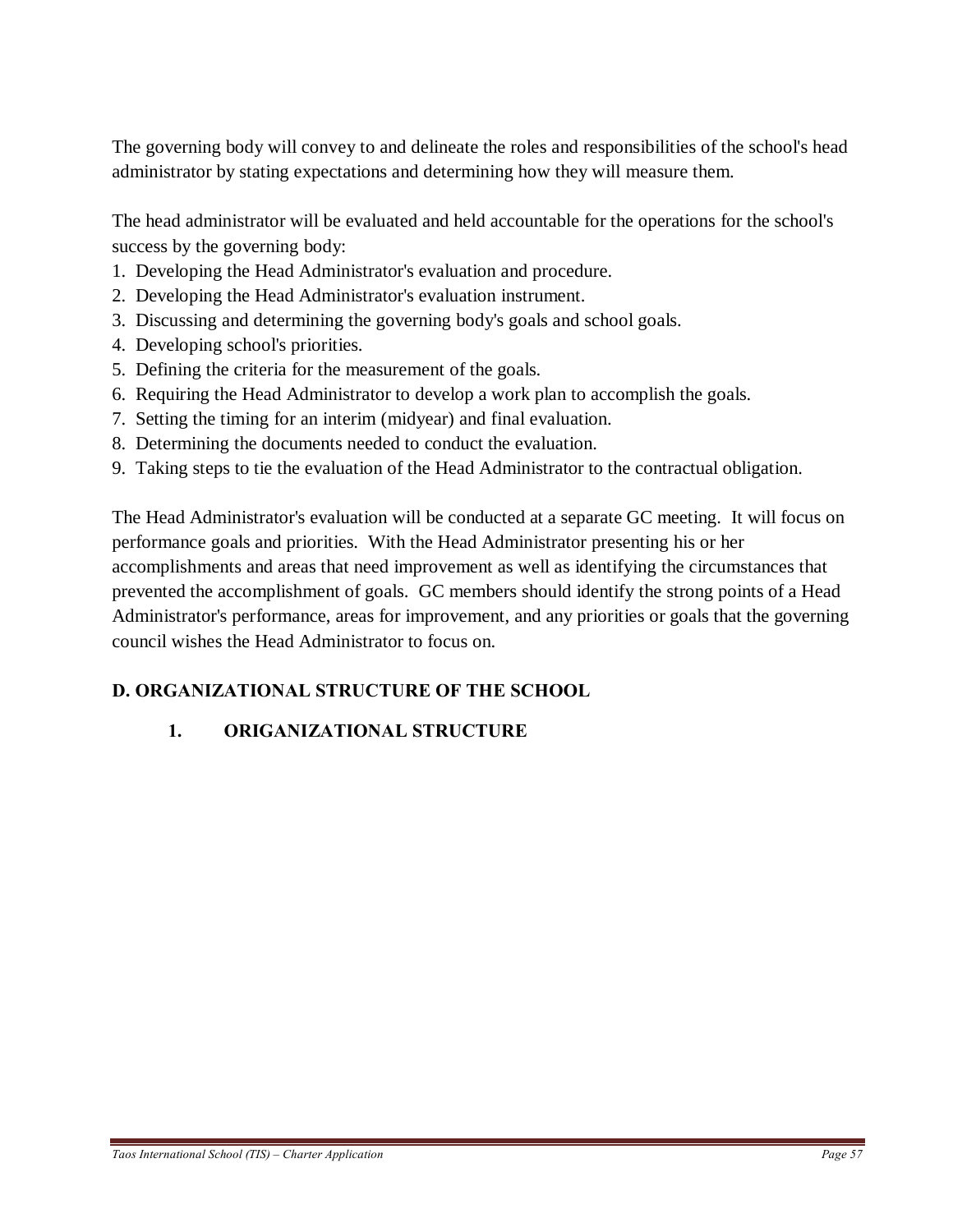The governing body will convey to and delineate the roles and responsibilities of the school's head administrator by stating expectations and determining how they will measure them.

The head administrator will be evaluated and held accountable for the operations for the school's success by the governing body:

1. Developing the Head Administrator's evaluation and procedure.
2. Developing the Head Administrator's evaluation instrument.
3. Discussing and determining the governing body's goals and school goals.
4. Developing school's priorities.
5. Defining the criteria for the measurement of the goals.
6. Requiring the Head Administrator to develop a work plan to accomplish the goals.
7. Setting the timing for an interim (midyear) and final evaluation.
8. Determining the documents needed to conduct the evaluation.
9. Taking steps to tie the evaluation of the Head Administrator to the contractual obligation.

The Head Administrator's evaluation will be conducted at a separate GC meeting. It will focus on performance goals and priorities. With the Head Administrator presenting his or her accomplishments and areas that need improvement as well as identifying the circumstances that prevented the accomplishment of goals. GC members should identify the strong points of a Head Administrator's performance, areas for improvement, and any priorities or goals that the governing council wishes the Head Administrator to focus on.

## D. ORGANIZATIONAL STRUCTURE OF THE SCHOOL

### 1. ORIGANIZATIONAL STRUCTURE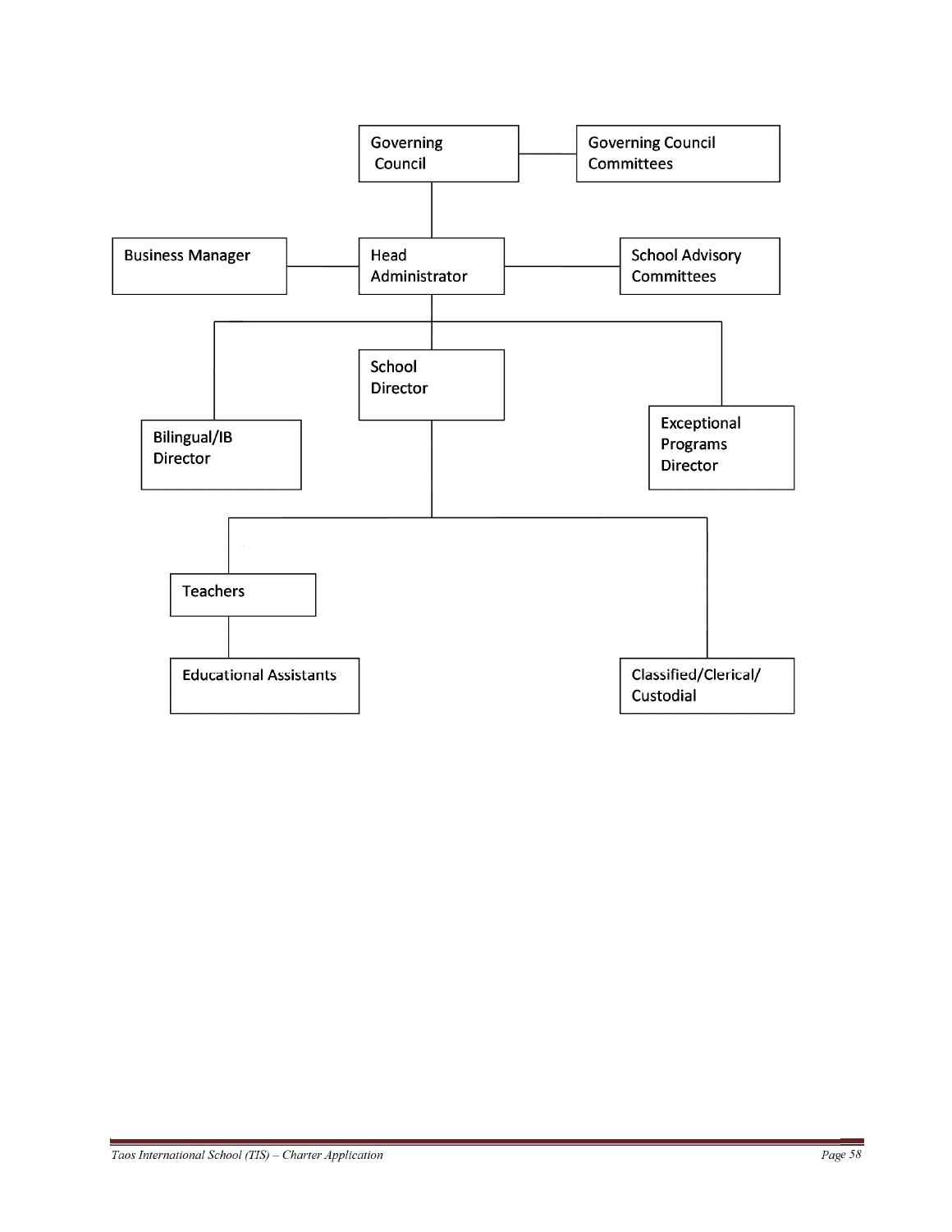Governing Council

Governing Council Committees

Business Manager

Head Administrator

School Advisory Committees

School Director

Bilingual/IB Director

Exceptional Programs Director

Teachers

Educational Assistants

Classified/Clerical/ Custodial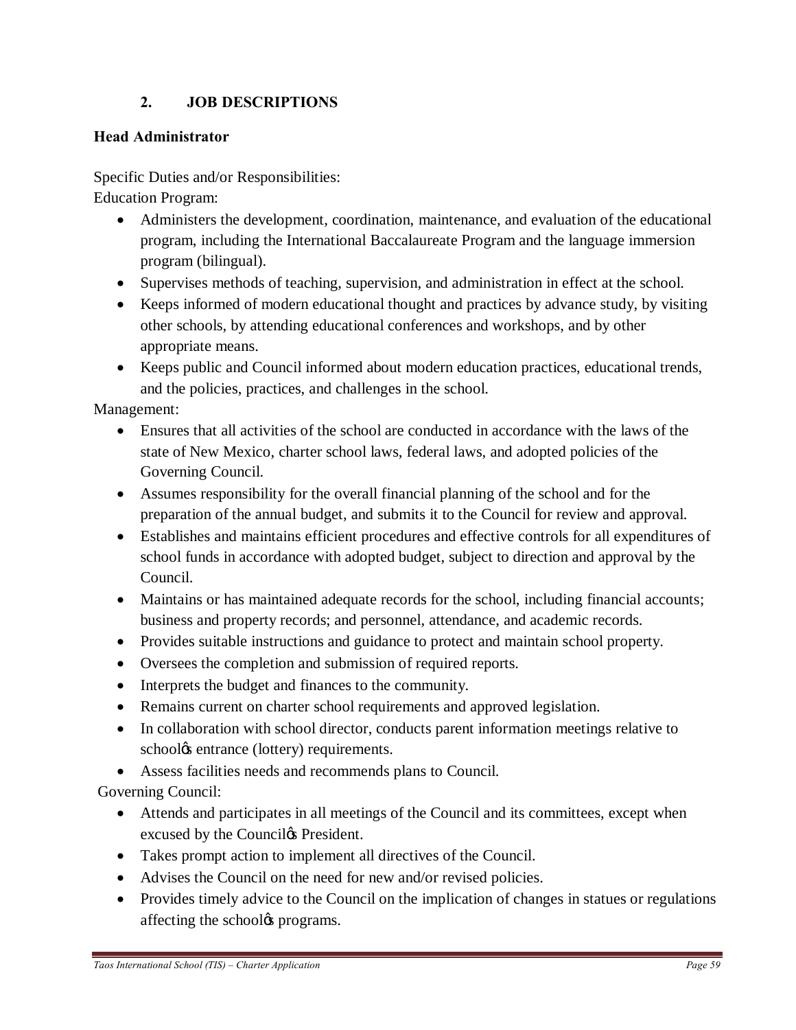## 2. JOB DESCRIPTIONS

### Head Administrator

Specific Duties and/or Responsibilities:

Education Program:

- Administers the development, coordination, maintenance, and evaluation of the educational program, including the International Baccalaureate Program and the language immersion program (bilingual).
- Supervises methods of teaching, supervision, and administration in effect at the school.
- Keeps informed of modern educational thought and practices by advance study, by visiting other schools, by attending educational conferences and workshops, and by other appropriate means.
- Keeps public and Council informed about modern education practices, educational trends, and the policies, practices, and challenges in the school.

Management:

- Ensures that all activities of the school are conducted in accordance with the laws of the state of New Mexico, charter school laws, federal laws, and adopted policies of the Governing Council.
- Assumes responsibility for the overall financial planning of the school and for the preparation of the annual budget, and submits it to the Council for review and approval.
- Establishes and maintains efficient procedures and effective controls for all expenditures of school funds in accordance with adopted budget, subject to direction and approval by the Council.
- Maintains or has maintained adequate records for the school, including financial accounts; business and property records; and personnel, attendance, and academic records.
- Provides suitable instructions and guidance to protect and maintain school property.
- Oversees the completion and submission of required reports.
- Interprets the budget and finances to the community.
- Remains current on charter school requirements and approved legislation.
- In collaboration with school director, conducts parent information meetings relative to school's entrance (lottery) requirements.
- Assess facilities needs and recommends plans to Council.

Governing Council:

- Attends and participates in all meetings of the Council and its committees, except when excused by the Council's President.
- Takes prompt action to implement all directives of the Council.
- Advises the Council on the need for new and/or revised policies.
- Provides timely advice to the Council on the implication of changes in statues or regulations affecting the school's programs.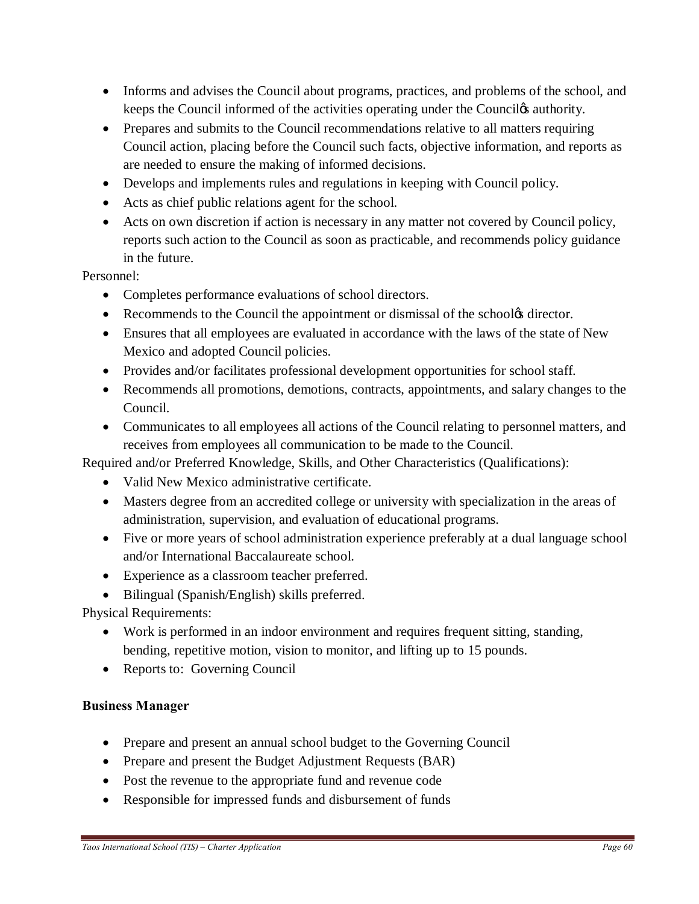- Informs and advises the Council about programs, practices, and problems of the school, and keeps the Council informed of the activities operating under the Councilǿs authority.
- Prepares and submits to the Council recommendations relative to all matters requiring Council action, placing before the Council such facts, objective information, and reports as are needed to ensure the making of informed decisions.
- Develops and implements rules and regulations in keeping with Council policy.
- Acts as chief public relations agent for the school.
- Acts on own discretion if action is necessary in any matter not covered by Council policy, reports such action to the Council as soon as practicable, and recommends policy guidance in the future.

Personnel:

- Completes performance evaluations of school directors.
- Recommends to the Council the appointment or dismissal of the schoolǿs director.
- Ensures that all employees are evaluated in accordance with the laws of the state of New Mexico and adopted Council policies.
- Provides and/or facilitates professional development opportunities for school staff.
- Recommends all promotions, demotions, contracts, appointments, and salary changes to the Council.
- Communicates to all employees all actions of the Council relating to personnel matters, and receives from employees all communication to be made to the Council.

Required and/or Preferred Knowledge, Skills, and Other Characteristics (Qualifications):

- Valid New Mexico administrative certificate.
- Masters degree from an accredited college or university with specialization in the areas of administration, supervision, and evaluation of educational programs.
- Five or more years of school administration experience preferably at a dual language school and/or International Baccalaureate school.
- Experience as a classroom teacher preferred.
- Bilingual (Spanish/English) skills preferred.

Physical Requirements:

- Work is performed in an indoor environment and requires frequent sitting, standing, bending, repetitive motion, vision to monitor, and lifting up to 15 pounds.
- Reports to: Governing Council

**Business Manager**

- Prepare and present an annual school budget to the Governing Council
- Prepare and present the Budget Adjustment Requests (BAR)
- Post the revenue to the appropriate fund and revenue code
- Responsible for impressed funds and disbursement of funds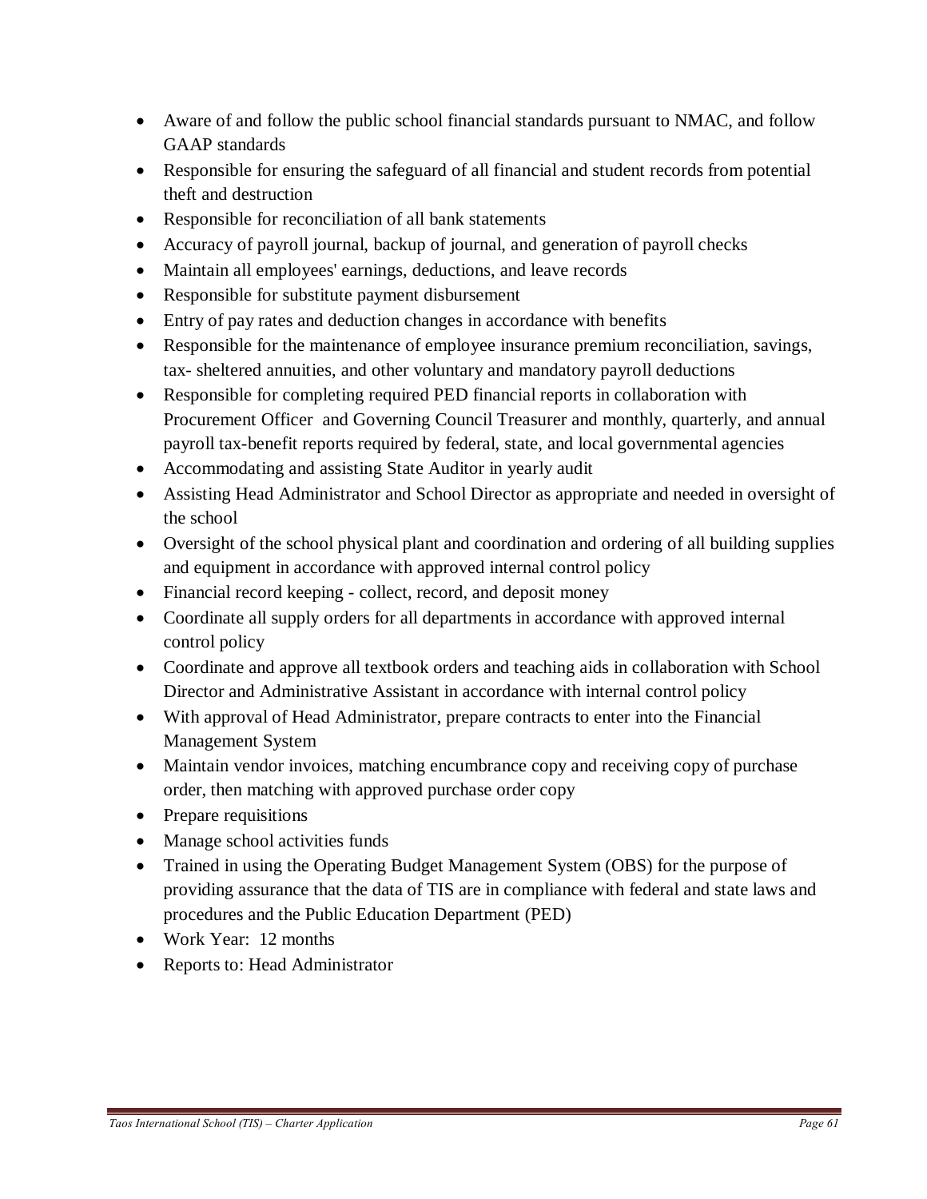- Aware of and follow the public school financial standards pursuant to NMAC, and follow GAAP standards
- Responsible for ensuring the safeguard of all financial and student records from potential theft and destruction
- Responsible for reconciliation of all bank statements
- Accuracy of payroll journal, backup of journal, and generation of payroll checks
- Maintain all employees' earnings, deductions, and leave records
- Responsible for substitute payment disbursement
- Entry of pay rates and deduction changes in accordance with benefits
- Responsible for the maintenance of employee insurance premium reconciliation, savings, tax- sheltered annuities, and other voluntary and mandatory payroll deductions
- Responsible for completing required PED financial reports in collaboration with Procurement Officer and Governing Council Treasurer and monthly, quarterly, and annual payroll tax-benefit reports required by federal, state, and local governmental agencies
- Accommodating and assisting State Auditor in yearly audit
- Assisting Head Administrator and School Director as appropriate and needed in oversight of the school
- Oversight of the school physical plant and coordination and ordering of all building supplies and equipment in accordance with approved internal control policy
- Financial record keeping - collect, record, and deposit money
- Coordinate all supply orders for all departments in accordance with approved internal control policy
- Coordinate and approve all textbook orders and teaching aids in collaboration with School Director and Administrative Assistant in accordance with internal control policy
- With approval of Head Administrator, prepare contracts to enter into the Financial Management System
- Maintain vendor invoices, matching encumbrance copy and receiving copy of purchase order, then matching with approved purchase order copy
- Prepare requisitions
- Manage school activities funds
- Trained in using the Operating Budget Management System (OBS) for the purpose of providing assurance that the data of TIS are in compliance with federal and state laws and procedures and the Public Education Department (PED)
- Work Year: 12 months
- Reports to: Head Administrator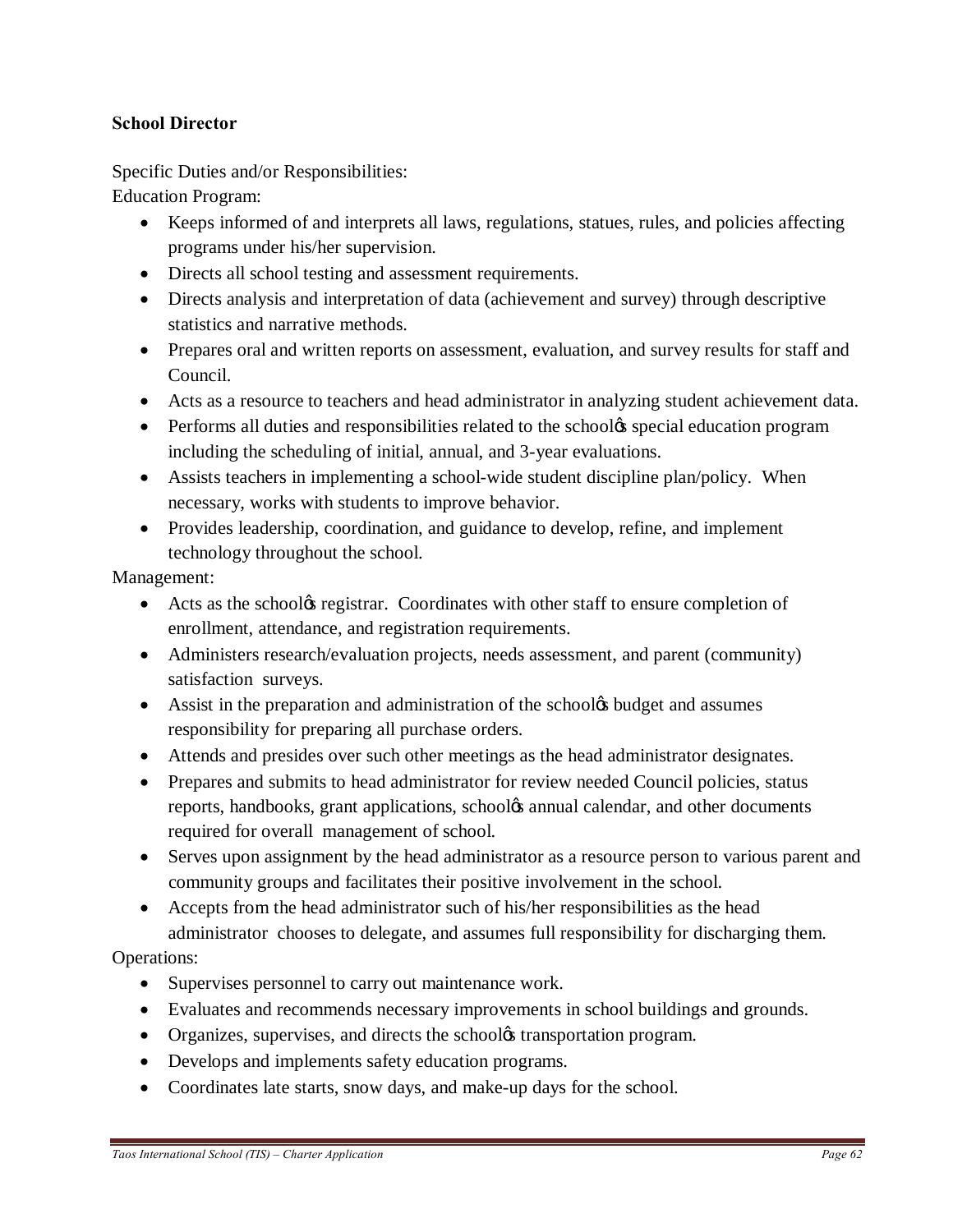**School Director**

Specific Duties and/or Responsibilities:

Education Program:

- Keeps informed of and interprets all laws, regulations, statues, rules, and policies affecting programs under his/her supervision.
- Directs all school testing and assessment requirements.
- Directs analysis and interpretation of data (achievement and survey) through descriptive statistics and narrative methods.
- Prepares oral and written reports on assessment, evaluation, and survey results for staff and Council.
- Acts as a resource to teachers and head administrator in analyzing student achievement data.
- Performs all duties and responsibilities related to the schoolφs special education program including the scheduling of initial, annual, and 3-year evaluations.
- Assists teachers in implementing a school-wide student discipline plan/policy. When necessary, works with students to improve behavior.
- Provides leadership, coordination, and guidance to develop, refine, and implement technology throughout the school.

Management:

- Acts as the schoolφs registrar. Coordinates with other staff to ensure completion of enrollment, attendance, and registration requirements.
- Administers research/evaluation projects, needs assessment, and parent (community) satisfaction surveys.
- Assist in the preparation and administration of the schoolφs budget and assumes responsibility for preparing all purchase orders.
- Attends and presides over such other meetings as the head administrator designates.
- Prepares and submits to head administrator for review needed Council policies, status reports, handbooks, grant applications, schoolφs annual calendar, and other documents required for overall management of school.
- Serves upon assignment by the head administrator as a resource person to various parent and community groups and facilitates their positive involvement in the school.
- Accepts from the head administrator such of his/her responsibilities as the head administrator chooses to delegate, and assumes full responsibility for discharging them.

Operations:

- Supervises personnel to carry out maintenance work.
- Evaluates and recommends necessary improvements in school buildings and grounds.
- Organizes, supervises, and directs the schoolφs transportation program.
- Develops and implements safety education programs.
- Coordinates late starts, snow days, and make-up days for the school.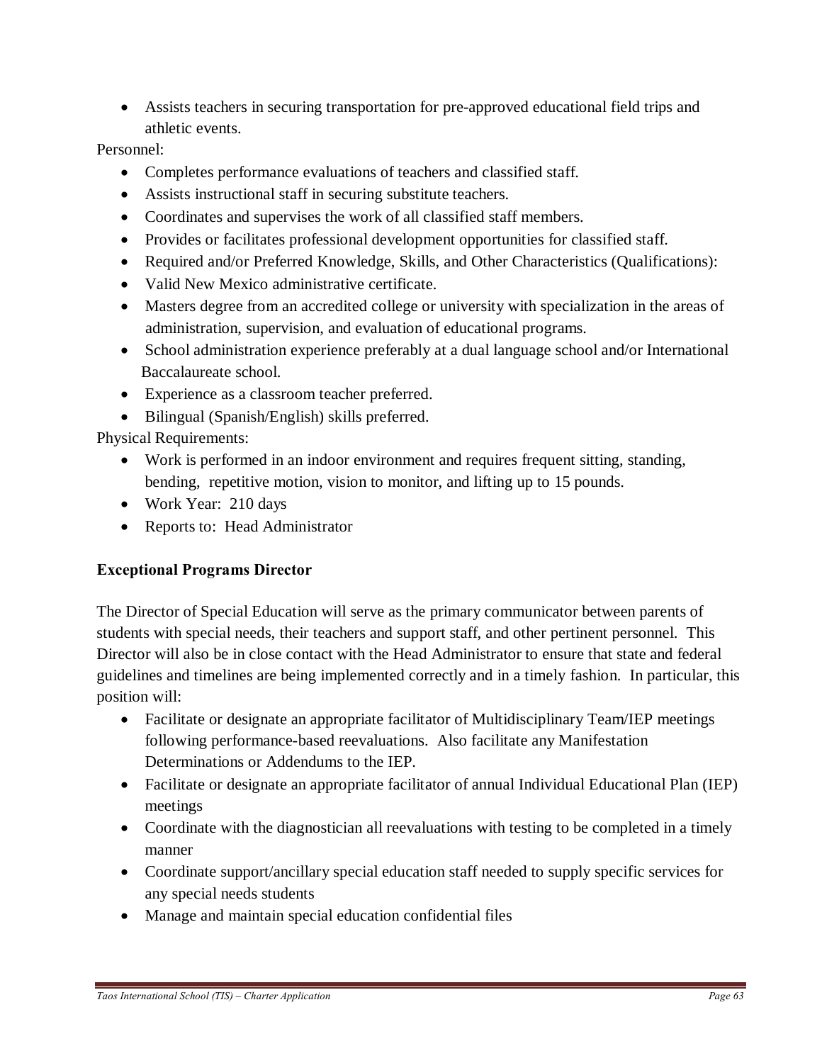- Assists teachers in securing transportation for pre-approved educational field trips and athletic events.

Personnel:

- Completes performance evaluations of teachers and classified staff.
- Assists instructional staff in securing substitute teachers.
- Coordinates and supervises the work of all classified staff members.
- Provides or facilitates professional development opportunities for classified staff.
- Required and/or Preferred Knowledge, Skills, and Other Characteristics (Qualifications):
- Valid New Mexico administrative certificate.
- Masters degree from an accredited college or university with specialization in the areas of administration, supervision, and evaluation of educational programs.
- School administration experience preferably at a dual language school and/or International Baccalaureate school.
- Experience as a classroom teacher preferred.
- Bilingual (Spanish/English) skills preferred.

Physical Requirements:

- Work is performed in an indoor environment and requires frequent sitting, standing, bending, repetitive motion, vision to monitor, and lifting up to 15 pounds.
- Work Year: 210 days
- Reports to: Head Administrator

**Exceptional Programs Director**

The Director of Special Education will serve as the primary communicator between parents of students with special needs, their teachers and support staff, and other pertinent personnel. This Director will also be in close contact with the Head Administrator to ensure that state and federal guidelines and timelines are being implemented correctly and in a timely fashion. In particular, this position will:

- Facilitate or designate an appropriate facilitator of Multidisciplinary Team/IEP meetings following performance-based reevaluations. Also facilitate any Manifestation Determinations or Addendums to the IEP.
- Facilitate or designate an appropriate facilitator of annual Individual Educational Plan (IEP) meetings
- Coordinate with the diagnostician all reevaluations with testing to be completed in a timely manner
- Coordinate support/ancillary special education staff needed to supply specific services for any special needs students
- Manage and maintain special education confidential files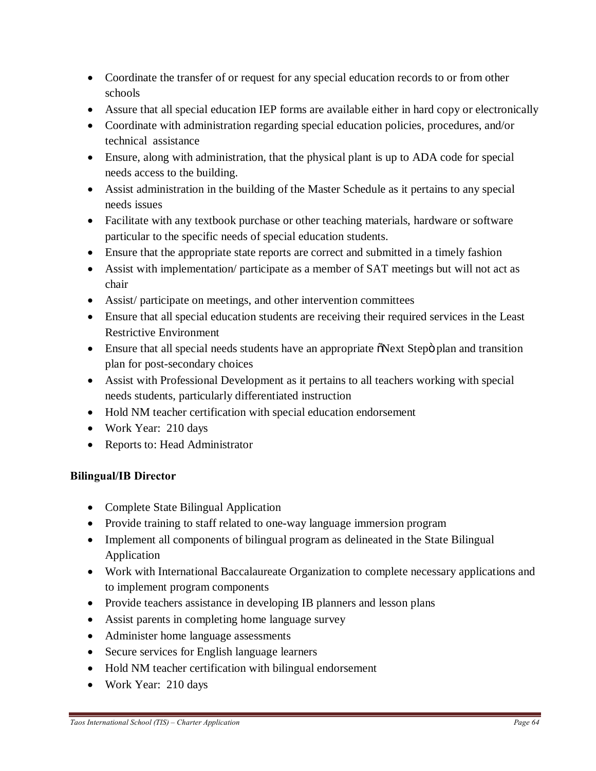- Coordinate the transfer of or request for any special education records to or from other schools
- Assure that all special education IEP forms are available either in hard copy or electronically
- Coordinate with administration regarding special education policies, procedures, and/or technical assistance
- Ensure, along with administration, that the physical plant is up to ADA code for special needs access to the building.
- Assist administration in the building of the Master Schedule as it pertains to any special needs issues
- Facilitate with any textbook purchase or other teaching materials, hardware or software particular to the specific needs of special education students.
- Ensure that the appropriate state reports are correct and submitted in a timely fashion
- Assist with implementation/ participate as a member of SAT meetings but will not act as chair
- Assist/ participate on meetings, and other intervention committees
- Ensure that all special education students are receiving their required services in the Least Restrictive Environment
- Ensure that all special needs students have an appropriate õNext Stepö plan and transition plan for post-secondary choices
- Assist with Professional Development as it pertains to all teachers working with special needs students, particularly differentiated instruction
- Hold NM teacher certification with special education endorsement
- Work Year: 210 days
- Reports to: Head Administrator

**Bilingual/IB Director**

- Complete State Bilingual Application
- Provide training to staff related to one-way language immersion program
- Implement all components of bilingual program as delineated in the State Bilingual Application
- Work with International Baccalaureate Organization to complete necessary applications and to implement program components
- Provide teachers assistance in developing IB planners and lesson plans
- Assist parents in completing home language survey
- Administer home language assessments
- Secure services for English language learners
- Hold NM teacher certification with bilingual endorsement
- Work Year: 210 days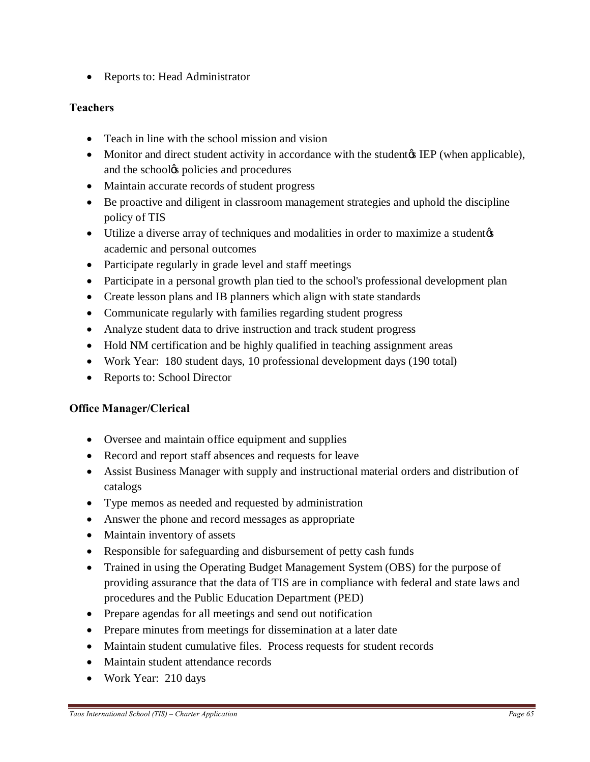- Reports to: Head Administrator

**Teachers**

- Teach in line with the school mission and vision
- Monitor and direct student activity in accordance with the studentφs IEP (when applicable), and the schoolφs policies and procedures
- Maintain accurate records of student progress
- Be proactive and diligent in classroom management strategies and uphold the discipline policy of TIS
- Utilize a diverse array of techniques and modalities in order to maximize a studentφs academic and personal outcomes
- Participate regularly in grade level and staff meetings
- Participate in a personal growth plan tied to the school's professional development plan
- Create lesson plans and IB planners which align with state standards
- Communicate regularly with families regarding student progress
- Analyze student data to drive instruction and track student progress
- Hold NM certification and be highly qualified in teaching assignment areas
- Work Year: 180 student days, 10 professional development days (190 total)
- Reports to: School Director

**Office Manager/Clerical**

- Oversee and maintain office equipment and supplies
- Record and report staff absences and requests for leave
- Assist Business Manager with supply and instructional material orders and distribution of catalogs
- Type memos as needed and requested by administration
- Answer the phone and record messages as appropriate
- Maintain inventory of assets
- Responsible for safeguarding and disbursement of petty cash funds
- Trained in using the Operating Budget Management System (OBS) for the purpose of providing assurance that the data of TIS are in compliance with federal and state laws and procedures and the Public Education Department (PED)
- Prepare agendas for all meetings and send out notification
- Prepare minutes from meetings for dissemination at a later date
- Maintain student cumulative files. Process requests for student records
- Maintain student attendance records
- Work Year: 210 days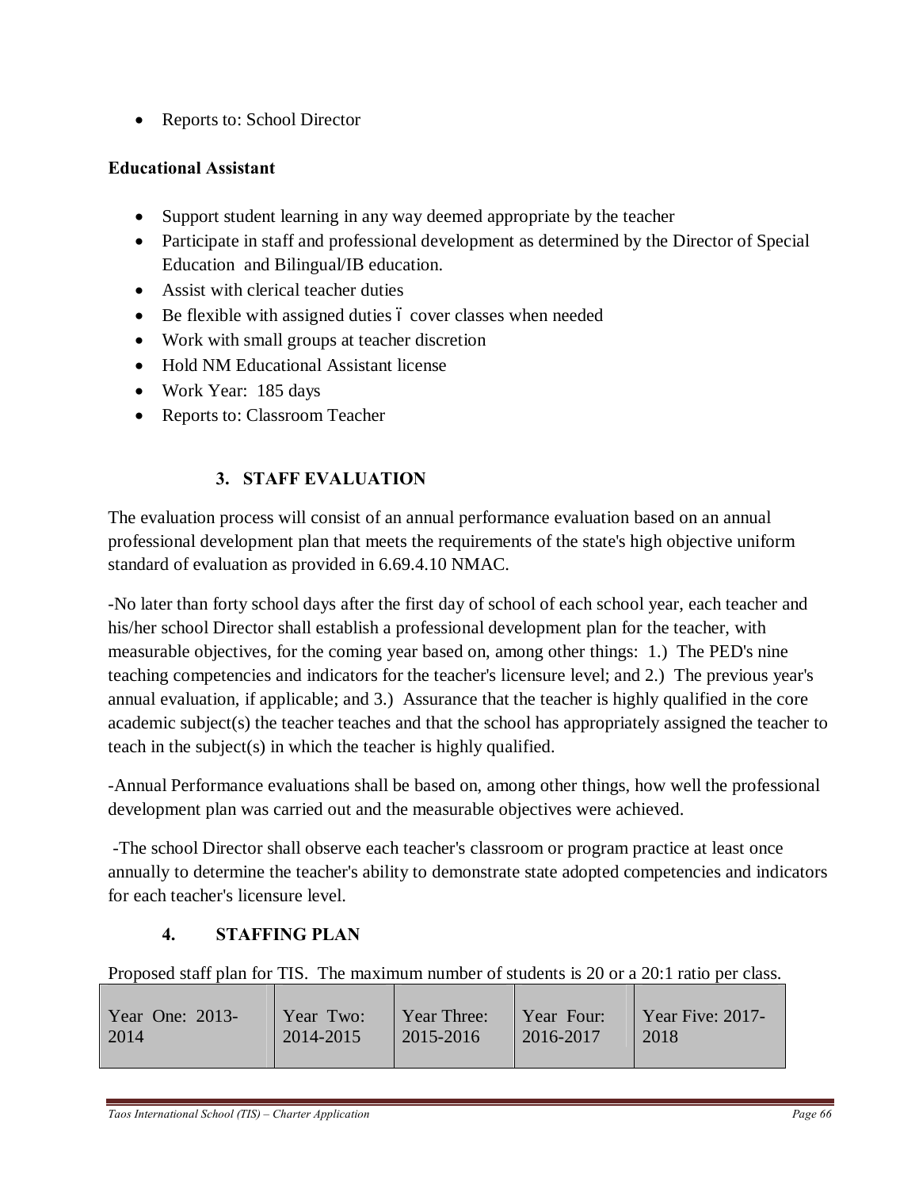- Reports to: School Director

**Educational Assistant**

- Support student learning in any way deemed appropriate by the teacher
- Participate in staff and professional development as determined by the Director of Special Education and Bilingual/IB education.
- Assist with clerical teacher duties
- Be flexible with assigned duties – cover classes when needed
- Work with small groups at teacher discretion
- Hold NM Educational Assistant license
- Work Year: 185 days
- Reports to: Classroom Teacher

## 3. STAFF EVALUATION

The evaluation process will consist of an annual performance evaluation based on an annual professional development plan that meets the requirements of the state's high objective uniform standard of evaluation as provided in 6.69.4.10 NMAC.

-No later than forty school days after the first day of school of each school year, each teacher and his/her school Director shall establish a professional development plan for the teacher, with measurable objectives, for the coming year based on, among other things: 1.) The PED's nine teaching competencies and indicators for the teacher's licensure level; and 2.) The previous year's annual evaluation, if applicable; and 3.) Assurance that the teacher is highly qualified in the core academic subject(s) the teacher teaches and that the school has appropriately assigned the teacher to teach in the subject(s) in which the teacher is highly qualified.

-Annual Performance evaluations shall be based on, among other things, how well the professional development plan was carried out and the measurable objectives were achieved.

-The school Director shall observe each teacher's classroom or program practice at least once annually to determine the teacher's ability to demonstrate state adopted competencies and indicators for each teacher's licensure level.

## 4. STAFFING PLAN

Proposed staff plan for TIS. The maximum number of students is 20 or a 20:1 ratio per class.

| Year One: 2013-2014 | Year Two: 2014-2015 | Year Three: 2015-2016 | Year Four: 2016-2017 | Year Five: 2017-2018 |
|---|---|---|---|---|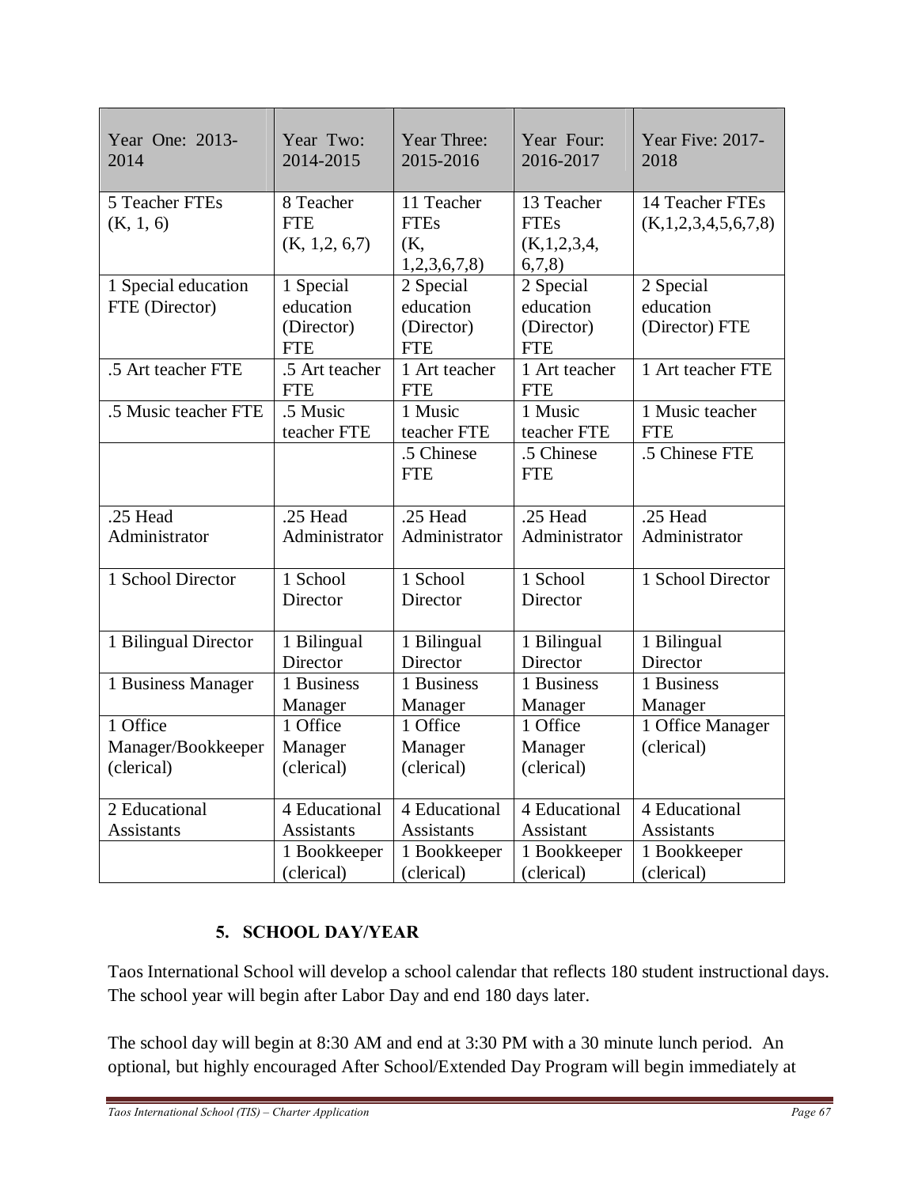| Year One: 2013-2014 | Year Two: 2014-2015 | Year Three: 2015-2016 | Year Four: 2016-2017 | Year Five: 2017-2018 |
|---|---|---|---|---|
| 5 Teacher FTEs (K, 1, 6) | 8 Teacher FTE (K, 1,2, 6,7) | 11 Teacher FTEs (K, 1,2,3,6,7,8) | 13 Teacher FTEs (K,1,2,3,4, 6,7,8) | 14 Teacher FTEs (K,1,2,3,4,5,6,7,8) |
| 1 Special education FTE (Director) | 1 Special education (Director) FTE | 2 Special education (Director) FTE | 2 Special education (Director) FTE | 2 Special education (Director) FTE |
| .5 Art teacher FTE | .5 Art teacher FTE | 1 Art teacher FTE | 1 Art teacher FTE | 1 Art teacher FTE |
| .5 Music teacher FTE | .5 Music teacher FTE | 1 Music teacher FTE | 1 Music teacher FTE | 1 Music teacher FTE |
| | | .5 Chinese FTE | .5 Chinese FTE | .5 Chinese FTE |
| .25 Head Administrator | .25 Head Administrator | .25 Head Administrator | .25 Head Administrator | .25 Head Administrator |
| 1 School Director | 1 School Director | 1 School Director | 1 School Director | 1 School Director |
| 1 Bilingual Director | 1 Bilingual Director | 1 Bilingual Director | 1 Bilingual Director | 1 Bilingual Director |
| 1 Business Manager | 1 Business Manager | 1 Business Manager | 1 Business Manager | 1 Business Manager |
| 1 Office Manager/Bookkeeper (clerical) | 1 Office Manager (clerical) | 1 Office Manager (clerical) | 1 Office Manager (clerical) | 1 Office Manager (clerical) |
| 2 Educational Assistants | 4 Educational Assistants | 4 Educational Assistants | 4 Educational Assistant | 4 Educational Assistants |
| | 1 Bookkeeper (clerical) | 1 Bookkeeper (clerical) | 1 Bookkeeper (clerical) | 1 Bookkeeper (clerical) |

## 5. SCHOOL DAY/YEAR

Taos International School will develop a school calendar that reflects 180 student instructional days. The school year will begin after Labor Day and end 180 days later.

The school day will begin at 8:30 AM and end at 3:30 PM with a 30 minute lunch period. An optional, but highly encouraged After School/Extended Day Program will begin immediately at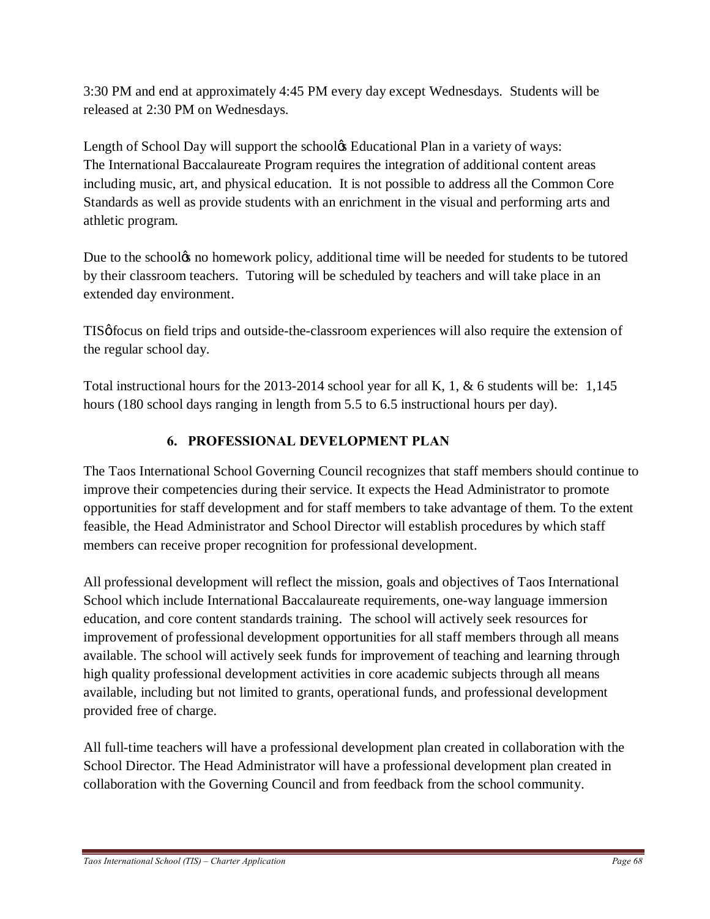3:30 PM and end at approximately 4:45 PM every day except Wednesdays. Students will be released at 2:30 PM on Wednesdays.

Length of School Day will support the school's Educational Plan in a variety of ways: The International Baccalaureate Program requires the integration of additional content areas including music, art, and physical education. It is not possible to address all the Common Core Standards as well as provide students with an enrichment in the visual and performing arts and athletic program.

Due to the school's no homework policy, additional time will be needed for students to be tutored by their classroom teachers. Tutoring will be scheduled by teachers and will take place in an extended day environment.

TIS' focus on field trips and outside-the-classroom experiences will also require the extension of the regular school day.

Total instructional hours for the 2013-2014 school year for all K, 1, & 6 students will be: 1,145 hours (180 school days ranging in length from 5.5 to 6.5 instructional hours per day).

## 6. PROFESSIONAL DEVELOPMENT PLAN

The Taos International School Governing Council recognizes that staff members should continue to improve their competencies during their service. It expects the Head Administrator to promote opportunities for staff development and for staff members to take advantage of them. To the extent feasible, the Head Administrator and School Director will establish procedures by which staff members can receive proper recognition for professional development.

All professional development will reflect the mission, goals and objectives of Taos International School which include International Baccalaureate requirements, one-way language immersion education, and core content standards training. The school will actively seek resources for improvement of professional development opportunities for all staff members through all means available. The school will actively seek funds for improvement of teaching and learning through high quality professional development activities in core academic subjects through all means available, including but not limited to grants, operational funds, and professional development provided free of charge.

All full-time teachers will have a professional development plan created in collaboration with the School Director. The Head Administrator will have a professional development plan created in collaboration with the Governing Council and from feedback from the school community.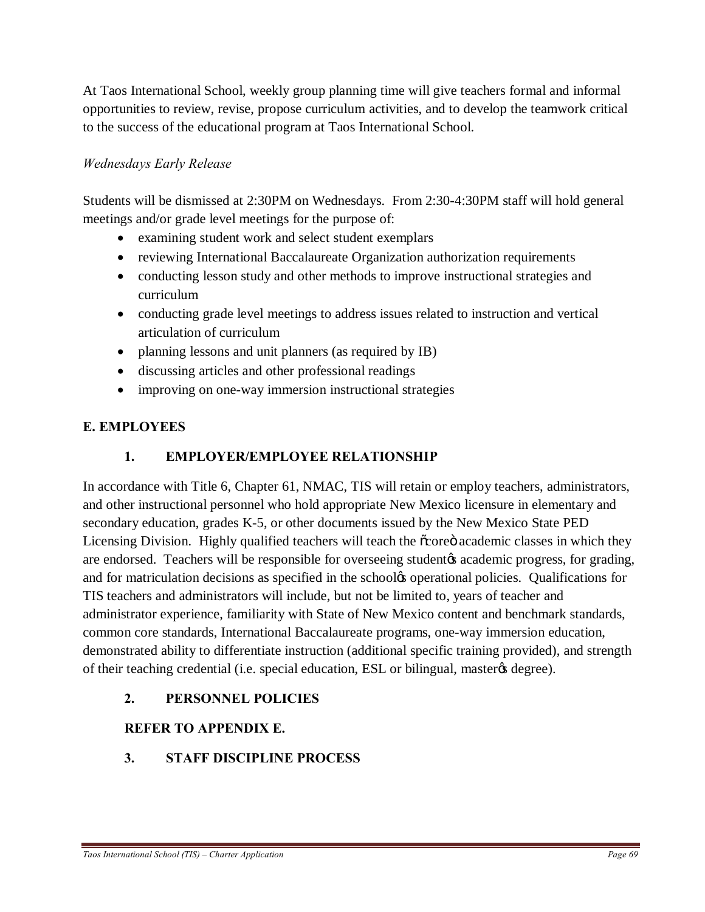At Taos International School, weekly group planning time will give teachers formal and informal opportunities to review, revise, propose curriculum activities, and to develop the teamwork critical to the success of the educational program at Taos International School.

*Wednesdays Early Release*

Students will be dismissed at 2:30PM on Wednesdays. From 2:30-4:30PM staff will hold general meetings and/or grade level meetings for the purpose of:

- examining student work and select student exemplars
- reviewing International Baccalaureate Organization authorization requirements
- conducting lesson study and other methods to improve instructional strategies and curriculum
- conducting grade level meetings to address issues related to instruction and vertical articulation of curriculum
- planning lessons and unit planners (as required by IB)
- discussing articles and other professional readings
- improving on one-way immersion instructional strategies

## E. EMPLOYEES

### 1. EMPLOYER/EMPLOYEE RELATIONSHIP

In accordance with Title 6, Chapter 61, NMAC, TIS will retain or employ teachers, administrators, and other instructional personnel who hold appropriate New Mexico licensure in elementary and secondary education, grades K-5, or other documents issued by the New Mexico State PED Licensing Division. Highly qualified teachers will teach the "core" academic classes in which they are endorsed. Teachers will be responsible for overseeing student's academic progress, for grading, and for matriculation decisions as specified in the school's operational policies. Qualifications for TIS teachers and administrators will include, but not be limited to, years of teacher and administrator experience, familiarity with State of New Mexico content and benchmark standards, common core standards, International Baccalaureate programs, one-way immersion education, demonstrated ability to differentiate instruction (additional specific training provided), and strength of their teaching credential (i.e. special education, ESL or bilingual, master's degree).

### 2. PERSONNEL POLICIES

**REFER TO APPENDIX E.**

### 3. STAFF DISCIPLINE PROCESS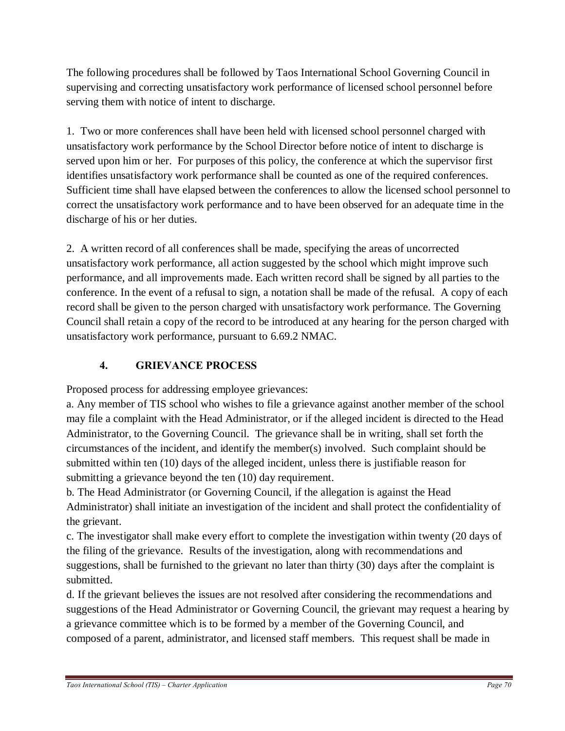The following procedures shall be followed by Taos International School Governing Council in supervising and correcting unsatisfactory work performance of licensed school personnel before serving them with notice of intent to discharge.

1. Two or more conferences shall have been held with licensed school personnel charged with unsatisfactory work performance by the School Director before notice of intent to discharge is served upon him or her. For purposes of this policy, the conference at which the supervisor first identifies unsatisfactory work performance shall be counted as one of the required conferences. Sufficient time shall have elapsed between the conferences to allow the licensed school personnel to correct the unsatisfactory work performance and to have been observed for an adequate time in the discharge of his or her duties.

2. A written record of all conferences shall be made, specifying the areas of uncorrected unsatisfactory work performance, all action suggested by the school which might improve such performance, and all improvements made. Each written record shall be signed by all parties to the conference. In the event of a refusal to sign, a notation shall be made of the refusal. A copy of each record shall be given to the person charged with unsatisfactory work performance. The Governing Council shall retain a copy of the record to be introduced at any hearing for the person charged with unsatisfactory work performance, pursuant to 6.69.2 NMAC.

### 4. GRIEVANCE PROCESS

Proposed process for addressing employee grievances:

a. Any member of TIS school who wishes to file a grievance against another member of the school may file a complaint with the Head Administrator, or if the alleged incident is directed to the Head Administrator, to the Governing Council. The grievance shall be in writing, shall set forth the circumstances of the incident, and identify the member(s) involved. Such complaint should be submitted within ten (10) days of the alleged incident, unless there is justifiable reason for submitting a grievance beyond the ten (10) day requirement.

b. The Head Administrator (or Governing Council, if the allegation is against the Head Administrator) shall initiate an investigation of the incident and shall protect the confidentiality of the grievant.

c. The investigator shall make every effort to complete the investigation within twenty (20 days of the filing of the grievance. Results of the investigation, along with recommendations and suggestions, shall be furnished to the grievant no later than thirty (30) days after the complaint is submitted.

d. If the grievant believes the issues are not resolved after considering the recommendations and suggestions of the Head Administrator or Governing Council, the grievant may request a hearing by a grievance committee which is to be formed by a member of the Governing Council, and composed of a parent, administrator, and licensed staff members. This request shall be made in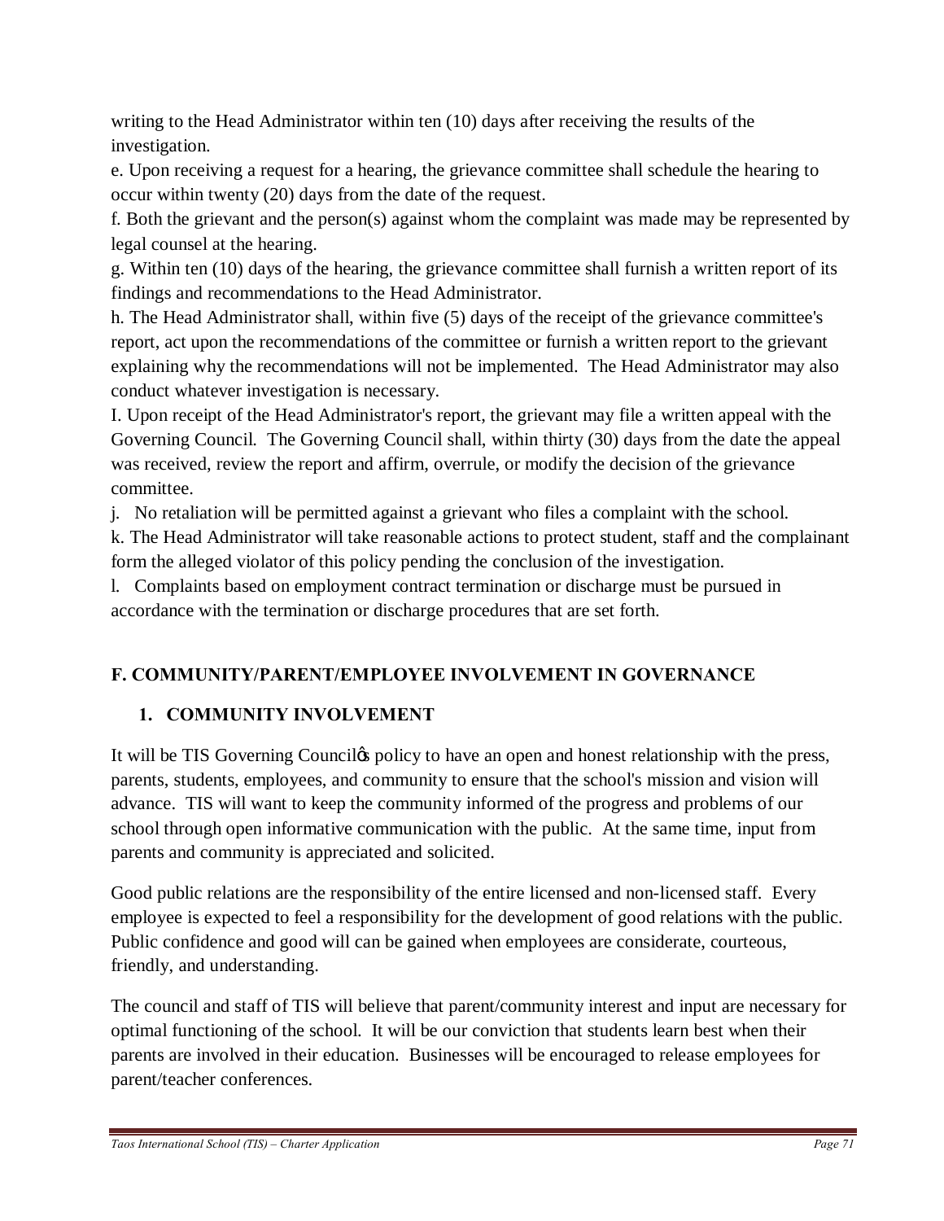writing to the Head Administrator within ten (10) days after receiving the results of the investigation.

e. Upon receiving a request for a hearing, the grievance committee shall schedule the hearing to occur within twenty (20) days from the date of the request.

f. Both the grievant and the person(s) against whom the complaint was made may be represented by legal counsel at the hearing.

g. Within ten (10) days of the hearing, the grievance committee shall furnish a written report of its findings and recommendations to the Head Administrator.

h. The Head Administrator shall, within five (5) days of the receipt of the grievance committee's report, act upon the recommendations of the committee or furnish a written report to the grievant explaining why the recommendations will not be implemented. The Head Administrator may also conduct whatever investigation is necessary.

I. Upon receipt of the Head Administrator's report, the grievant may file a written appeal with the Governing Council. The Governing Council shall, within thirty (30) days from the date the appeal was received, review the report and affirm, overrule, or modify the decision of the grievance committee.

j. No retaliation will be permitted against a grievant who files a complaint with the school.

k. The Head Administrator will take reasonable actions to protect student, staff and the complainant form the alleged violator of this policy pending the conclusion of the investigation.

l. Complaints based on employment contract termination or discharge must be pursued in accordance with the termination or discharge procedures that are set forth.

## F. COMMUNITY/PARENT/EMPLOYEE INVOLVEMENT IN GOVERNANCE

### 1. COMMUNITY INVOLVEMENT

It will be TIS Governing Council's policy to have an open and honest relationship with the press, parents, students, employees, and community to ensure that the school's mission and vision will advance. TIS will want to keep the community informed of the progress and problems of our school through open informative communication with the public. At the same time, input from parents and community is appreciated and solicited.

Good public relations are the responsibility of the entire licensed and non-licensed staff. Every employee is expected to feel a responsibility for the development of good relations with the public. Public confidence and good will can be gained when employees are considerate, courteous, friendly, and understanding.

The council and staff of TIS will believe that parent/community interest and input are necessary for optimal functioning of the school. It will be our conviction that students learn best when their parents are involved in their education. Businesses will be encouraged to release employees for parent/teacher conferences.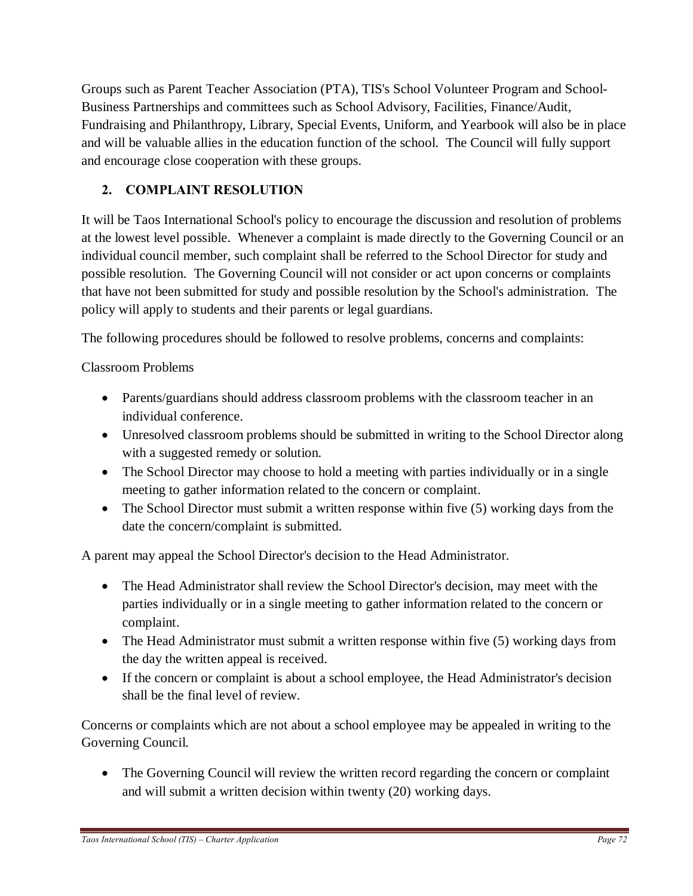Groups such as Parent Teacher Association (PTA), TIS's School Volunteer Program and School-Business Partnerships and committees such as School Advisory, Facilities, Finance/Audit, Fundraising and Philanthropy, Library, Special Events, Uniform, and Yearbook will also be in place and will be valuable allies in the education function of the school. The Council will fully support and encourage close cooperation with these groups.

## 2. COMPLAINT RESOLUTION

It will be Taos International School's policy to encourage the discussion and resolution of problems at the lowest level possible. Whenever a complaint is made directly to the Governing Council or an individual council member, such complaint shall be referred to the School Director for study and possible resolution. The Governing Council will not consider or act upon concerns or complaints that have not been submitted for study and possible resolution by the School's administration. The policy will apply to students and their parents or legal guardians.

The following procedures should be followed to resolve problems, concerns and complaints:

Classroom Problems

- Parents/guardians should address classroom problems with the classroom teacher in an individual conference.
- Unresolved classroom problems should be submitted in writing to the School Director along with a suggested remedy or solution.
- The School Director may choose to hold a meeting with parties individually or in a single meeting to gather information related to the concern or complaint.
- The School Director must submit a written response within five (5) working days from the date the concern/complaint is submitted.

A parent may appeal the School Director's decision to the Head Administrator.

- The Head Administrator shall review the School Director's decision, may meet with the parties individually or in a single meeting to gather information related to the concern or complaint.
- The Head Administrator must submit a written response within five (5) working days from the day the written appeal is received.
- If the concern or complaint is about a school employee, the Head Administrator's decision shall be the final level of review.

Concerns or complaints which are not about a school employee may be appealed in writing to the Governing Council.

- The Governing Council will review the written record regarding the concern or complaint and will submit a written decision within twenty (20) working days.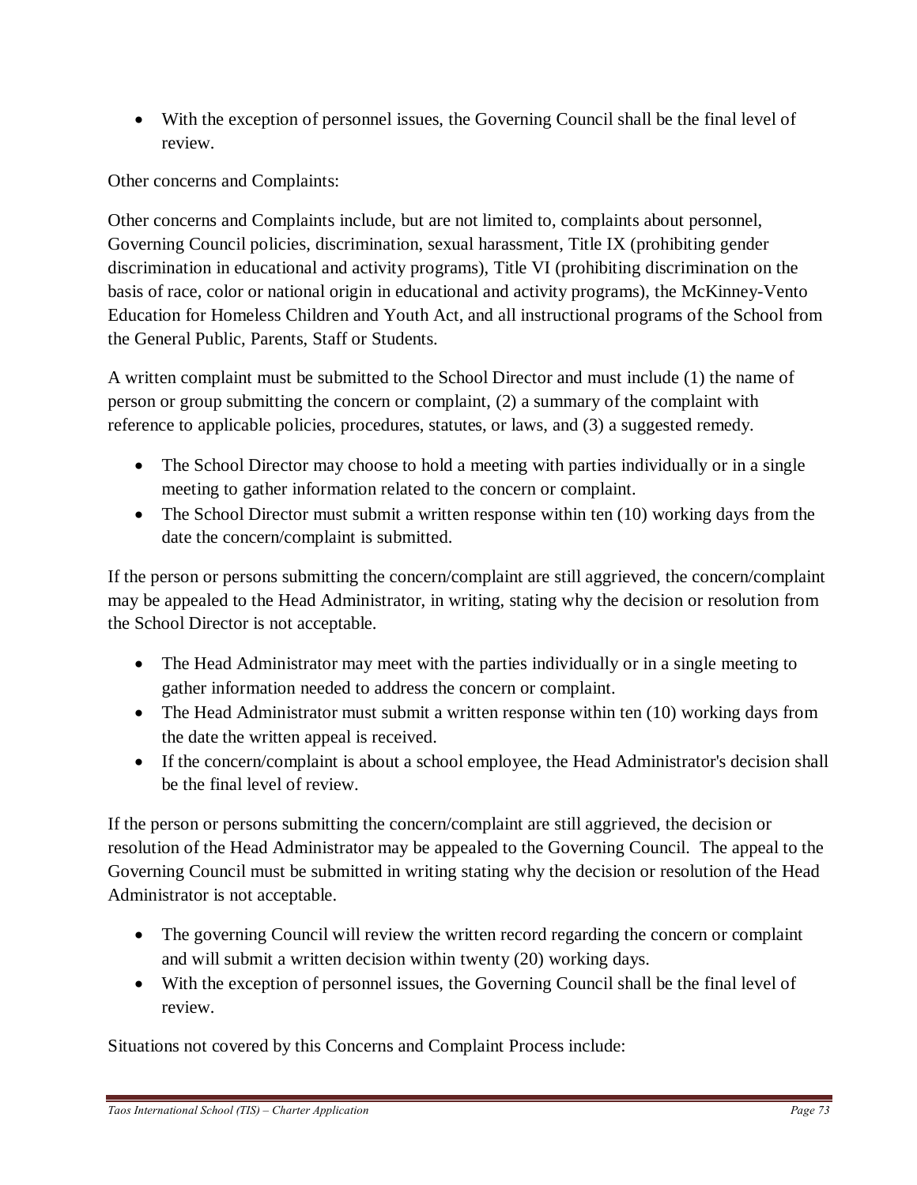- With the exception of personnel issues, the Governing Council shall be the final level of review.

Other concerns and Complaints:

Other concerns and Complaints include, but are not limited to, complaints about personnel, Governing Council policies, discrimination, sexual harassment, Title IX (prohibiting gender discrimination in educational and activity programs), Title VI (prohibiting discrimination on the basis of race, color or national origin in educational and activity programs), the McKinney-Vento Education for Homeless Children and Youth Act, and all instructional programs of the School from the General Public, Parents, Staff or Students.

A written complaint must be submitted to the School Director and must include (1) the name of person or group submitting the concern or complaint, (2) a summary of the complaint with reference to applicable policies, procedures, statutes, or laws, and (3) a suggested remedy.

- The School Director may choose to hold a meeting with parties individually or in a single meeting to gather information related to the concern or complaint.
- The School Director must submit a written response within ten (10) working days from the date the concern/complaint is submitted.

If the person or persons submitting the concern/complaint are still aggrieved, the concern/complaint may be appealed to the Head Administrator, in writing, stating why the decision or resolution from the School Director is not acceptable.

- The Head Administrator may meet with the parties individually or in a single meeting to gather information needed to address the concern or complaint.
- The Head Administrator must submit a written response within ten (10) working days from the date the written appeal is received.
- If the concern/complaint is about a school employee, the Head Administrator's decision shall be the final level of review.

If the person or persons submitting the concern/complaint are still aggrieved, the decision or resolution of the Head Administrator may be appealed to the Governing Council. The appeal to the Governing Council must be submitted in writing stating why the decision or resolution of the Head Administrator is not acceptable.

- The governing Council will review the written record regarding the concern or complaint and will submit a written decision within twenty (20) working days.
- With the exception of personnel issues, the Governing Council shall be the final level of review.

Situations not covered by this Concerns and Complaint Process include: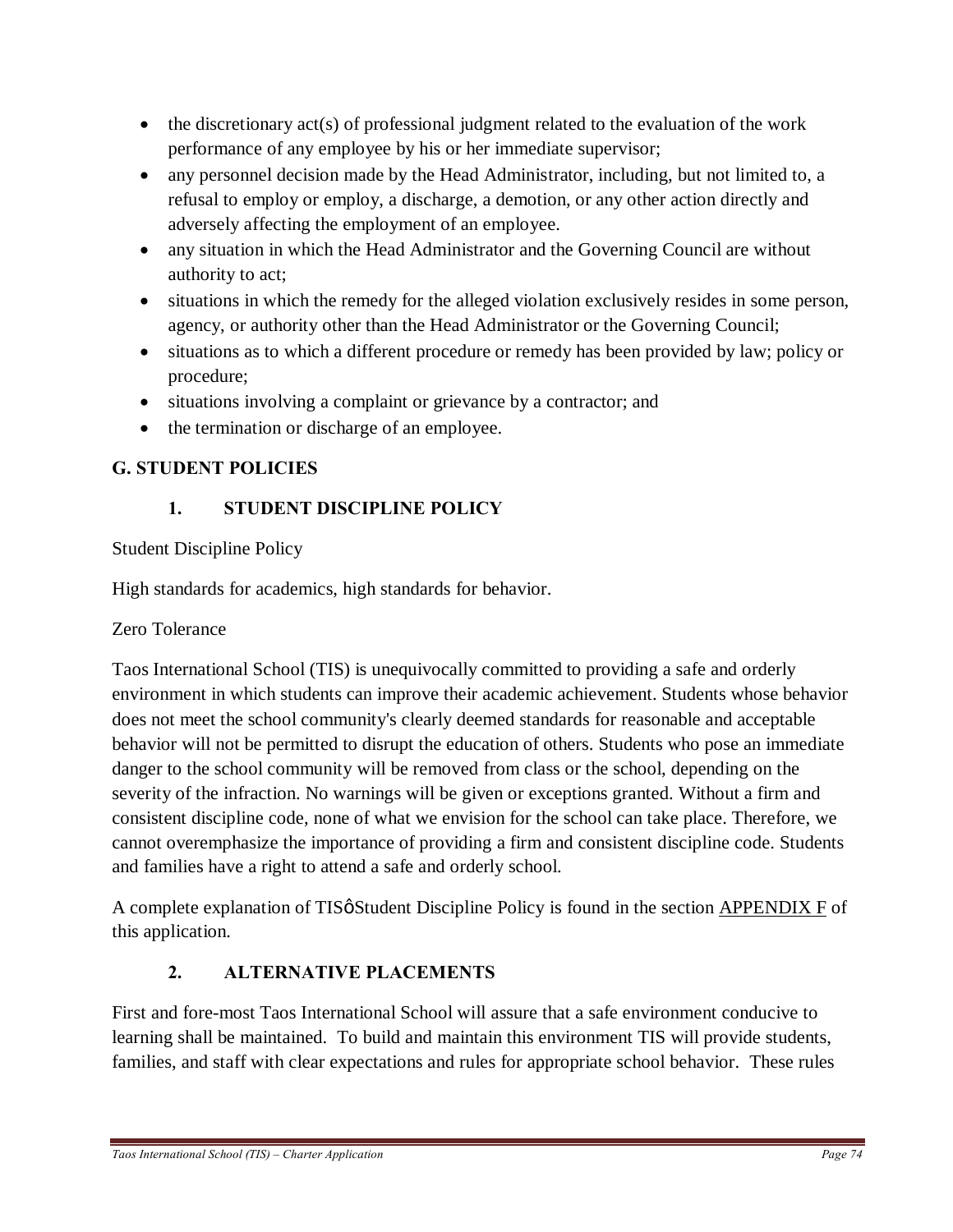- the discretionary act(s) of professional judgment related to the evaluation of the work performance of any employee by his or her immediate supervisor;
- any personnel decision made by the Head Administrator, including, but not limited to, a refusal to employ or employ, a discharge, a demotion, or any other action directly and adversely affecting the employment of an employee.
- any situation in which the Head Administrator and the Governing Council are without authority to act;
- situations in which the remedy for the alleged violation exclusively resides in some person, agency, or authority other than the Head Administrator or the Governing Council;
- situations as to which a different procedure or remedy has been provided by law; policy or procedure;
- situations involving a complaint or grievance by a contractor; and
- the termination or discharge of an employee.

## G. STUDENT POLICIES

### 1. STUDENT DISCIPLINE POLICY

Student Discipline Policy

High standards for academics, high standards for behavior.

Zero Tolerance

Taos International School (TIS) is unequivocally committed to providing a safe and orderly environment in which students can improve their academic achievement. Students whose behavior does not meet the school community's clearly deemed standards for reasonable and acceptable behavior will not be permitted to disrupt the education of others. Students who pose an immediate danger to the school community will be removed from class or the school, depending on the severity of the infraction. No warnings will be given or exceptions granted. Without a firm and consistent discipline code, none of what we envision for the school can take place. Therefore, we cannot overemphasize the importance of providing a firm and consistent discipline code. Students and families have a right to attend a safe and orderly school.

A complete explanation of TISô Student Discipline Policy is found in the section APPENDIX F of this application.

### 2. ALTERNATIVE PLACEMENTS

First and fore-most Taos International School will assure that a safe environment conducive to learning shall be maintained. To build and maintain this environment TIS will provide students, families, and staff with clear expectations and rules for appropriate school behavior. These rules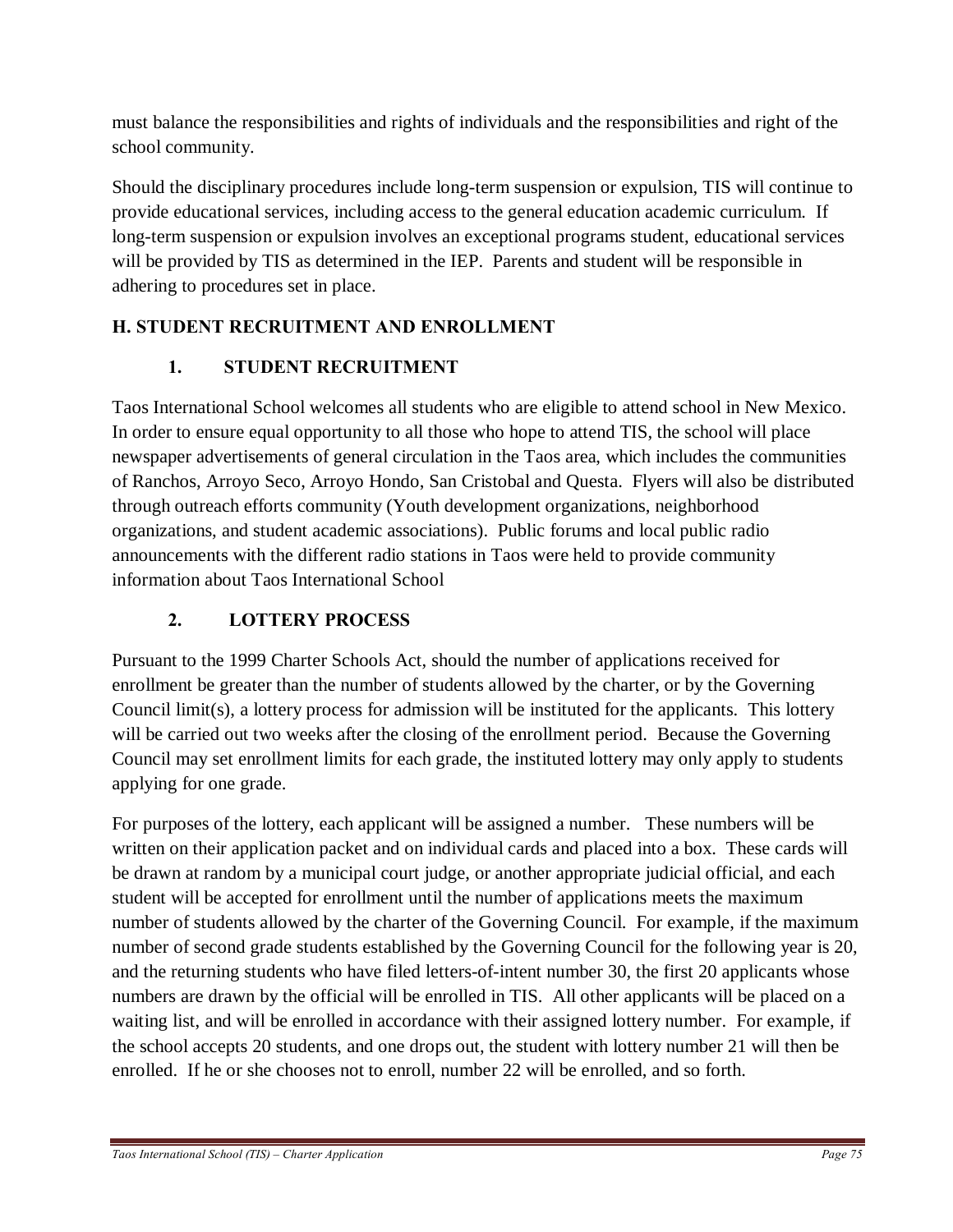must balance the responsibilities and rights of individuals and the responsibilities and right of the school community.

Should the disciplinary procedures include long-term suspension or expulsion, TIS will continue to provide educational services, including access to the general education academic curriculum. If long-term suspension or expulsion involves an exceptional programs student, educational services will be provided by TIS as determined in the IEP. Parents and student will be responsible in adhering to procedures set in place.

## H. STUDENT RECRUITMENT AND ENROLLMENT

### 1. STUDENT RECRUITMENT

Taos International School welcomes all students who are eligible to attend school in New Mexico. In order to ensure equal opportunity to all those who hope to attend TIS, the school will place newspaper advertisements of general circulation in the Taos area, which includes the communities of Ranchos, Arroyo Seco, Arroyo Hondo, San Cristobal and Questa. Flyers will also be distributed through outreach efforts community (Youth development organizations, neighborhood organizations, and student academic associations). Public forums and local public radio announcements with the different radio stations in Taos were held to provide community information about Taos International School

### 2. LOTTERY PROCESS

Pursuant to the 1999 Charter Schools Act, should the number of applications received for enrollment be greater than the number of students allowed by the charter, or by the Governing Council limit(s), a lottery process for admission will be instituted for the applicants. This lottery will be carried out two weeks after the closing of the enrollment period. Because the Governing Council may set enrollment limits for each grade, the instituted lottery may only apply to students applying for one grade.

For purposes of the lottery, each applicant will be assigned a number. These numbers will be written on their application packet and on individual cards and placed into a box. These cards will be drawn at random by a municipal court judge, or another appropriate judicial official, and each student will be accepted for enrollment until the number of applications meets the maximum number of students allowed by the charter of the Governing Council. For example, if the maximum number of second grade students established by the Governing Council for the following year is 20, and the returning students who have filed letters-of-intent number 30, the first 20 applicants whose numbers are drawn by the official will be enrolled in TIS. All other applicants will be placed on a waiting list, and will be enrolled in accordance with their assigned lottery number. For example, if the school accepts 20 students, and one drops out, the student with lottery number 21 will then be enrolled. If he or she chooses not to enroll, number 22 will be enrolled, and so forth.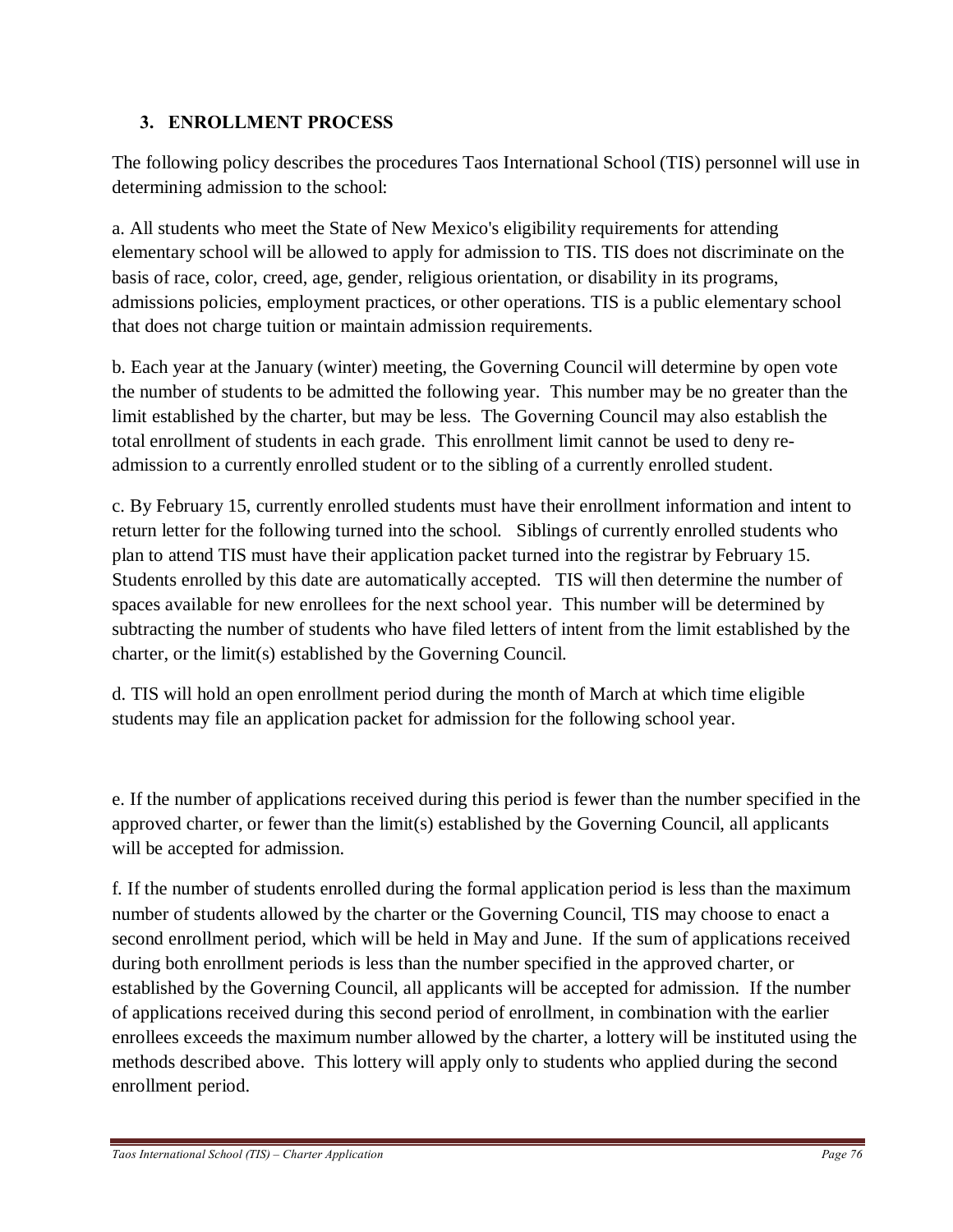### 3. ENROLLMENT PROCESS

The following policy describes the procedures Taos International School (TIS) personnel will use in determining admission to the school:

a. All students who meet the State of New Mexico's eligibility requirements for attending elementary school will be allowed to apply for admission to TIS. TIS does not discriminate on the basis of race, color, creed, age, gender, religious orientation, or disability in its programs, admissions policies, employment practices, or other operations. TIS is a public elementary school that does not charge tuition or maintain admission requirements.

b. Each year at the January (winter) meeting, the Governing Council will determine by open vote the number of students to be admitted the following year. This number may be no greater than the limit established by the charter, but may be less. The Governing Council may also establish the total enrollment of students in each grade. This enrollment limit cannot be used to deny re-admission to a currently enrolled student or to the sibling of a currently enrolled student.

c. By February 15, currently enrolled students must have their enrollment information and intent to return letter for the following turned into the school. Siblings of currently enrolled students who plan to attend TIS must have their application packet turned into the registrar by February 15. Students enrolled by this date are automatically accepted. TIS will then determine the number of spaces available for new enrollees for the next school year. This number will be determined by subtracting the number of students who have filed letters of intent from the limit established by the charter, or the limit(s) established by the Governing Council.

d. TIS will hold an open enrollment period during the month of March at which time eligible students may file an application packet for admission for the following school year.

e. If the number of applications received during this period is fewer than the number specified in the approved charter, or fewer than the limit(s) established by the Governing Council, all applicants will be accepted for admission.

f. If the number of students enrolled during the formal application period is less than the maximum number of students allowed by the charter or the Governing Council, TIS may choose to enact a second enrollment period, which will be held in May and June. If the sum of applications received during both enrollment periods is less than the number specified in the approved charter, or established by the Governing Council, all applicants will be accepted for admission. If the number of applications received during this second period of enrollment, in combination with the earlier enrollees exceeds the maximum number allowed by the charter, a lottery will be instituted using the methods described above. This lottery will apply only to students who applied during the second enrollment period.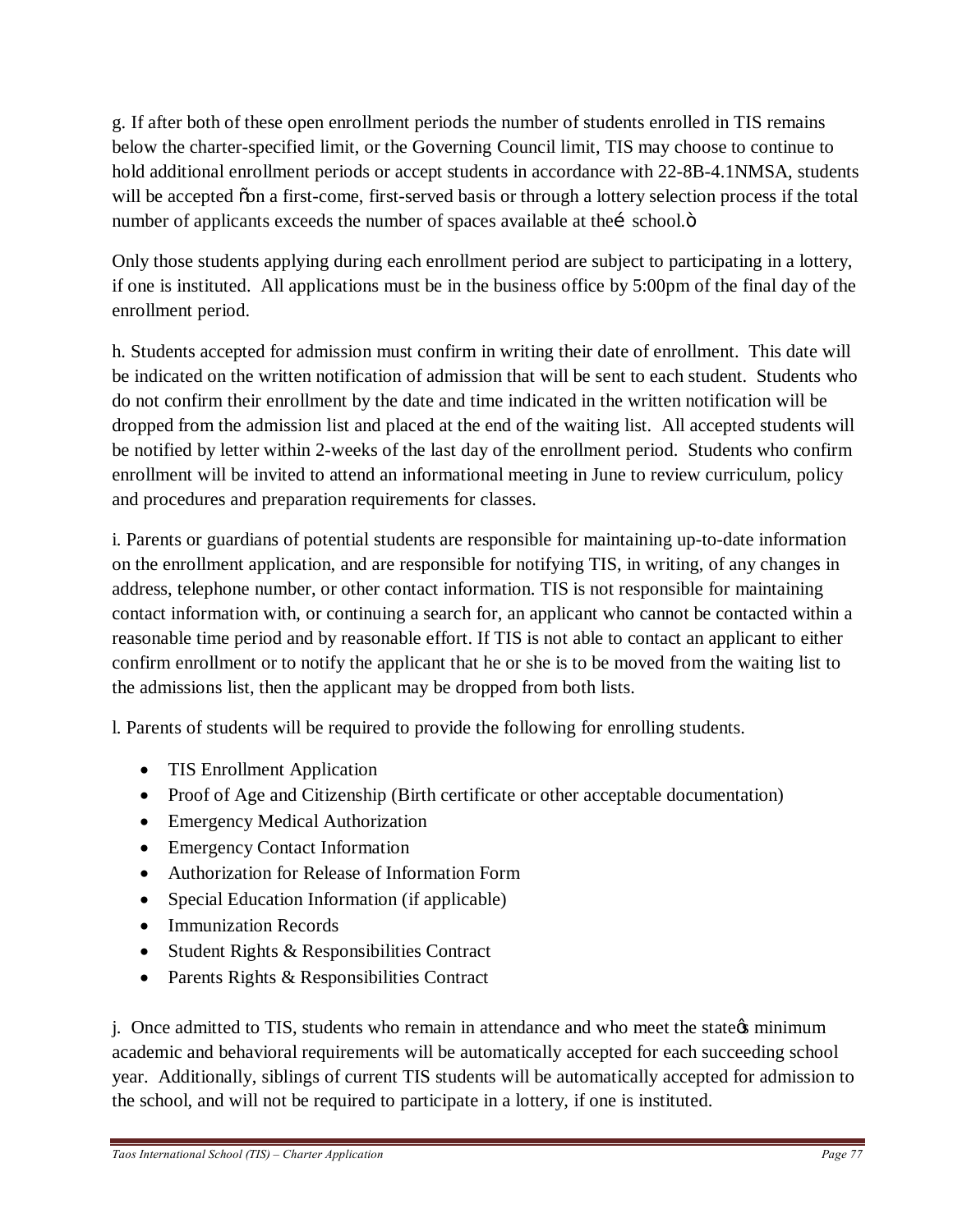g. If after both of these open enrollment periods the number of students enrolled in TIS remains below the charter-specified limit, or the Governing Council limit, TIS may choose to continue to hold additional enrollment periods or accept students in accordance with 22-8B-4.1NMSA, students will be accepted "on a first-come, first-served basis or through a lottery selection process if the total number of applicants exceeds the number of spaces available at the… school."

Only those students applying during each enrollment period are subject to participating in a lottery, if one is instituted. All applications must be in the business office by 5:00pm of the final day of the enrollment period.

h. Students accepted for admission must confirm in writing their date of enrollment. This date will be indicated on the written notification of admission that will be sent to each student. Students who do not confirm their enrollment by the date and time indicated in the written notification will be dropped from the admission list and placed at the end of the waiting list. All accepted students will be notified by letter within 2-weeks of the last day of the enrollment period. Students who confirm enrollment will be invited to attend an informational meeting in June to review curriculum, policy and procedures and preparation requirements for classes.

i. Parents or guardians of potential students are responsible for maintaining up-to-date information on the enrollment application, and are responsible for notifying TIS, in writing, of any changes in address, telephone number, or other contact information. TIS is not responsible for maintaining contact information with, or continuing a search for, an applicant who cannot be contacted within a reasonable time period and by reasonable effort. If TIS is not able to contact an applicant to either confirm enrollment or to notify the applicant that he or she is to be moved from the waiting list to the admissions list, then the applicant may be dropped from both lists.

l. Parents of students will be required to provide the following for enrolling students.

- TIS Enrollment Application
- Proof of Age and Citizenship (Birth certificate or other acceptable documentation)
- Emergency Medical Authorization
- Emergency Contact Information
- Authorization for Release of Information Form
- Special Education Information (if applicable)
- Immunization Records
- Student Rights & Responsibilities Contract
- Parents Rights & Responsibilities Contract

j. Once admitted to TIS, students who remain in attendance and who meet the state's minimum academic and behavioral requirements will be automatically accepted for each succeeding school year. Additionally, siblings of current TIS students will be automatically accepted for admission to the school, and will not be required to participate in a lottery, if one is instituted.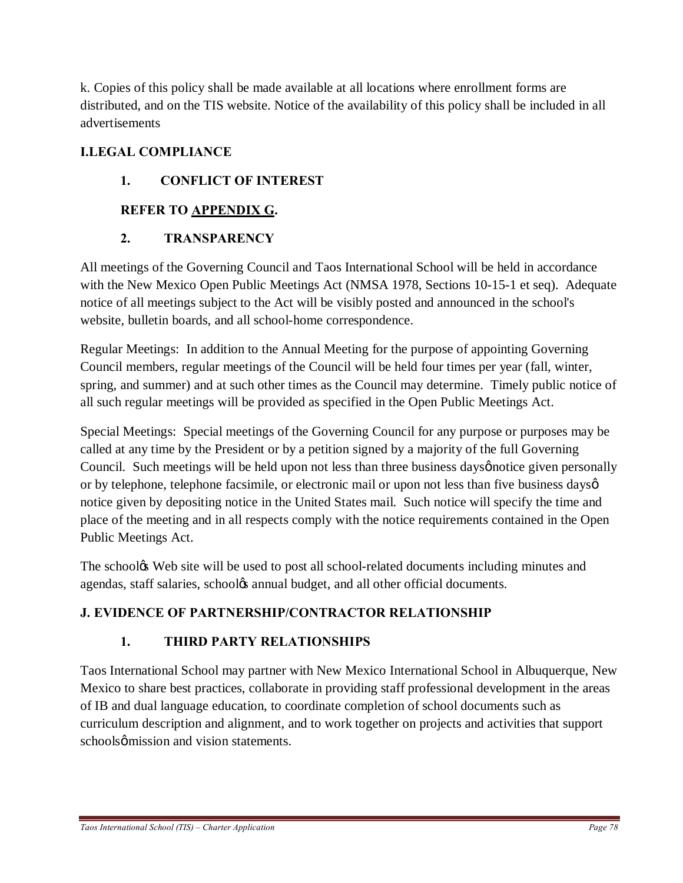k. Copies of this policy shall be made available at all locations where enrollment forms are distributed, and on the TIS website. Notice of the availability of this policy shall be included in all advertisements

## I.LEGAL COMPLIANCE

### 1. CONFLICT OF INTEREST

### REFER TO APPENDIX G.

### 2. TRANSPARENCY

All meetings of the Governing Council and Taos International School will be held in accordance with the New Mexico Open Public Meetings Act (NMSA 1978, Sections 10-15-1 et seq). Adequate notice of all meetings subject to the Act will be visibly posted and announced in the school's website, bulletin boards, and all school-home correspondence.

Regular Meetings: In addition to the Annual Meeting for the purpose of appointing Governing Council members, regular meetings of the Council will be held four times per year (fall, winter, spring, and summer) and at such other times as the Council may determine. Timely public notice of all such regular meetings will be provided as specified in the Open Public Meetings Act.

Special Meetings: Special meetings of the Governing Council for any purpose or purposes may be called at any time by the President or by a petition signed by a majority of the full Governing Council. Such meetings will be held upon not less than three business days' notice given personally or by telephone, telephone facsimile, or electronic mail or upon not less than five business days' notice given by depositing notice in the United States mail. Such notice will specify the time and place of the meeting and in all respects comply with the notice requirements contained in the Open Public Meetings Act.

The school's Web site will be used to post all school-related documents including minutes and agendas, staff salaries, school's annual budget, and all other official documents.

## J. EVIDENCE OF PARTNERSHIP/CONTRACTOR RELATIONSHIP

### 1. THIRD PARTY RELATIONSHIPS

Taos International School may partner with New Mexico International School in Albuquerque, New Mexico to share best practices, collaborate in providing staff professional development in the areas of IB and dual language education, to coordinate completion of school documents such as curriculum description and alignment, and to work together on projects and activities that support schools' mission and vision statements.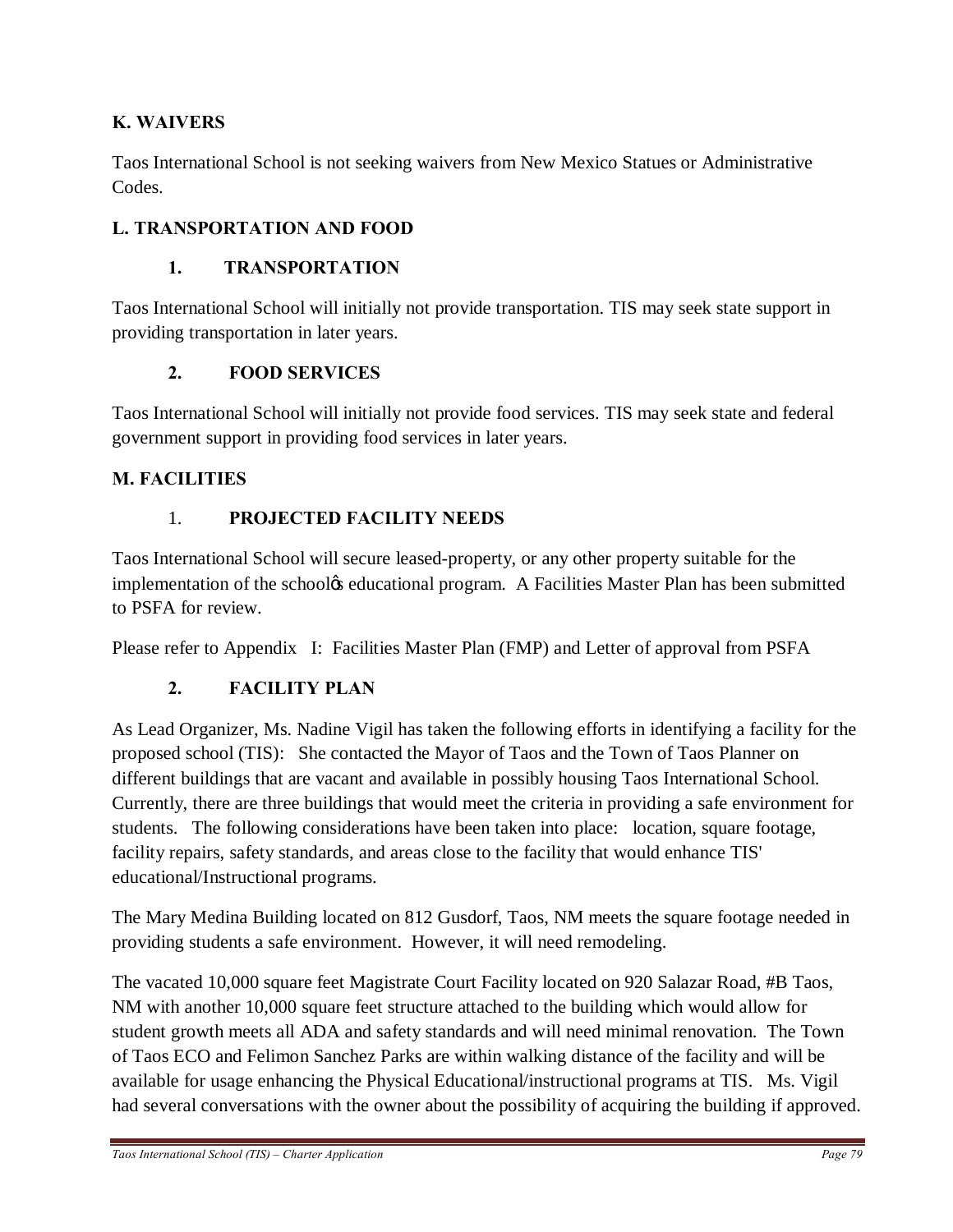## K. WAIVERS

Taos International School is not seeking waivers from New Mexico Statues or Administrative Codes.

## L. TRANSPORTATION AND FOOD

### 1. TRANSPORTATION

Taos International School will initially not provide transportation. TIS may seek state support in providing transportation in later years.

### 2. FOOD SERVICES

Taos International School will initially not provide food services. TIS may seek state and federal government support in providing food services in later years.

## M. FACILITIES

### 1. PROJECTED FACILITY NEEDS

Taos International School will secure leased-property, or any other property suitable for the implementation of the school's educational program. A Facilities Master Plan has been submitted to PSFA for review.

Please refer to Appendix I: Facilities Master Plan (FMP) and Letter of approval from PSFA

### 2. FACILITY PLAN

As Lead Organizer, Ms. Nadine Vigil has taken the following efforts in identifying a facility for the proposed school (TIS): She contacted the Mayor of Taos and the Town of Taos Planner on different buildings that are vacant and available in possibly housing Taos International School. Currently, there are three buildings that would meet the criteria in providing a safe environment for students. The following considerations have been taken into place: location, square footage, facility repairs, safety standards, and areas close to the facility that would enhance TIS' educational/Instructional programs.

The Mary Medina Building located on 812 Gusdorf, Taos, NM meets the square footage needed in providing students a safe environment. However, it will need remodeling.

The vacated 10,000 square feet Magistrate Court Facility located on 920 Salazar Road, #B Taos, NM with another 10,000 square feet structure attached to the building which would allow for student growth meets all ADA and safety standards and will need minimal renovation. The Town of Taos ECO and Felimon Sanchez Parks are within walking distance of the facility and will be available for usage enhancing the Physical Educational/instructional programs at TIS. Ms. Vigil had several conversations with the owner about the possibility of acquiring the building if approved.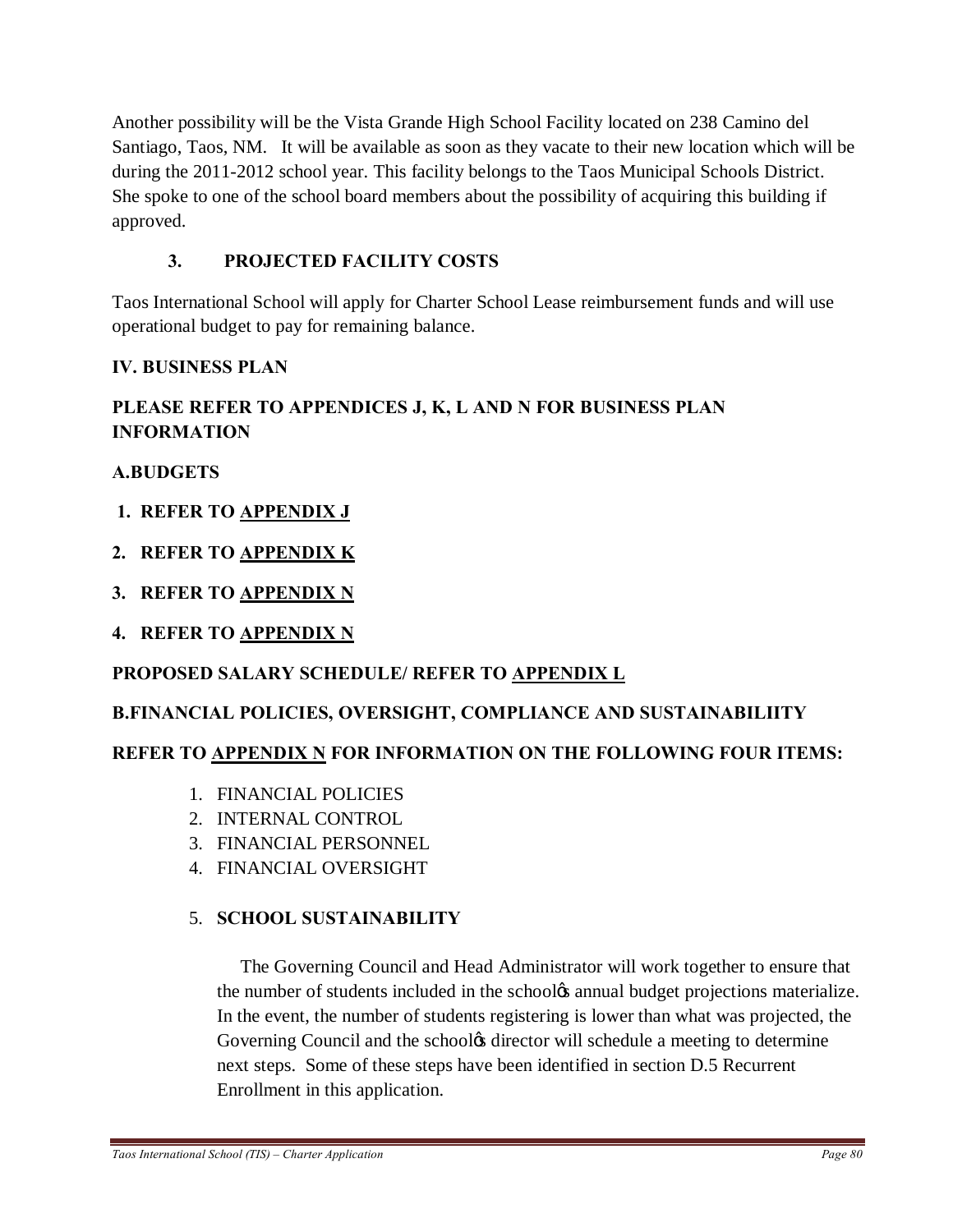Another possibility will be the Vista Grande High School Facility located on 238 Camino del Santiago, Taos, NM. It will be available as soon as they vacate to their new location which will be during the 2011-2012 school year. This facility belongs to the Taos Municipal Schools District. She spoke to one of the school board members about the possibility of acquiring this building if approved.

### 3. PROJECTED FACILITY COSTS

Taos International School will apply for Charter School Lease reimbursement funds and will use operational budget to pay for remaining balance.

## IV. BUSINESS PLAN

### PLEASE REFER TO APPENDICES J, K, L AND N FOR BUSINESS PLAN INFORMATION

### A.BUDGETS

1. **REFER TO APPENDIX J**
2. **REFER TO APPENDIX K**
3. **REFER TO APPENDIX N**
4. **REFER TO APPENDIX N**

**PROPOSED SALARY SCHEDULE/ REFER TO APPENDIX L**

### B.FINANCIAL POLICIES, OVERSIGHT, COMPLIANCE AND SUSTAINABILIITY

**REFER TO APPENDIX N FOR INFORMATION ON THE FOLLOWING FOUR ITEMS:**

1. FINANCIAL POLICIES
2. INTERNAL CONTROL
3. FINANCIAL PERSONNEL
4. FINANCIAL OVERSIGHT
5. **SCHOOL SUSTAINABILITY**

   The Governing Council and Head Administrator will work together to ensure that the number of students included in the school's annual budget projections materialize. In the event, the number of students registering is lower than what was projected, the Governing Council and the school's director will schedule a meeting to determine next steps. Some of these steps have been identified in section D.5 Recurrent Enrollment in this application.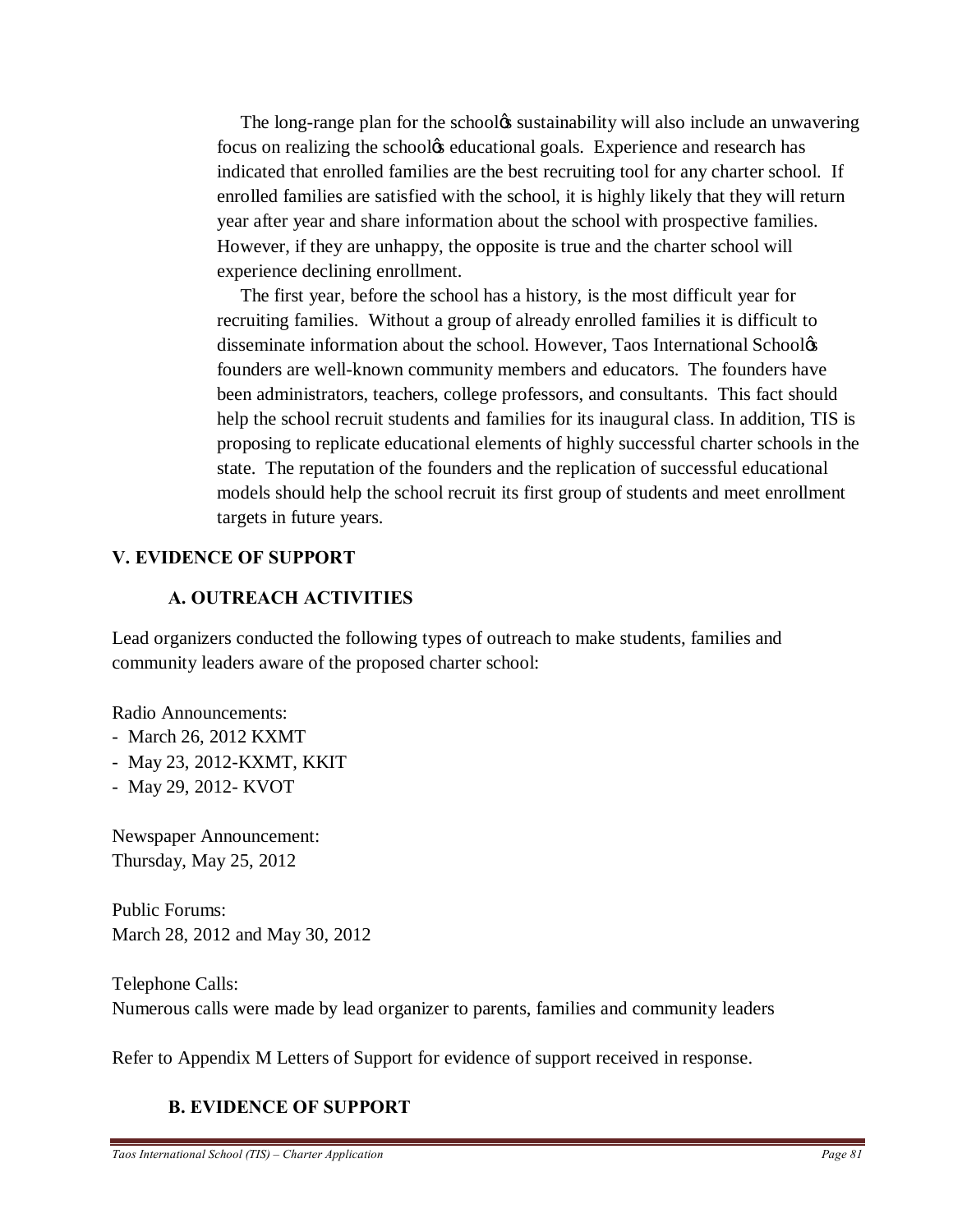The long-range plan for the school's sustainability will also include an unwavering focus on realizing the school's educational goals. Experience and research has indicated that enrolled families are the best recruiting tool for any charter school. If enrolled families are satisfied with the school, it is highly likely that they will return year after year and share information about the school with prospective families. However, if they are unhappy, the opposite is true and the charter school will experience declining enrollment.

The first year, before the school has a history, is the most difficult year for recruiting families. Without a group of already enrolled families it is difficult to disseminate information about the school. However, Taos International School's founders are well-known community members and educators. The founders have been administrators, teachers, college professors, and consultants. This fact should help the school recruit students and families for its inaugural class. In addition, TIS is proposing to replicate educational elements of highly successful charter schools in the state. The reputation of the founders and the replication of successful educational models should help the school recruit its first group of students and meet enrollment targets in future years.

## V. EVIDENCE OF SUPPORT

### A. OUTREACH ACTIVITIES

Lead organizers conducted the following types of outreach to make students, families and community leaders aware of the proposed charter school:

Radio Announcements:
- March 26, 2012 KXMT
- May 23, 2012-KXMT, KKIT
- May 29, 2012- KVOT

Newspaper Announcement:
Thursday, May 25, 2012

Public Forums:
March 28, 2012 and May 30, 2012

Telephone Calls:
Numerous calls were made by lead organizer to parents, families and community leaders

Refer to Appendix M Letters of Support for evidence of support received in response.

### B. EVIDENCE OF SUPPORT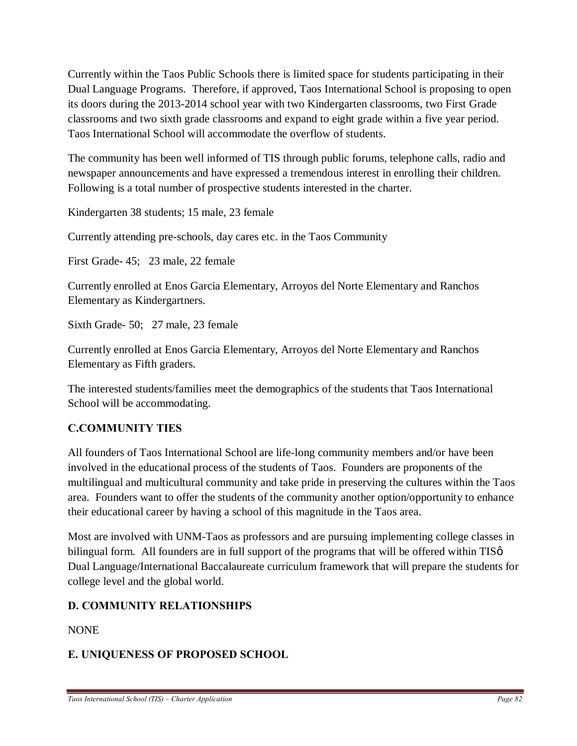Currently within the Taos Public Schools there is limited space for students participating in their Dual Language Programs. Therefore, if approved, Taos International School is proposing to open its doors during the 2013-2014 school year with two Kindergarten classrooms, two First Grade classrooms and two sixth grade classrooms and expand to eight grade within a five year period. Taos International School will accommodate the overflow of students.

The community has been well informed of TIS through public forums, telephone calls, radio and newspaper announcements and have expressed a tremendous interest in enrolling their children. Following is a total number of prospective students interested in the charter.

Kindergarten 38 students; 15 male, 23 female

Currently attending pre-schools, day cares etc. in the Taos Community

First Grade- 45; 23 male, 22 female

Currently enrolled at Enos Garcia Elementary, Arroyos del Norte Elementary and Ranchos Elementary as Kindergartners.

Sixth Grade- 50; 27 male, 23 female

Currently enrolled at Enos Garcia Elementary, Arroyos del Norte Elementary and Ranchos Elementary as Fifth graders.

The interested students/families meet the demographics of the students that Taos International School will be accommodating.

## C.COMMUNITY TIES

All founders of Taos International School are life-long community members and/or have been involved in the educational process of the students of Taos. Founders are proponents of the multilingual and multicultural community and take pride in preserving the cultures within the Taos area. Founders want to offer the students of the community another option/opportunity to enhance their educational career by having a school of this magnitude in the Taos area.

Most are involved with UNM-Taos as professors and are pursuing implementing college classes in bilingual form. All founders are in full support of the programs that will be offered within TISø Dual Language/International Baccalaureate curriculum framework that will prepare the students for college level and the global world.

## D. COMMUNITY RELATIONSHIPS

NONE

## E. UNIQUENESS OF PROPOSED SCHOOL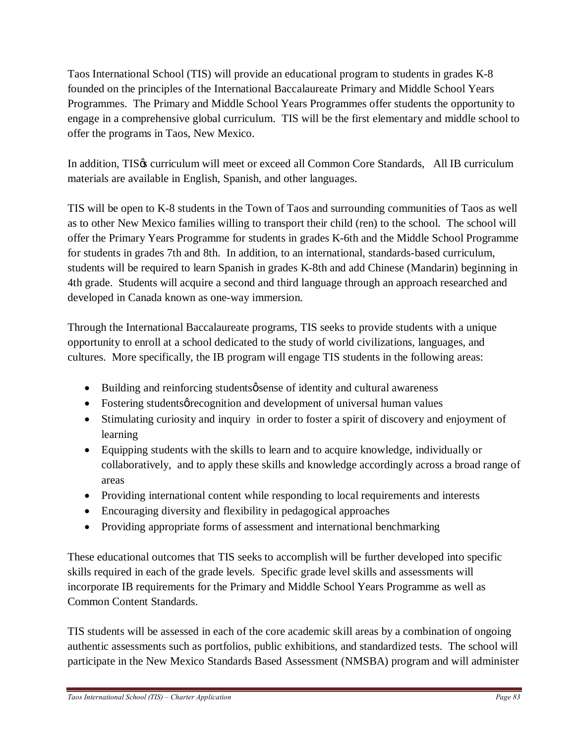Taos International School (TIS) will provide an educational program to students in grades K-8 founded on the principles of the International Baccalaureate Primary and Middle School Years Programmes. The Primary and Middle School Years Programmes offer students the opportunity to engage in a comprehensive global curriculum. TIS will be the first elementary and middle school to offer the programs in Taos, New Mexico.

In addition, TIS's curriculum will meet or exceed all Common Core Standards, All IB curriculum materials are available in English, Spanish, and other languages.

TIS will be open to K-8 students in the Town of Taos and surrounding communities of Taos as well as to other New Mexico families willing to transport their child (ren) to the school. The school will offer the Primary Years Programme for students in grades K-6th and the Middle School Programme for students in grades 7th and 8th. In addition, to an international, standards-based curriculum, students will be required to learn Spanish in grades K-8th and add Chinese (Mandarin) beginning in 4th grade. Students will acquire a second and third language through an approach researched and developed in Canada known as one-way immersion.

Through the International Baccalaureate programs, TIS seeks to provide students with a unique opportunity to enroll at a school dedicated to the study of world civilizations, languages, and cultures. More specifically, the IB program will engage TIS students in the following areas:

- Building and reinforcing students' sense of identity and cultural awareness
- Fostering students' recognition and development of universal human values
- Stimulating curiosity and inquiry in order to foster a spirit of discovery and enjoyment of learning
- Equipping students with the skills to learn and to acquire knowledge, individually or collaboratively, and to apply these skills and knowledge accordingly across a broad range of areas
- Providing international content while responding to local requirements and interests
- Encouraging diversity and flexibility in pedagogical approaches
- Providing appropriate forms of assessment and international benchmarking

These educational outcomes that TIS seeks to accomplish will be further developed into specific skills required in each of the grade levels. Specific grade level skills and assessments will incorporate IB requirements for the Primary and Middle School Years Programme as well as Common Content Standards.

TIS students will be assessed in each of the core academic skill areas by a combination of ongoing authentic assessments such as portfolios, public exhibitions, and standardized tests. The school will participate in the New Mexico Standards Based Assessment (NMSBA) program and will administer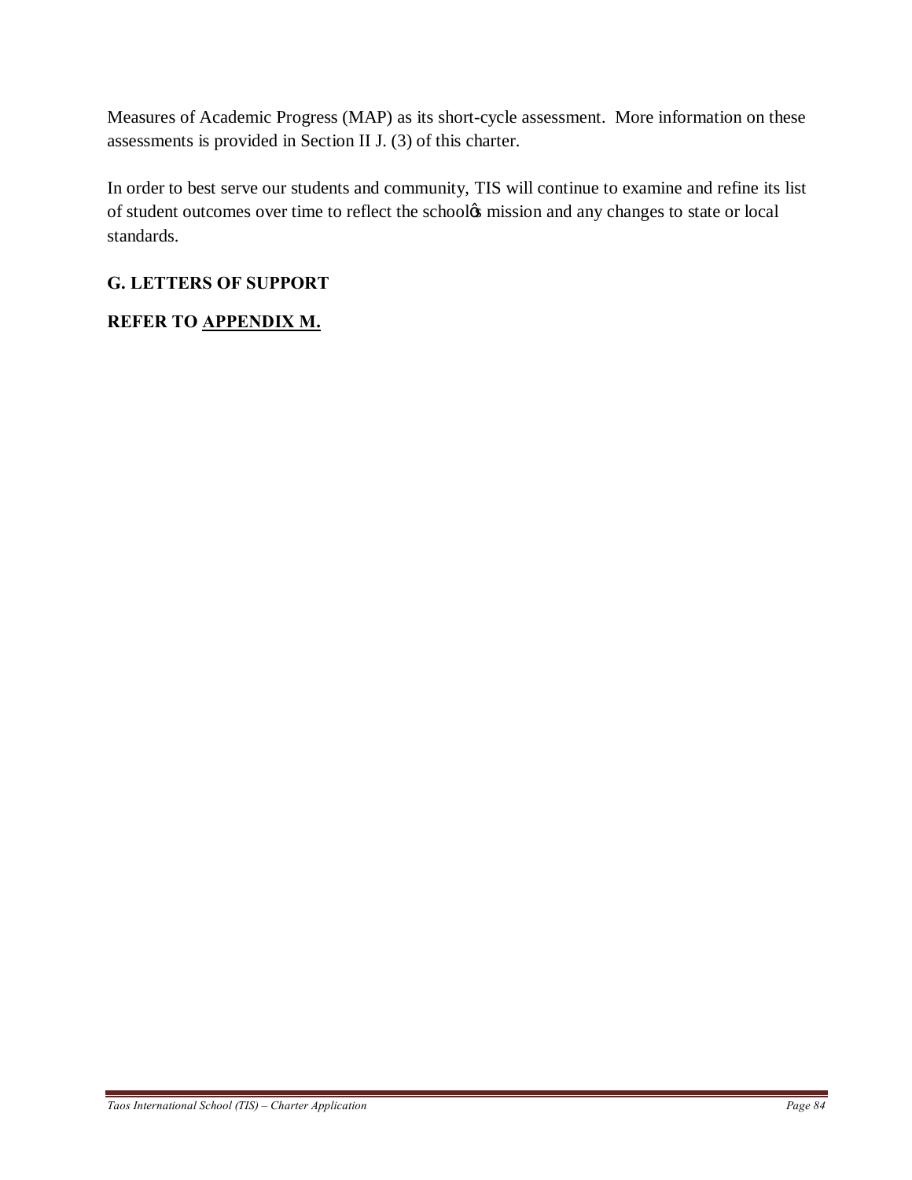Measures of Academic Progress (MAP) as its short-cycle assessment. More information on these assessments is provided in Section II J. (3) of this charter.

In order to best serve our students and community, TIS will continue to examine and refine its list of student outcomes over time to reflect the school's mission and any changes to state or local standards.

## G. LETTERS OF SUPPORT

**REFER TO APPENDIX M.**